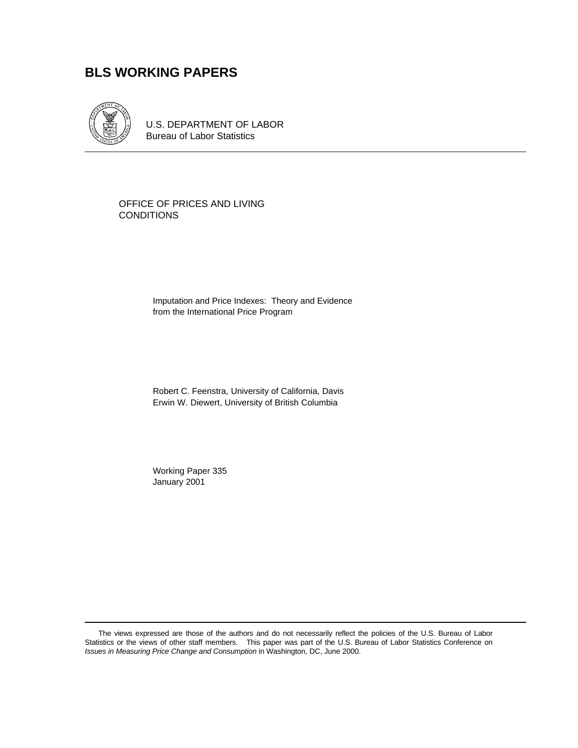# BLS WORKING PAPERS

U.S. DEPARTMENT OF LABOR
Bureau of Labor Statistics

OFFICE OF PRICES AND LIVING CONDITIONS

Imputation and Price Indexes: Theory and Evidence from the International Price Program

Robert C. Feenstra, University of California, Davis
Erwin W. Diewert, University of British Columbia

Working Paper 335
January 2001

The views expressed are those of the authors and do not necessarily reflect the policies of the U.S. Bureau of Labor Statistics or the views of other staff members. This paper was part of the U.S. Bureau of Labor Statistics Conference on *Issues in Measuring Price Change and Consumption* in Washington, DC, June 2000.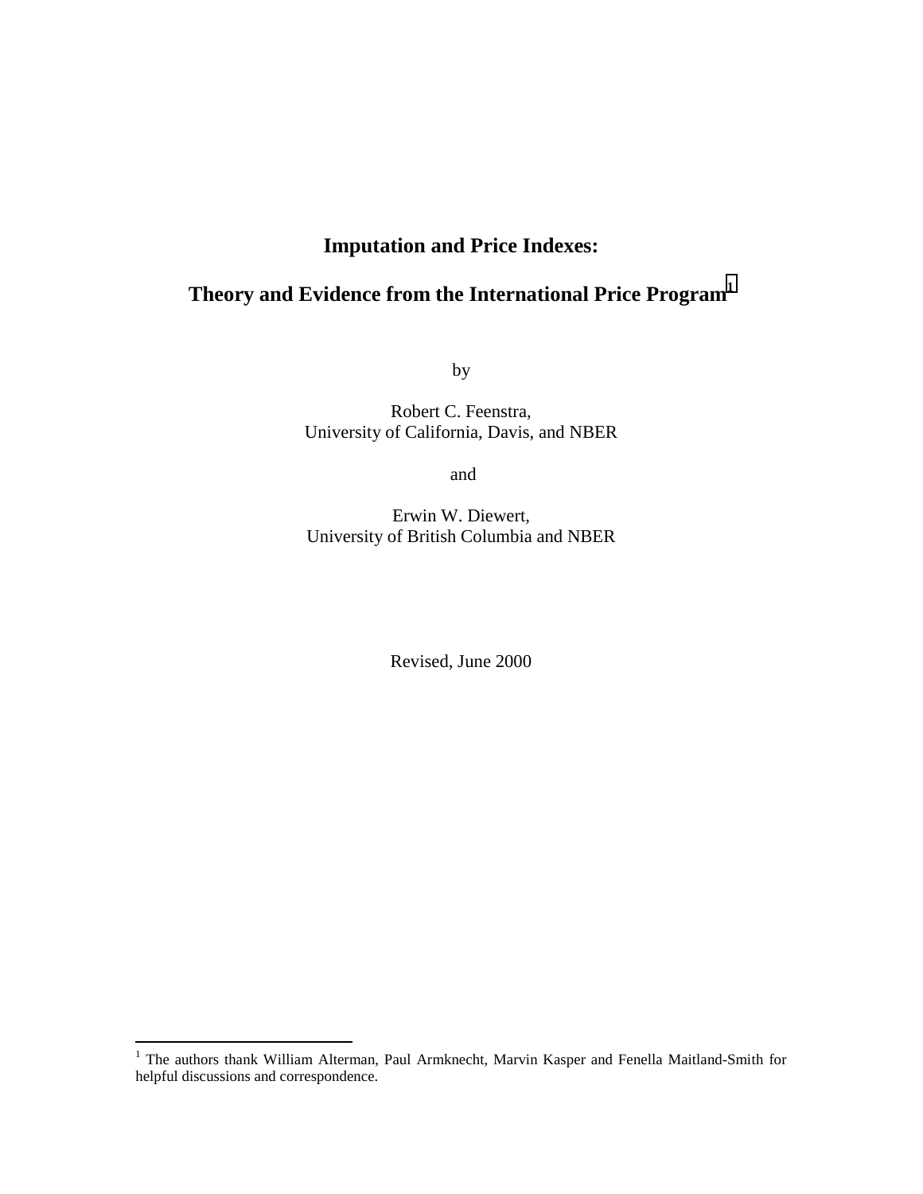# Imputation and Price Indexes:

# Theory and Evidence from the International Price Program[1]

by

Robert C. Feenstra,
University of California, Davis, and NBER

and

Erwin W. Diewert,
University of British Columbia and NBER

Revised, June 2000

---

[1] The authors thank William Alterman, Paul Armknecht, Marvin Kasper and Fenella Maitland-Smith for helpful discussions and correspondence.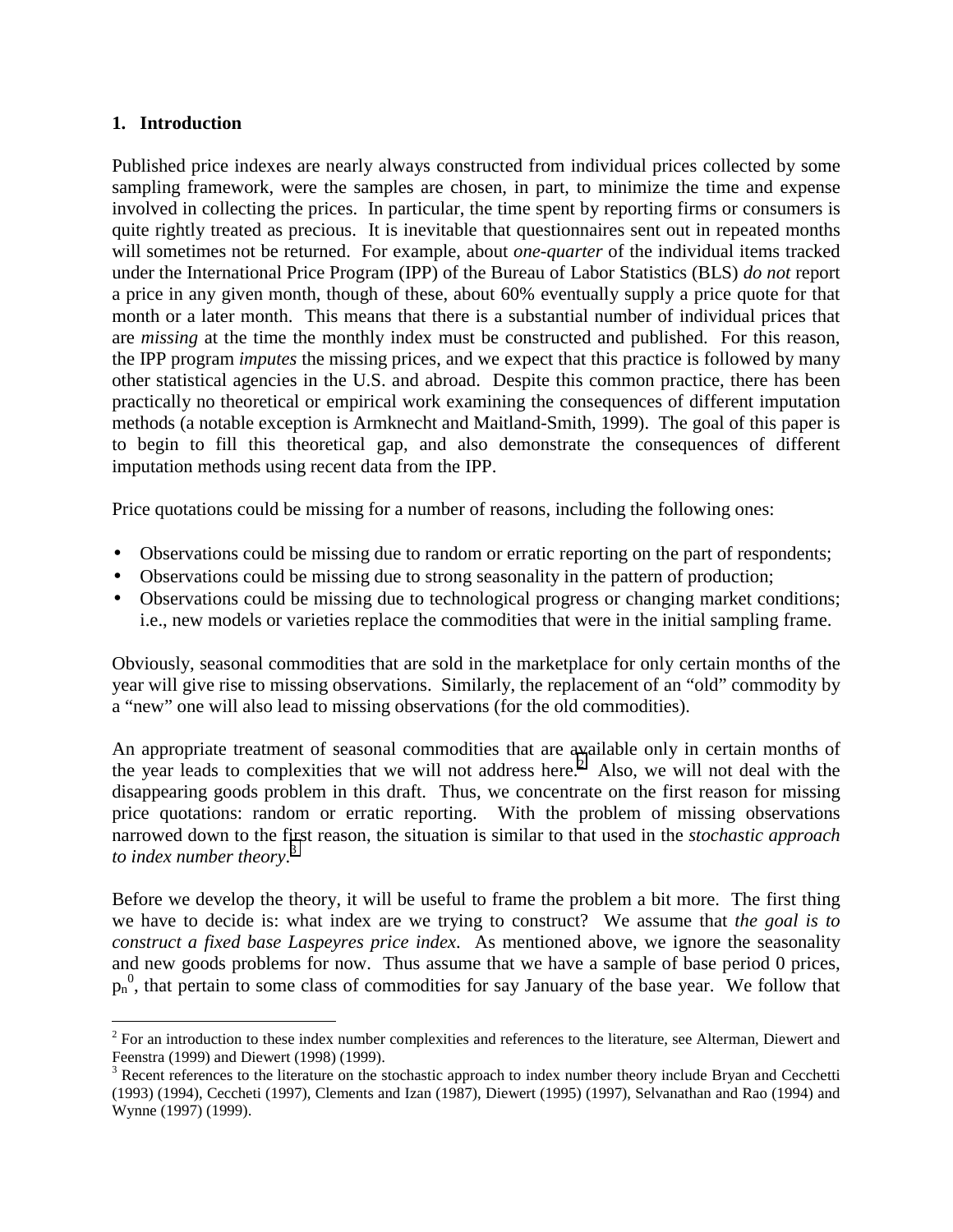## 1. Introduction

Published price indexes are nearly always constructed from individual prices collected by some sampling framework, were the samples are chosen, in part, to minimize the time and expense involved in collecting the prices. In particular, the time spent by reporting firms or consumers is quite rightly treated as precious. It is inevitable that questionnaires sent out in repeated months will sometimes not be returned. For example, about *one-quarter* of the individual items tracked under the International Price Program (IPP) of the Bureau of Labor Statistics (BLS) *do not* report a price in any given month, though of these, about 60% eventually supply a price quote for that month or a later month. This means that there is a substantial number of individual prices that are *missing* at the time the monthly index must be constructed and published. For this reason, the IPP program *imputes* the missing prices, and we expect that this practice is followed by many other statistical agencies in the U.S. and abroad. Despite this common practice, there has been practically no theoretical or empirical work examining the consequences of different imputation methods (a notable exception is Armknecht and Maitland-Smith, 1999). The goal of this paper is to begin to fill this theoretical gap, and also demonstrate the consequences of different imputation methods using recent data from the IPP.

Price quotations could be missing for a number of reasons, including the following ones:

- Observations could be missing due to random or erratic reporting on the part of respondents;
- Observations could be missing due to strong seasonality in the pattern of production;
- Observations could be missing due to technological progress or changing market conditions; i.e., new models or varieties replace the commodities that were in the initial sampling frame.

Obviously, seasonal commodities that are sold in the marketplace for only certain months of the year will give rise to missing observations. Similarly, the replacement of an "old" commodity by a "new" one will also lead to missing observations (for the old commodities).

An appropriate treatment of seasonal commodities that are available only in certain months of the year leads to complexities that we will not address here.[2] Also, we will not deal with the disappearing goods problem in this draft. Thus, we concentrate on the first reason for missing price quotations: random or erratic reporting. With the problem of missing observations narrowed down to the first reason, the situation is similar to that used in the *stochastic approach to index number theory*.[3]

Before we develop the theory, it will be useful to frame the problem a bit more. The first thing we have to decide is: what index are we trying to construct? We assume that *the goal is to construct a fixed base Laspeyres price index*. As mentioned above, we ignore the seasonality and new goods problems for now. Thus assume that we have a sample of base period 0 prices, $p_n^0$, that pertain to some class of commodities for say January of the base year. We follow that

[2] For an introduction to these index number complexities and references to the literature, see Alterman, Diewert and Feenstra (1999) and Diewert (1998) (1999).

[3] Recent references to the literature on the stochastic approach to index number theory include Bryan and Cecchetti (1993) (1994), Ceccheti (1997), Clements and Izan (1987), Diewert (1995) (1997), Selvanathan and Rao (1994) and Wynne (1997) (1999).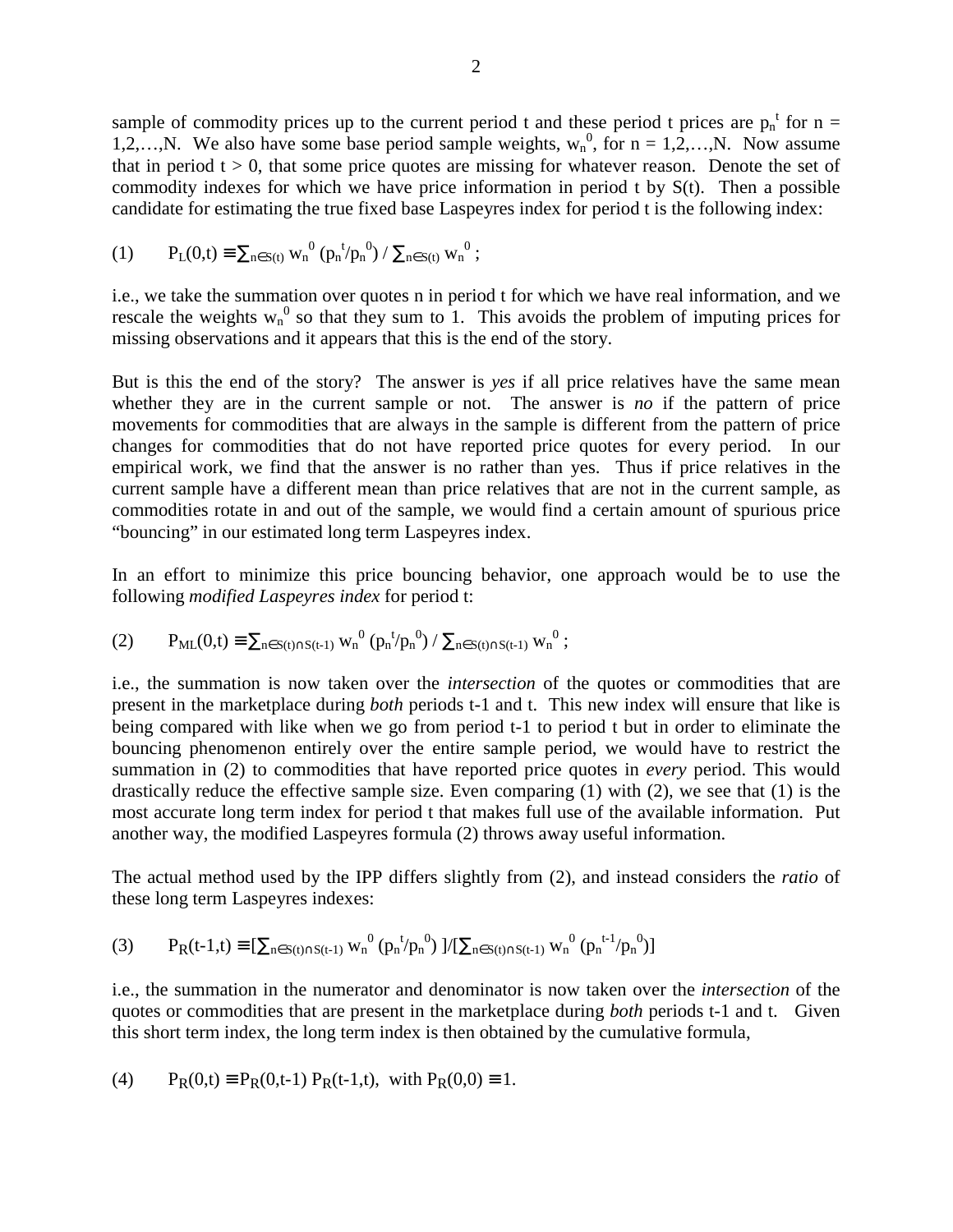sample of commodity prices up to the current period t and these period t prices are $p_n^t$ for $n = 1,2,\ldots,N$. We also have some base period sample weights, $w_n^0$, for $n = 1,2,\ldots,N$. Now assume that in period $t > 0$, that some price quotes are missing for whatever reason. Denote the set of commodity indexes for which we have price information in period t by S(t). Then a possible candidate for estimating the true fixed base Laspeyres index for period t is the following index:

$$(1) \qquad P_L(0,t) \equiv \sum_{n\in S(t)} w_n^0 \,(p_n^t/p_n^0) \,/\, \sum_{n\in S(t)} w_n^0 \,;$$

i.e., we take the summation over quotes n in period t for which we have real information, and we rescale the weights $w_n^0$ so that they sum to 1. This avoids the problem of imputing prices for missing observations and it appears that this is the end of the story.

But is this the end of the story? The answer is *yes* if all price relatives have the same mean whether they are in the current sample or not. The answer is *no* if the pattern of price movements for commodities that are always in the sample is different from the pattern of price changes for commodities that do not have reported price quotes for every period. In our empirical work, we find that the answer is no rather than yes. Thus if price relatives in the current sample have a different mean than price relatives that are not in the current sample, as commodities rotate in and out of the sample, we would find a certain amount of spurious price "bouncing" in our estimated long term Laspeyres index.

In an effort to minimize this price bouncing behavior, one approach would be to use the following *modified Laspeyres index* for period t:

$$(2) \qquad P_{ML}(0,t) \equiv \sum_{n\in S(t)\cap S(t-1)} w_n^0 \,(p_n^t/p_n^0) \,/\, \sum_{n\in S(t)\cap S(t-1)} w_n^0 \,;$$

i.e., the summation is now taken over the *intersection* of the quotes or commodities that are present in the marketplace during *both* periods t-1 and t. This new index will ensure that like is being compared with like when we go from period t-1 to period t but in order to eliminate the bouncing phenomenon entirely over the entire sample period, we would have to restrict the summation in (2) to commodities that have reported price quotes in *every* period. This would drastically reduce the effective sample size. Even comparing (1) with (2), we see that (1) is the most accurate long term index for period t that makes full use of the available information. Put another way, the modified Laspeyres formula (2) throws away useful information.

The actual method used by the IPP differs slightly from (2), and instead considers the *ratio* of these long term Laspeyres indexes:

$$(3) \qquad P_R(t-1,t) \equiv \Big[\sum_{n\in S(t)\cap S(t-1)} w_n^0 \,(p_n^t/p_n^0)\Big] \Big/ \Big[\sum_{n\in S(t)\cap S(t-1)} w_n^0 \,(p_n^{t-1}/p_n^0)\Big]$$

i.e., the summation in the numerator and denominator is now taken over the *intersection* of the quotes or commodities that are present in the marketplace during *both* periods t-1 and t. Given this short term index, the long term index is then obtained by the cumulative formula,

$$(4) \qquad P_R(0,t) \equiv P_R(0,t-1)\, P_R(t-1,t), \ \text{ with } P_R(0,0) \equiv 1.$$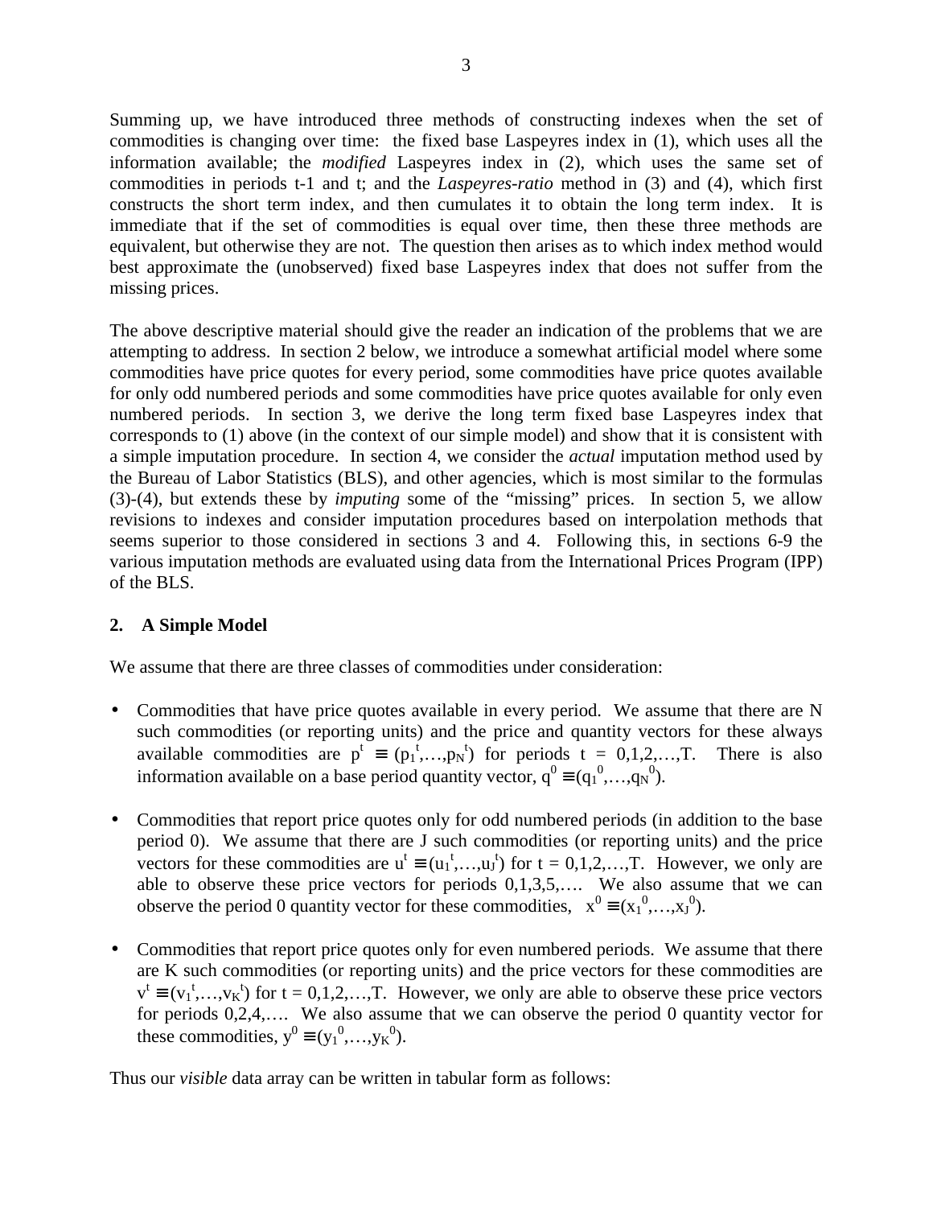Summing up, we have introduced three methods of constructing indexes when the set of commodities is changing over time: the fixed base Laspeyres index in (1), which uses all the information available; the *modified* Laspeyres index in (2), which uses the same set of commodities in periods t-1 and t; and the *Laspeyres-ratio* method in (3) and (4), which first constructs the short term index, and then cumulates it to obtain the long term index. It is immediate that if the set of commodities is equal over time, then these three methods are equivalent, but otherwise they are not. The question then arises as to which index method would best approximate the (unobserved) fixed base Laspeyres index that does not suffer from the missing prices.

The above descriptive material should give the reader an indication of the problems that we are attempting to address. In section 2 below, we introduce a somewhat artificial model where some commodities have price quotes for every period, some commodities have price quotes available for only odd numbered periods and some commodities have price quotes available for only even numbered periods. In section 3, we derive the long term fixed base Laspeyres index that corresponds to (1) above (in the context of our simple model) and show that it is consistent with a simple imputation procedure. In section 4, we consider the *actual* imputation method used by the Bureau of Labor Statistics (BLS), and other agencies, which is most similar to the formulas (3)-(4), but extends these by *imputing* some of the "missing" prices. In section 5, we allow revisions to indexes and consider imputation procedures based on interpolation methods that seems superior to those considered in sections 3 and 4. Following this, in sections 6-9 the various imputation methods are evaluated using data from the International Prices Program (IPP) of the BLS.

## 2. A Simple Model

We assume that there are three classes of commodities under consideration:

- Commodities that have price quotes available in every period. We assume that there are N such commodities (or reporting units) and the price and quantity vectors for these always available commodities are $p^t \equiv (p_1^t,\ldots,p_N^t)$ for periods $t = 0,1,2,\ldots,T$. There is also information available on a base period quantity vector, $q^0 \equiv (q_1^0,\ldots,q_N^0)$.

- Commodities that report price quotes only for odd numbered periods (in addition to the base period 0). We assume that there are J such commodities (or reporting units) and the price vectors for these commodities are $u^t \equiv (u_1^t,\ldots,u_J^t)$ for $t = 0,1,2,\ldots,T$. However, we only are able to observe these price vectors for periods 0,1,3,5,…. We also assume that we can observe the period 0 quantity vector for these commodities, $x^0 \equiv (x_1^0,\ldots,x_J^0)$.

- Commodities that report price quotes only for even numbered periods. We assume that there are K such commodities (or reporting units) and the price vectors for these commodities are $v^t \equiv (v_1^t,\ldots,v_K^t)$ for $t = 0,1,2,\ldots,T$. However, we only are able to observe these price vectors for periods 0,2,4,…. We also assume that we can observe the period 0 quantity vector for these commodities, $y^0 \equiv (y_1^0,\ldots,y_K^0)$.

Thus our *visible* data array can be written in tabular form as follows: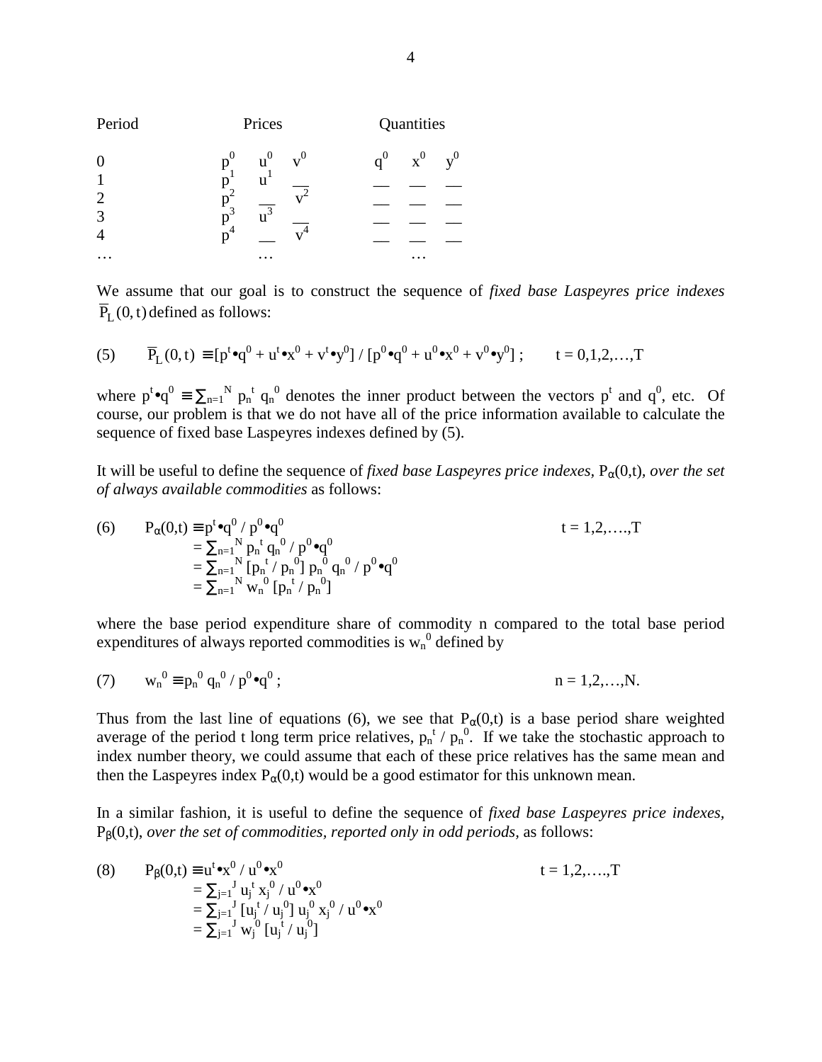| Period | Prices | | | Quantities | | |
|---|---|---|---|---|---|---|
| 0 | $p^0$ | $u^0$ | $v^0$ | $q^0$ | $x^0$ | $y^0$ |
| 1 | $p^1$ | $u^1$ | __ | __ | __ | __ |
| 2 | $p^2$ | __ | $v^2$ | __ | __ | __ |
| 3 | $p^3$ | $u^3$ | __ | __ | __ | __ |
| 4 | $p^4$ | __ | $v^4$ | __ | __ | __ |
| … | | … | | | … | |

We assume that our goal is to construct the sequence of *fixed base Laspeyres price indexes* $\overline{P}_L(0,t)$ defined as follows:

$$(5) \qquad \overline{P}_L(0,t) \equiv [p^t \bullet q^0 + u^t \bullet x^0 + v^t \bullet y^0] / [p^0 \bullet q^0 + u^0 \bullet x^0 + v^0 \bullet y^0] \; ; \qquad t = 0,1,2,\ldots,T$$

where $p^t \bullet q^0 \equiv \sum_{n=1}^N p_n^t q_n^0$ denotes the inner product between the vectors $p^t$ and $q^0$, etc. Of course, our problem is that we do not have all of the price information available to calculate the sequence of fixed base Laspeyres indexes defined by (5).

It will be useful to define the sequence of *fixed base Laspeyres price indexes,* $P_\alpha(0,t)$*, over the set of always available commodities* as follows:

$$\begin{aligned}
(6) \qquad P_\alpha(0,t) &\equiv p^t \bullet q^0 / p^0 \bullet q^0 && t = 1,2,\ldots,T \\
&= \textstyle\sum_{n=1}^N p_n^t q_n^0 / p^0 \bullet q^0 \\
&= \textstyle\sum_{n=1}^N [p_n^t / p_n^0]\, p_n^0 q_n^0 / p^0 \bullet q^0 \\
&= \textstyle\sum_{n=1}^N w_n^0 [p_n^t / p_n^0]
\end{aligned}$$

where the base period expenditure share of commodity n compared to the total base period expenditures of always reported commodities is $w_n^0$ defined by

$$(7) \qquad w_n^0 \equiv p_n^0 q_n^0 / p^0 \bullet q^0 \; ; \qquad n = 1,2,\ldots,N.$$

Thus from the last line of equations (6), we see that $P_\alpha(0,t)$ is a base period share weighted average of the period t long term price relatives, $p_n^t / p_n^0$. If we take the stochastic approach to index number theory, we could assume that each of these price relatives has the same mean and then the Laspeyres index $P_\alpha(0,t)$ would be a good estimator for this unknown mean.

In a similar fashion, it is useful to define the sequence of *fixed base Laspeyres price indexes,* $P_\beta(0,t)$*, over the set of commodities, reported only in odd periods,* as follows:

$$\begin{aligned}
(8) \qquad P_\beta(0,t) &\equiv u^t \bullet x^0 / u^0 \bullet x^0 && t = 1,2,\ldots,T \\
&= \textstyle\sum_{j=1}^J u_j^t x_j^0 / u^0 \bullet x^0 \\
&= \textstyle\sum_{j=1}^J [u_j^t / u_j^0]\, u_j^0 x_j^0 / u^0 \bullet x^0 \\
&= \textstyle\sum_{j=1}^J w_j^0 [u_j^t / u_j^0]
\end{aligned}$$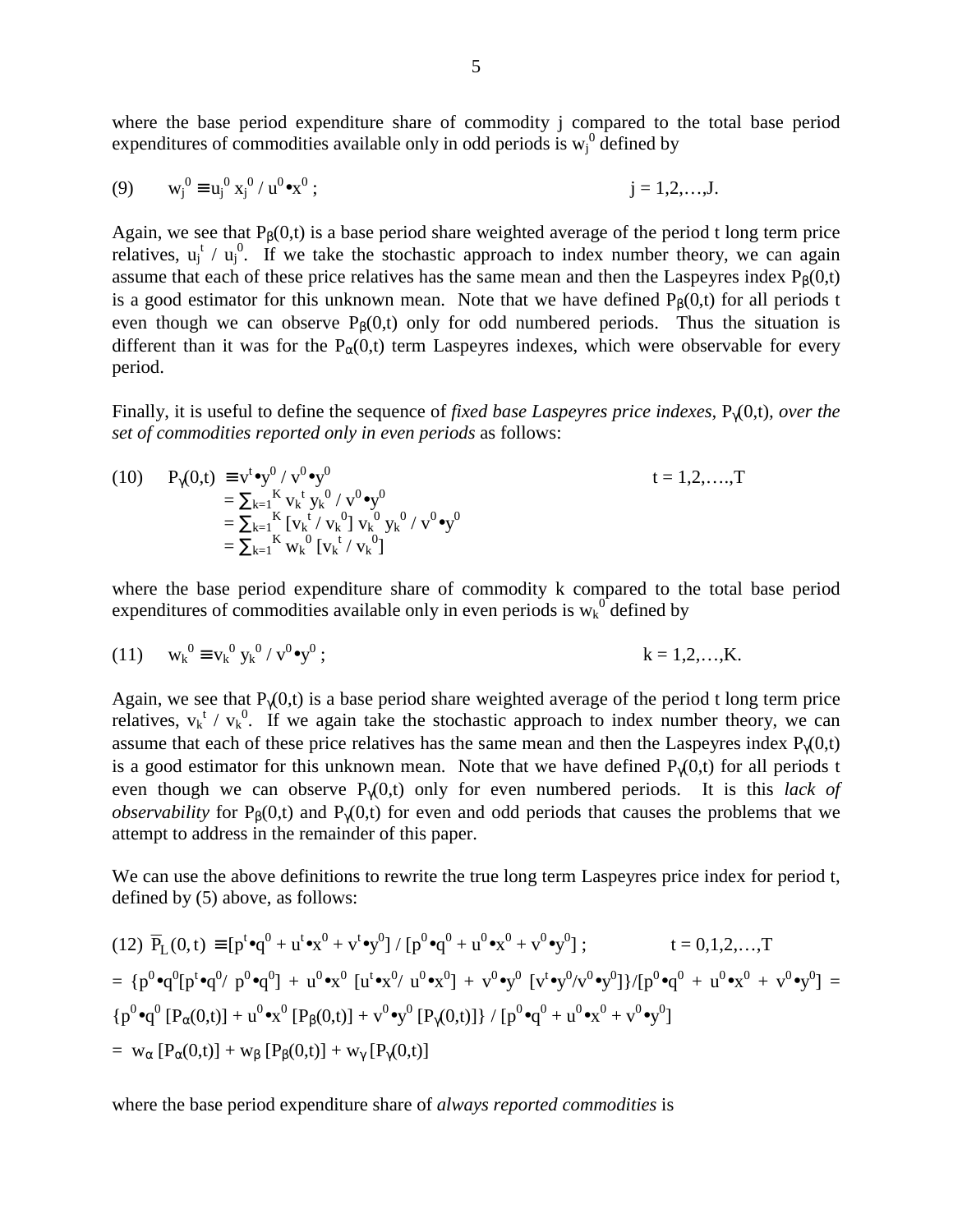where the base period expenditure share of commodity j compared to the total base period expenditures of commodities available only in odd periods is $w_j^0$ defined by

$$(9) \qquad w_j^0 \equiv u_j^0\, x_j^0 / u^0 \bullet x^0 \, ; \qquad\qquad j = 1,2,\ldots,J.$$

Again, we see that $P_\beta(0,t)$ is a base period share weighted average of the period t long term price relatives, $u_j^t / u_j^0$. If we take the stochastic approach to index number theory, we can again assume that each of these price relatives has the same mean and then the Laspeyres index $P_\beta(0,t)$ is a good estimator for this unknown mean. Note that we have defined $P_\beta(0,t)$ for all periods t even though we can observe $P_\beta(0,t)$ only for odd numbered periods. Thus the situation is different than it was for the $P_\alpha(0,t)$ term Laspeyres indexes, which were observable for every period.

Finally, it is useful to define the sequence of *fixed base Laspeyres price indexes*, $P_\gamma(0,t)$, *over the set of commodities reported only in even periods* as follows:

$$
\begin{aligned}
(10) \qquad P_\gamma(0,t) &\equiv v^t \bullet y^0 / v^0 \bullet y^0 \qquad\qquad t = 1,2,\ldots,T \\
&= \textstyle\sum_{k=1}^K v_k^t\, y_k^0 / v^0 \bullet y^0 \\
&= \textstyle\sum_{k=1}^K [v_k^t / v_k^0]\, v_k^0\, y_k^0 / v^0 \bullet y^0 \\
&= \textstyle\sum_{k=1}^K w_k^0\, [v_k^t / v_k^0]
\end{aligned}
$$

where the base period expenditure share of commodity k compared to the total base period expenditures of commodities available only in even periods is $w_k^0$ defined by

$$(11) \qquad w_k^0 \equiv v_k^0\, y_k^0 / v^0 \bullet y^0 \, ; \qquad\qquad k = 1,2,\ldots,K.$$

Again, we see that $P_\gamma(0,t)$ is a base period share weighted average of the period t long term price relatives, $v_k^t / v_k^0$. If we again take the stochastic approach to index number theory, we can assume that each of these price relatives has the same mean and then the Laspeyres index $P_\gamma(0,t)$ is a good estimator for this unknown mean. Note that we have defined $P_\gamma(0,t)$ for all periods t even though we can observe $P_\gamma(0,t)$ only for even numbered periods. It is this *lack of observability* for $P_\beta(0,t)$ and $P_\gamma(0,t)$ for even and odd periods that causes the problems that we attempt to address in the remainder of this paper.

We can use the above definitions to rewrite the true long term Laspeyres price index for period t, defined by (5) above, as follows:

$$
\begin{aligned}
(12) \quad \overline{P}_L(0,t) &\equiv [p^t \bullet q^0 + u^t \bullet x^0 + v^t \bullet y^0] / [p^0 \bullet q^0 + u^0 \bullet x^0 + v^0 \bullet y^0] \, ; \qquad t = 0,1,2,\ldots,T \\
&= \{p^0 \bullet q^0 [p^t \bullet q^0 / p^0 \bullet q^0] + u^0 \bullet x^0 [u^t \bullet x^0 / u^0 \bullet x^0] + v^0 \bullet y^0 [v^t \bullet y^0 / v^0 \bullet y^0]\} / [p^0 \bullet q^0 + u^0 \bullet x^0 + v^0 \bullet y^0] \\
&= \{p^0 \bullet q^0 [P_\alpha(0,t)] + u^0 \bullet x^0 [P_\beta(0,t)] + v^0 \bullet y^0 [P_\gamma(0,t)]\} / [p^0 \bullet q^0 + u^0 \bullet x^0 + v^0 \bullet y^0] \\
&= w_\alpha [P_\alpha(0,t)] + w_\beta [P_\beta(0,t)] + w_\gamma [P_\gamma(0,t)]
\end{aligned}
$$

where the base period expenditure share of *always reported commodities* is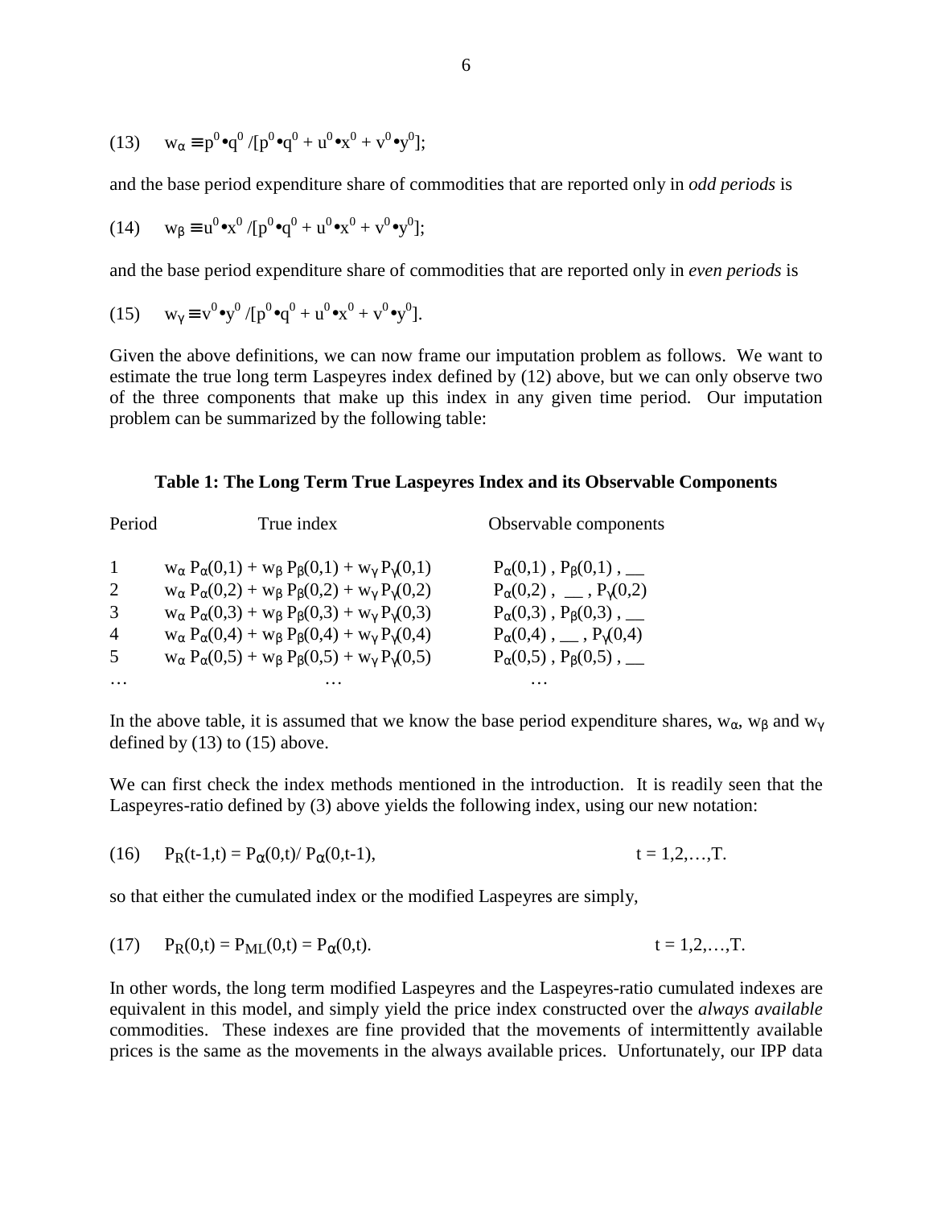$$(13) \quad w_{\alpha} \equiv p^0 \bullet q^0 / [p^0 \bullet q^0 + u^0 \bullet x^0 + v^0 \bullet y^0];$$

and the base period expenditure share of commodities that are reported only in *odd periods* is

$$(14) \quad w_{\beta} \equiv u^0 \bullet x^0 / [p^0 \bullet q^0 + u^0 \bullet x^0 + v^0 \bullet y^0];$$

and the base period expenditure share of commodities that are reported only in *even periods* is

$$(15) \quad w_{\gamma} \equiv v^0 \bullet y^0 / [p^0 \bullet q^0 + u^0 \bullet x^0 + v^0 \bullet y^0].$$

Given the above definitions, we can now frame our imputation problem as follows. We want to estimate the true long term Laspeyres index defined by (12) above, but we can only observe two of the three components that make up this index in any given time period. Our imputation problem can be summarized by the following table:

**Table 1: The Long Term True Laspeyres Index and its Observable Components**

| Period | True index | Observable components |
|---|---|---|
| 1 | $w_{\alpha} P_{\alpha}(0,1) + w_{\beta} P_{\beta}(0,1) + w_{\gamma} P_{\gamma}(0,1)$ | $P_{\alpha}(0,1)$ , $P_{\beta}(0,1)$ , __ |
| 2 | $w_{\alpha} P_{\alpha}(0,2) + w_{\beta} P_{\beta}(0,2) + w_{\gamma} P_{\gamma}(0,2)$ | $P_{\alpha}(0,2)$ , __ , $P_{\gamma}(0,2)$ |
| 3 | $w_{\alpha} P_{\alpha}(0,3) + w_{\beta} P_{\beta}(0,3) + w_{\gamma} P_{\gamma}(0,3)$ | $P_{\alpha}(0,3)$ , $P_{\beta}(0,3)$ , __ |
| 4 | $w_{\alpha} P_{\alpha}(0,4) + w_{\beta} P_{\beta}(0,4) + w_{\gamma} P_{\gamma}(0,4)$ | $P_{\alpha}(0,4)$ , __ , $P_{\gamma}(0,4)$ |
| 5 | $w_{\alpha} P_{\alpha}(0,5) + w_{\beta} P_{\beta}(0,5) + w_{\gamma} P_{\gamma}(0,5)$ | $P_{\alpha}(0,5)$ , $P_{\beta}(0,5)$ , __ |
| … | … | … |

In the above table, it is assumed that we know the base period expenditure shares, $w_{\alpha}$, $w_{\beta}$ and $w_{\gamma}$ defined by (13) to (15) above.

We can first check the index methods mentioned in the introduction. It is readily seen that the Laspeyres-ratio defined by (3) above yields the following index, using our new notation:

$$(16) \quad P_R(t-1,t) = P_{\alpha}(0,t) / P_{\alpha}(0,t-1), \qquad t = 1,2,\ldots,T.$$

so that either the cumulated index or the modified Laspeyres are simply,

$$(17) \quad P_R(0,t) = P_{ML}(0,t) = P_{\alpha}(0,t). \qquad t = 1,2,\ldots,T.$$

In other words, the long term modified Laspeyres and the Laspeyres-ratio cumulated indexes are equivalent in this model, and simply yield the price index constructed over the *always available* commodities. These indexes are fine provided that the movements of intermittently available prices is the same as the movements in the always available prices. Unfortunately, our IPP data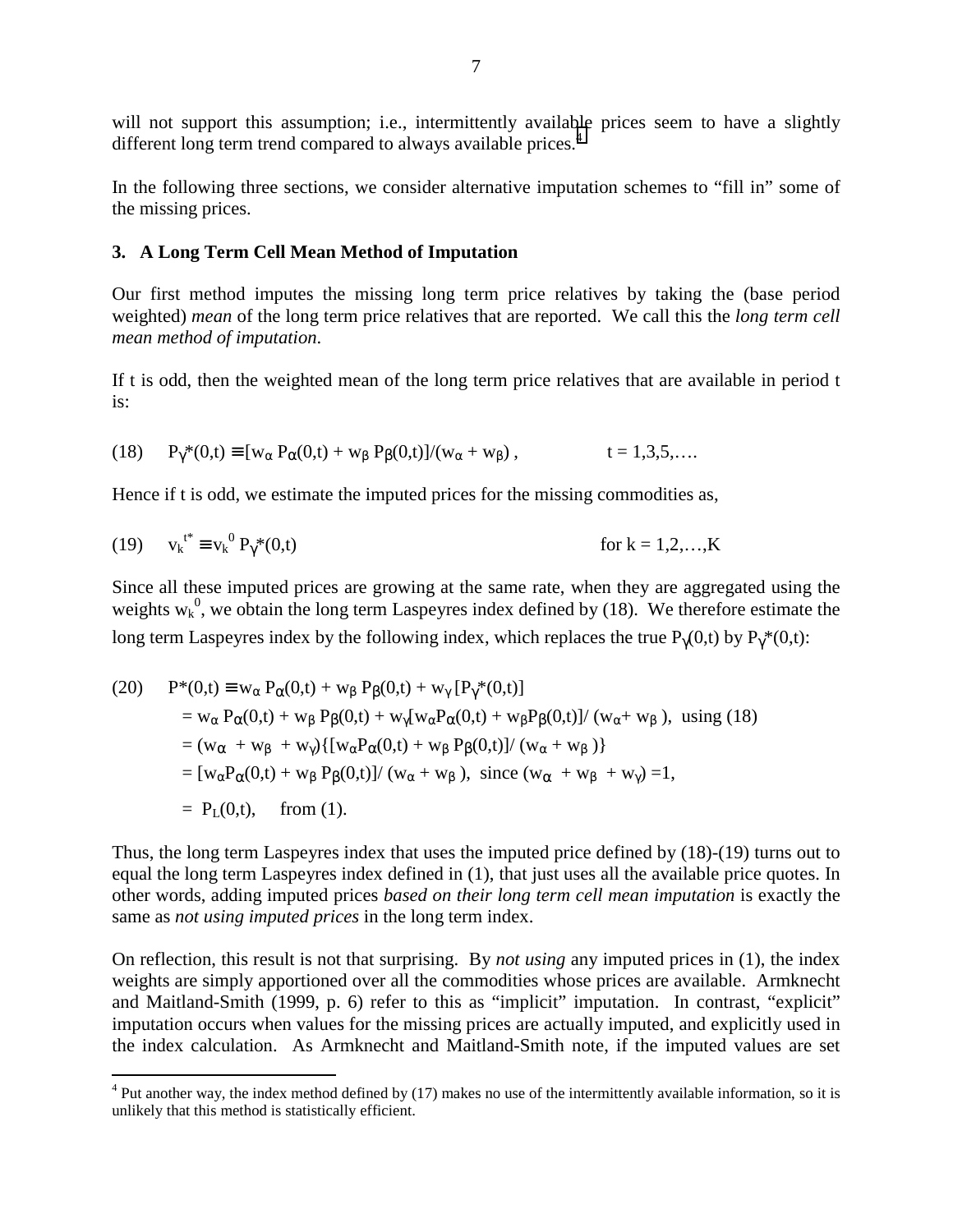will not support this assumption; i.e., intermittently available prices seem to have a slightly different long term trend compared to always available prices.[4]

In the following three sections, we consider alternative imputation schemes to "fill in" some of the missing prices.

## 3. A Long Term Cell Mean Method of Imputation

Our first method imputes the missing long term price relatives by taking the (base period weighted) *mean* of the long term price relatives that are reported. We call this the *long term cell mean method of imputation*.

If t is odd, then the weighted mean of the long term price relatives that are available in period t is:

$$(18) \quad P_\gamma^*(0,t) \equiv [w_\alpha P_\alpha(0,t) + w_\beta P_\beta(0,t)]/(w_\alpha + w_\beta)\,, \qquad t = 1,3,5,\ldots.$$

Hence if t is odd, we estimate the imputed prices for the missing commodities as,

$$(19) \quad v_k^{t*} \equiv v_k^0 P_\gamma^*(0,t) \qquad \text{for } k = 1,2,\ldots,K$$

Since all these imputed prices are growing at the same rate, when they are aggregated using the weights $w_k^0$, we obtain the long term Laspeyres index defined by (18). We therefore estimate the long term Laspeyres index by the following index, which replaces the true $P_\gamma(0,t)$ by $P_\gamma^*(0,t)$:

$$
\begin{aligned}
(20) \quad P^*(0,t) &\equiv w_\alpha P_\alpha(0,t) + w_\beta P_\beta(0,t) + w_\gamma [P_\gamma^*(0,t)] \\
&= w_\alpha P_\alpha(0,t) + w_\beta P_\beta(0,t) + w_\gamma [w_\alpha P_\alpha(0,t) + w_\beta P_\beta(0,t)]/(w_\alpha + w_\beta), \text{ using (18)} \\
&= (w_\alpha + w_\beta + w_\gamma)\{[w_\alpha P_\alpha(0,t) + w_\beta P_\beta(0,t)]/(w_\alpha + w_\beta)\} \\
&= [w_\alpha P_\alpha(0,t) + w_\beta P_\beta(0,t)]/(w_\alpha + w_\beta), \text{ since } (w_\alpha + w_\beta + w_\gamma) = 1, \\
&= P_L(0,t), \quad \text{from (1).}
\end{aligned}
$$

Thus, the long term Laspeyres index that uses the imputed price defined by (18)-(19) turns out to equal the long term Laspeyres index defined in (1), that just uses all the available price quotes. In other words, adding imputed prices *based on their long term cell mean imputation* is exactly the same as *not using imputed prices* in the long term index.

On reflection, this result is not that surprising. By *not using* any imputed prices in (1), the index weights are simply apportioned over all the commodities whose prices are available. Armknecht and Maitland-Smith (1999, p. 6) refer to this as "implicit" imputation. In contrast, "explicit" imputation occurs when values for the missing prices are actually imputed, and explicitly used in the index calculation. As Armknecht and Maitland-Smith note, if the imputed values are set

[4] Put another way, the index method defined by (17) makes no use of the intermittently available information, so it is unlikely that this method is statistically efficient.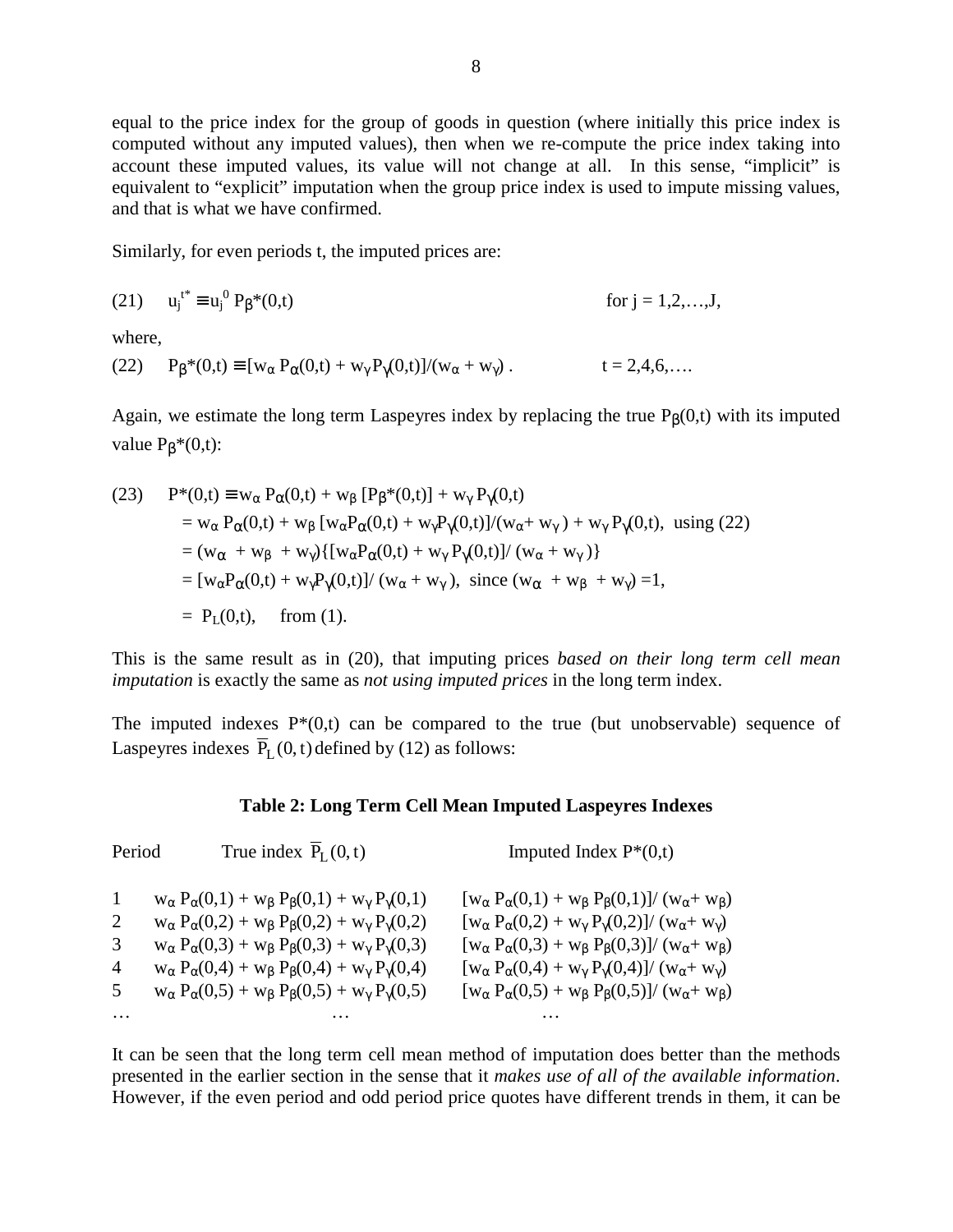equal to the price index for the group of goods in question (where initially this price index is computed without any imputed values), then when we re-compute the price index taking into account these imputed values, its value will not change at all. In this sense, "implicit" is equivalent to "explicit" imputation when the group price index is used to impute missing values, and that is what we have confirmed.

Similarly, for even periods t, the imputed prices are:

$$(21) \quad u_j^{t^*} \equiv u_j^0 \, P_\beta^*(0,t) \qquad \text{for } j = 1,2,\ldots,J,$$

where,

$$(22) \quad P_\beta^*(0,t) \equiv [w_\alpha \, P_\alpha(0,t) + w_\gamma P_\gamma(0,t)]/(w_\alpha + w_\gamma) \,. \qquad t = 2,4,6,\ldots.$$

Again, we estimate the long term Laspeyres index by replacing the true $P_\beta(0,t)$ with its imputed value $P_\beta^*(0,t)$:

$$
\begin{aligned}
(23) \quad P^*(0,t) &\equiv w_\alpha \, P_\alpha(0,t) + w_\beta \, [P_\beta^*(0,t)] + w_\gamma \, P_\gamma(0,t) \\
&= w_\alpha \, P_\alpha(0,t) + w_\beta \, [w_\alpha P_\alpha(0,t) + w_\gamma P_\gamma(0,t)]/(w_\alpha + w_\gamma) + w_\gamma \, P_\gamma(0,t), \text{ using (22)} \\
&= (w_\alpha + w_\beta + w_\gamma)\{[w_\alpha P_\alpha(0,t) + w_\gamma \, P_\gamma(0,t)]/(w_\alpha + w_\gamma)\} \\
&= [w_\alpha P_\alpha(0,t) + w_\gamma P_\gamma(0,t)]/(w_\alpha + w_\gamma), \text{ since } (w_\alpha + w_\beta + w_\gamma) = 1, \\
&= P_L(0,t), \quad \text{from (1).}
\end{aligned}
$$

This is the same result as in (20), that imputing prices *based on their long term cell mean imputation* is exactly the same as *not using imputed prices* in the long term index.

The imputed indexes $P^*(0,t)$ can be compared to the true (but unobservable) sequence of Laspeyres indexes $\overline{P}_L(0,t)$ defined by (12) as follows:

**Table 2: Long Term Cell Mean Imputed Laspeyres Indexes**

| Period | True index $\overline{P}_L(0,t)$ | Imputed Index $P^*(0,t)$ |
|---|---|---|
| 1 | $w_\alpha \, P_\alpha(0,1) + w_\beta \, P_\beta(0,1) + w_\gamma \, P_\gamma(0,1)$ | $[w_\alpha \, P_\alpha(0,1) + w_\beta \, P_\beta(0,1)]/(w_\alpha + w_\beta)$ |
| 2 | $w_\alpha \, P_\alpha(0,2) + w_\beta \, P_\beta(0,2) + w_\gamma \, P_\gamma(0,2)$ | $[w_\alpha \, P_\alpha(0,2) + w_\gamma \, P_\gamma(0,2)]/(w_\alpha + w_\gamma)$ |
| 3 | $w_\alpha \, P_\alpha(0,3) + w_\beta \, P_\beta(0,3) + w_\gamma \, P_\gamma(0,3)$ | $[w_\alpha \, P_\alpha(0,3) + w_\beta \, P_\beta(0,3)]/(w_\alpha + w_\beta)$ |
| 4 | $w_\alpha \, P_\alpha(0,4) + w_\beta \, P_\beta(0,4) + w_\gamma \, P_\gamma(0,4)$ | $[w_\alpha \, P_\alpha(0,4) + w_\gamma \, P_\gamma(0,4)]/(w_\alpha + w_\gamma)$ |
| 5 | $w_\alpha \, P_\alpha(0,5) + w_\beta \, P_\beta(0,5) + w_\gamma \, P_\gamma(0,5)$ | $[w_\alpha \, P_\alpha(0,5) + w_\beta \, P_\beta(0,5)]/(w_\alpha + w_\beta)$ |
| … | … | … |

It can be seen that the long term cell mean method of imputation does better than the methods presented in the earlier section in the sense that it *makes use of all of the available information*. However, if the even period and odd period price quotes have different trends in them, it can be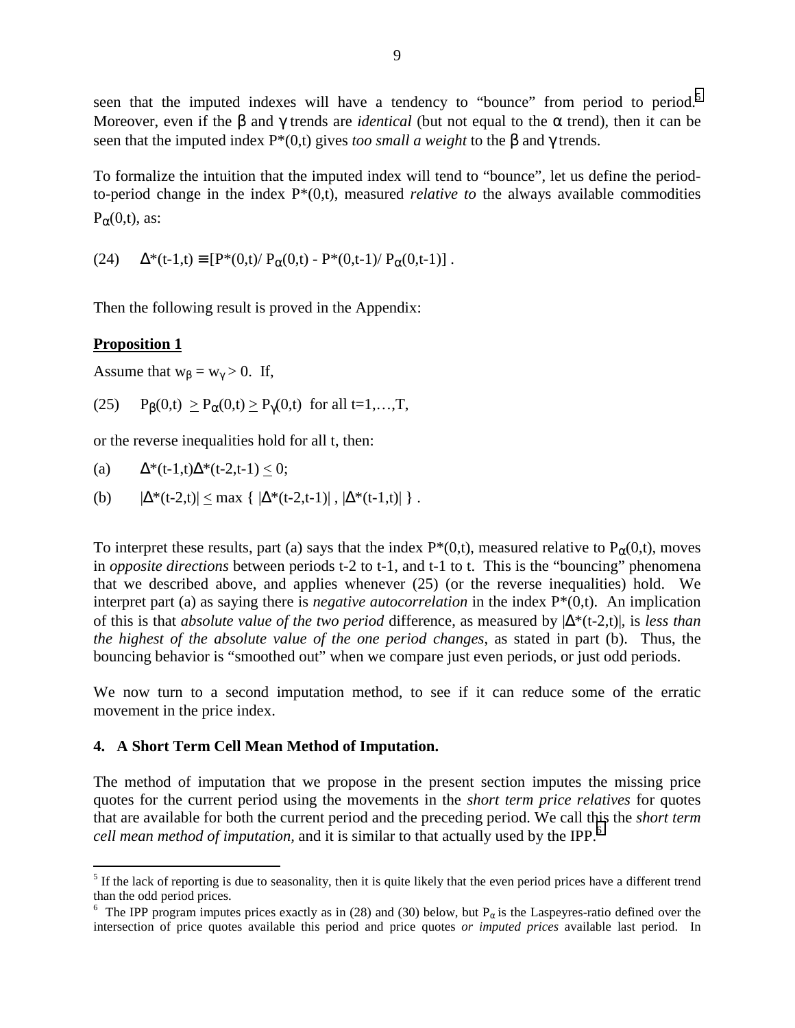seen that the imputed indexes will have a tendency to "bounce" from period to period.[5] Moreover, even if the $\beta$ and $\gamma$ trends are *identical* (but not equal to the $\alpha$ trend), then it can be seen that the imputed index $P^*(0,t)$ gives *too small a weight* to the $\beta$ and $\gamma$ trends.

To formalize the intuition that the imputed index will tend to "bounce", let us define the period-to-period change in the index $P^*(0,t)$, measured *relative to* the always available commodities $P_\alpha(0,t)$, as:

$$(24) \quad \Delta^*(t\text{-}1,t) \equiv [P^*(0,t)/ P_\alpha(0,t) - P^*(0,t\text{-}1)/ P_\alpha(0,t\text{-}1)] .$$

Then the following result is proved in the Appendix:

**Proposition 1**

Assume that $w_\beta = w_\gamma > 0$. If,

$$(25) \quad P_\beta(0,t) \geq P_\alpha(0,t) \geq P_\gamma(0,t) \text{ for all } t=1,\ldots,T,$$

or the reverse inequalities hold for all t, then:

(a) $\Delta^*(t\text{-}1,t)\Delta^*(t\text{-}2,t\text{-}1) \leq 0$;

(b) $|\Delta^*(t\text{-}2,t)| \leq \max \{ |\Delta^*(t\text{-}2,t\text{-}1)| , |\Delta^*(t\text{-}1,t)| \}$ .

To interpret these results, part (a) says that the index $P^*(0,t)$, measured relative to $P_\alpha(0,t)$, moves in *opposite directions* between periods t-2 to t-1, and t-1 to t. This is the "bouncing" phenomena that we described above, and applies whenever (25) (or the reverse inequalities) hold. We interpret part (a) as saying there is *negative autocorrelation* in the index $P^*(0,t)$. An implication of this is that *absolute value of the two period* difference, as measured by $|\Delta^*(t\text{-}2,t)|$, is *less than the highest of the absolute value of the one period changes*, as stated in part (b). Thus, the bouncing behavior is "smoothed out" when we compare just even periods, or just odd periods.

We now turn to a second imputation method, to see if it can reduce some of the erratic movement in the price index.

## 4. A Short Term Cell Mean Method of Imputation.

The method of imputation that we propose in the present section imputes the missing price quotes for the current period using the movements in the *short term price relatives* for quotes that are available for both the current period and the preceding period. We call this the *short term cell mean method of imputation,* and it is similar to that actually used by the IPP.[6]

---

[5] If the lack of reporting is due to seasonality, then it is quite likely that the even period prices have a different trend than the odd period prices.

[6] The IPP program imputes prices exactly as in (28) and (30) below, but $P_\alpha$ is the Laspeyres-ratio defined over the intersection of price quotes available this period and price quotes *or imputed prices* available last period. In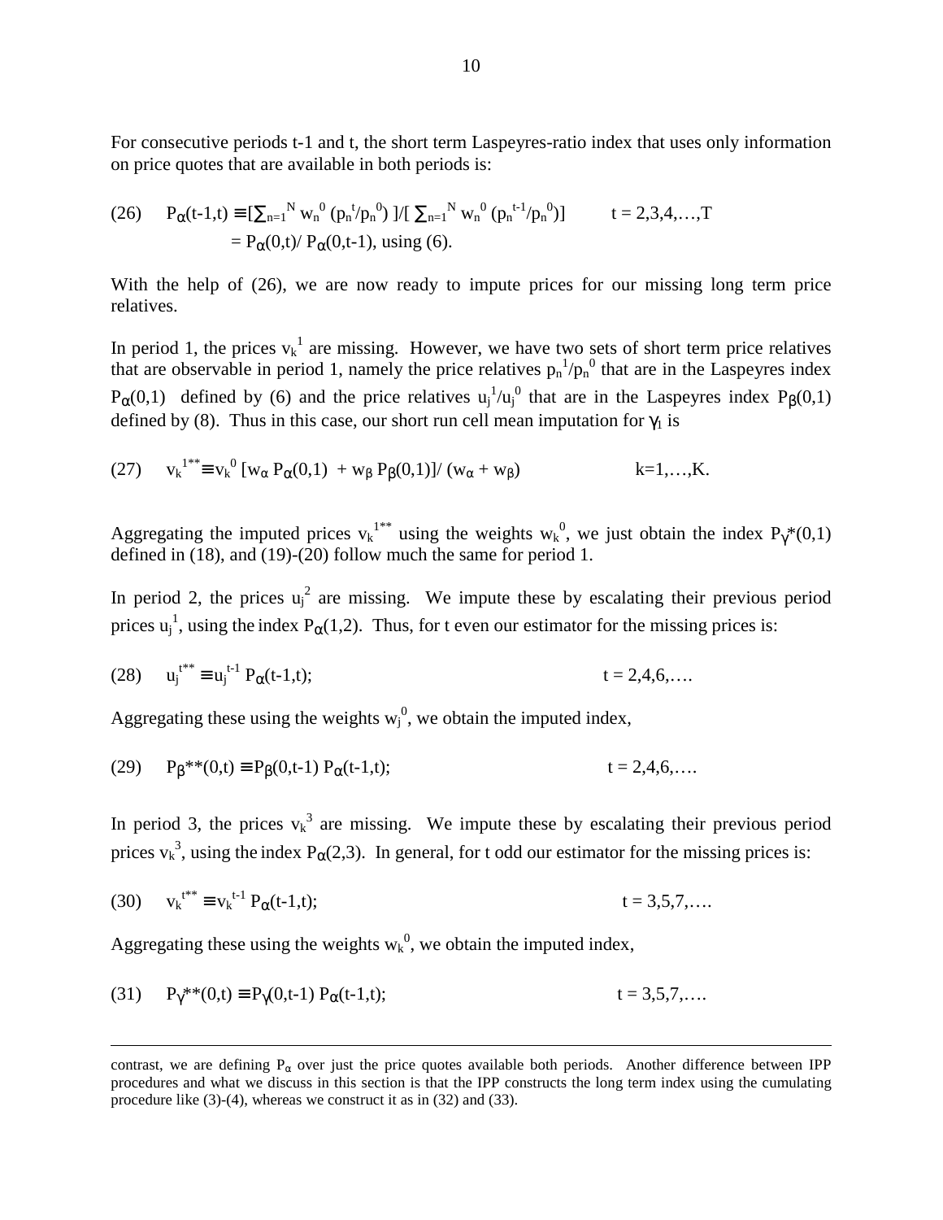For consecutive periods t-1 and t, the short term Laspeyres-ratio index that uses only information on price quotes that are available in both periods is:

$$\text{(26)}\quad P_\alpha(t\text{-}1,t) \equiv [\sum_{n=1}^{N} w_n^0 (p_n^t/p_n^0)]/[\sum_{n=1}^{N} w_n^0 (p_n^{t-1}/p_n^0)] \qquad t = 2,3,4,\ldots,T$$
$$= P_\alpha(0,t)/P_\alpha(0,t\text{-}1), \text{ using (6).}$$

With the help of (26), we are now ready to impute prices for our missing long term price relatives.

In period 1, the prices $v_k^1$ are missing. However, we have two sets of short term price relatives that are observable in period 1, namely the price relatives $p_n^1/p_n^0$ that are in the Laspeyres index $P_\alpha(0,1)$ defined by (6) and the price relatives $u_j^1/u_j^0$ that are in the Laspeyres index $P_\beta(0,1)$ defined by (8). Thus in this case, our short run cell mean imputation for $\gamma_1$ is

$$\text{(27)}\quad v_k^{1**} \equiv v_k^0 [w_\alpha P_\alpha(0,1) + w_\beta P_\beta(0,1)]/(w_\alpha + w_\beta) \qquad k=1,\ldots,K.$$

Aggregating the imputed prices $v_k^{1**}$ using the weights $w_k^0$, we just obtain the index $P_\gamma*(0,1)$ defined in (18), and (19)-(20) follow much the same for period 1.

In period 2, the prices $u_j^2$ are missing. We impute these by escalating their previous period prices $u_j^1$, using the index $P_\alpha(1,2)$. Thus, for t even our estimator for the missing prices is:

$$\text{(28)}\quad u_j^{t**} \equiv u_j^{t-1} P_\alpha(t\text{-}1,t); \qquad t = 2,4,6,\ldots.$$

Aggregating these using the weights $w_j^0$, we obtain the imputed index,

$$\text{(29)}\quad P_\beta**(0,t) \equiv P_\beta(0,t\text{-}1)\, P_\alpha(t\text{-}1,t); \qquad t = 2,4,6,\ldots.$$

In period 3, the prices $v_k^3$ are missing. We impute these by escalating their previous period prices $v_k^3$, using the index $P_\alpha(2,3)$. In general, for t odd our estimator for the missing prices is:

$$\text{(30)}\quad v_k^{t**} \equiv v_k^{t-1} P_\alpha(t\text{-}1,t); \qquad t = 3,5,7,\ldots.$$

Aggregating these using the weights $w_k^0$, we obtain the imputed index,

$$\text{(31)}\quad P_\gamma**(0,t) \equiv P_\gamma(0,t\text{-}1)\, P_\alpha(t\text{-}1,t); \qquad t = 3,5,7,\ldots.$$

---

contrast, we are defining $P_\alpha$ over just the price quotes available both periods. Another difference between IPP procedures and what we discuss in this section is that the IPP constructs the long term index using the cumulating procedure like (3)-(4), whereas we construct it as in (32) and (33).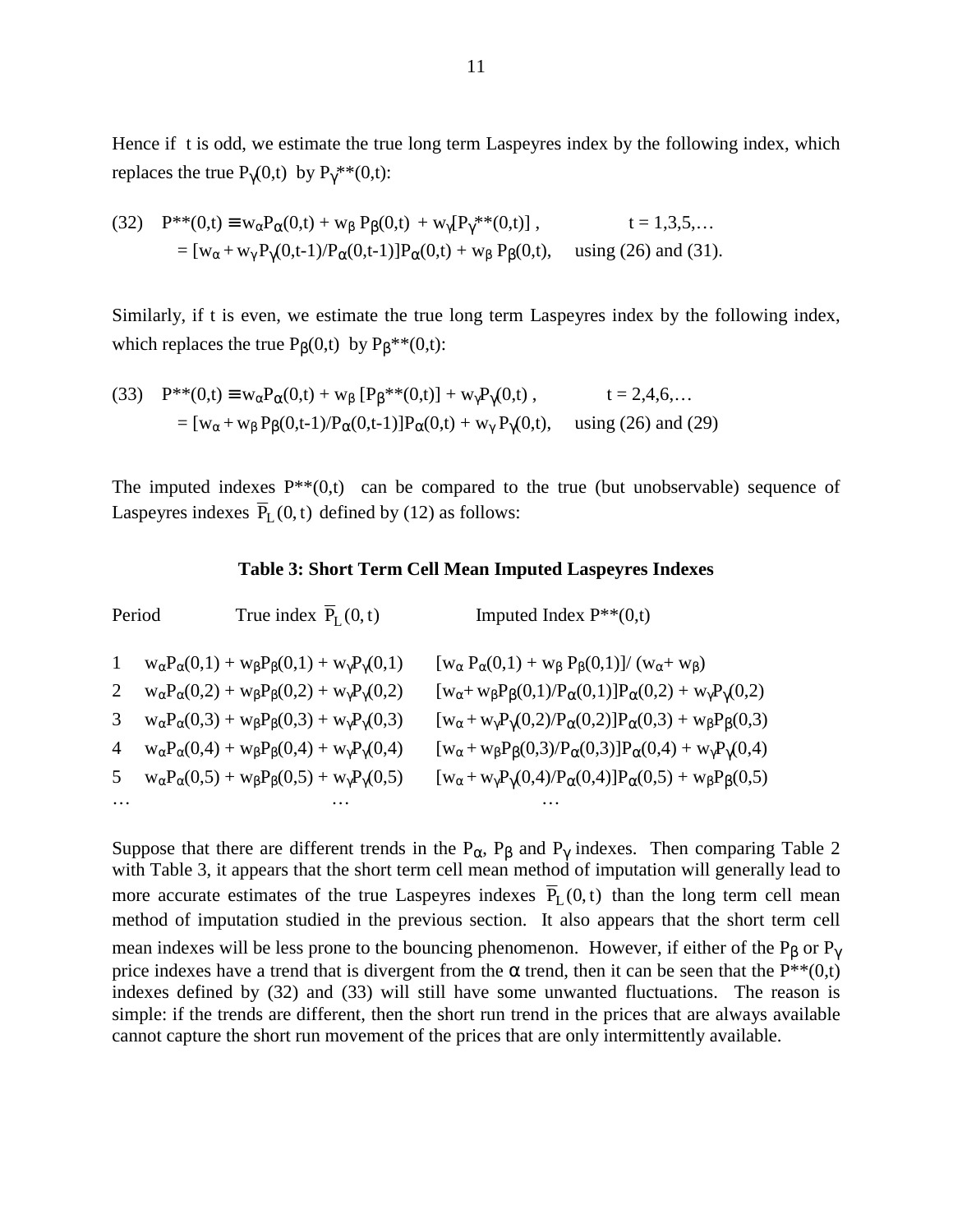Hence if t is odd, we estimate the true long term Laspeyres index by the following index, which replaces the true $P_\gamma(0,t)$ by $P_\gamma^{**}(0,t)$:

$$(32) \quad P^{**}(0,t) \equiv w_\alpha P_\alpha(0,t) + w_\beta P_\beta(0,t) + w_\gamma[P_\gamma^{**}(0,t)] , \qquad t = 1,3,5,\ldots$$
$$= [w_\alpha + w_\gamma P_\gamma(0,t\text{-}1)/P_\alpha(0,t\text{-}1)]P_\alpha(0,t) + w_\beta P_\beta(0,t), \quad \text{using (26) and (31).}$$

Similarly, if t is even, we estimate the true long term Laspeyres index by the following index, which replaces the true $P_\beta(0,t)$ by $P_\beta^{**}(0,t)$:

$$(33) \quad P^{**}(0,t) \equiv w_\alpha P_\alpha(0,t) + w_\beta [P_\beta^{**}(0,t)] + w_\gamma P_\gamma(0,t) , \qquad t = 2,4,6,\ldots$$
$$= [w_\alpha + w_\beta P_\beta(0,t\text{-}1)/P_\alpha(0,t\text{-}1)]P_\alpha(0,t) + w_\gamma P_\gamma(0,t), \quad \text{using (26) and (29)}$$

The imputed indexes $P^{**}(0,t)$ can be compared to the true (but unobservable) sequence of Laspeyres indexes $\overline{P}_L(0,t)$ defined by (12) as follows:

**Table 3: Short Term Cell Mean Imputed Laspeyres Indexes**

| Period | True index $\overline{P}_L(0,t)$ | Imputed Index $P^{**}(0,t)$ |
|---|---|---|
| 1 | $w_\alpha P_\alpha(0,1) + w_\beta P_\beta(0,1) + w_\gamma P_\gamma(0,1)$ | $[w_\alpha P_\alpha(0,1) + w_\beta P_\beta(0,1)]/(w_\alpha + w_\beta)$ |
| 2 | $w_\alpha P_\alpha(0,2) + w_\beta P_\beta(0,2) + w_\gamma P_\gamma(0,2)$ | $[w_\alpha + w_\beta P_\beta(0,1)/P_\alpha(0,1)]P_\alpha(0,2) + w_\gamma P_\gamma(0,2)$ |
| 3 | $w_\alpha P_\alpha(0,3) + w_\beta P_\beta(0,3) + w_\gamma P_\gamma(0,3)$ | $[w_\alpha + w_\gamma P_\gamma(0,2)/P_\alpha(0,2)]P_\alpha(0,3) + w_\beta P_\beta(0,3)$ |
| 4 | $w_\alpha P_\alpha(0,4) + w_\beta P_\beta(0,4) + w_\gamma P_\gamma(0,4)$ | $[w_\alpha + w_\beta P_\beta(0,3)/P_\alpha(0,3)]P_\alpha(0,4) + w_\gamma P_\gamma(0,4)$ |
| 5 | $w_\alpha P_\alpha(0,5) + w_\beta P_\beta(0,5) + w_\gamma P_\gamma(0,5)$ | $[w_\alpha + w_\gamma P_\gamma(0,4)/P_\alpha(0,4)]P_\alpha(0,5) + w_\beta P_\beta(0,5)$ |
| … | … | … |

Suppose that there are different trends in the $P_\alpha$, $P_\beta$ and $P_\gamma$ indexes. Then comparing Table 2 with Table 3, it appears that the short term cell mean method of imputation will generally lead to more accurate estimates of the true Laspeyres indexes $\overline{P}_L(0,t)$ than the long term cell mean method of imputation studied in the previous section. It also appears that the short term cell mean indexes will be less prone to the bouncing phenomenon. However, if either of the $P_\beta$ or $P_\gamma$ price indexes have a trend that is divergent from the $\alpha$ trend, then it can be seen that the $P^{**}(0,t)$ indexes defined by (32) and (33) will still have some unwanted fluctuations. The reason is simple: if the trends are different, then the short run trend in the prices that are always available cannot capture the short run movement of the prices that are only intermittently available.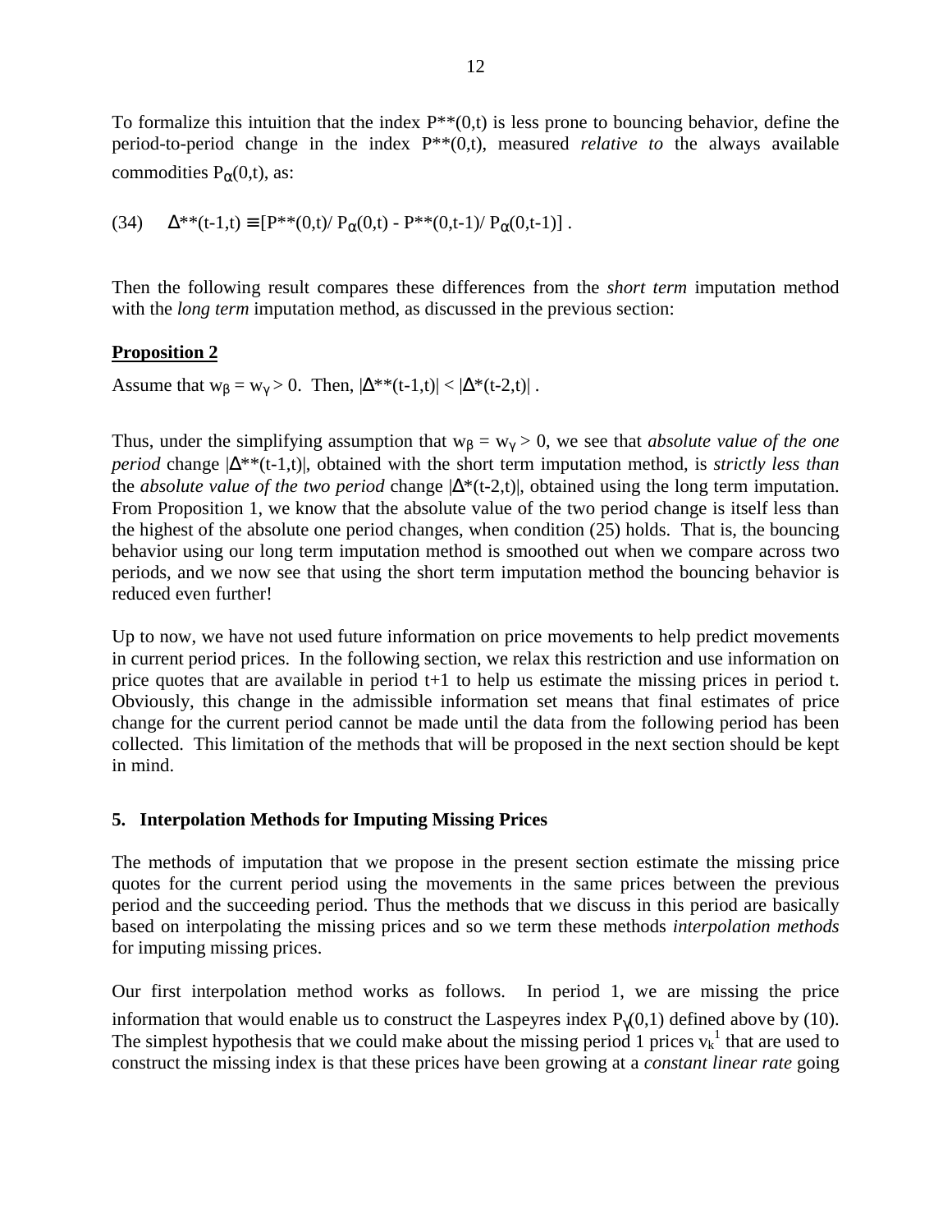To formalize this intuition that the index $P^{**}(0,t)$ is less prone to bouncing behavior, define the period-to-period change in the index $P^{**}(0,t)$, measured *relative to* the always available commodities $P_\alpha(0,t)$, as:

$$(34) \quad \Delta^{**}(t-1,t) \equiv [P^{**}(0,t)/ P_\alpha(0,t) - P^{**}(0,t-1)/ P_\alpha(0,t-1)] .$$

Then the following result compares these differences from the *short term* imputation method with the *long term* imputation method, as discussed in the previous section:

**Proposition 2**

Assume that $w_\beta = w_\gamma > 0$. Then, $|\Delta^{**}(t-1,t)| < |\Delta^*(t-2,t)|$ .

Thus, under the simplifying assumption that $w_\beta = w_\gamma > 0$, we see that *absolute value of the one period* change $|\Delta^{**}(t-1,t)|$, obtained with the short term imputation method, is *strictly less than* the *absolute value of the two period* change $|\Delta^*(t-2,t)|$, obtained using the long term imputation. From Proposition 1, we know that the absolute value of the two period change is itself less than the highest of the absolute one period changes, when condition (25) holds. That is, the bouncing behavior using our long term imputation method is smoothed out when we compare across two periods, and we now see that using the short term imputation method the bouncing behavior is reduced even further!

Up to now, we have not used future information on price movements to help predict movements in current period prices. In the following section, we relax this restriction and use information on price quotes that are available in period t+1 to help us estimate the missing prices in period t. Obviously, this change in the admissible information set means that final estimates of price change for the current period cannot be made until the data from the following period has been collected. This limitation of the methods that will be proposed in the next section should be kept in mind.

## 5. Interpolation Methods for Imputing Missing Prices

The methods of imputation that we propose in the present section estimate the missing price quotes for the current period using the movements in the same prices between the previous period and the succeeding period. Thus the methods that we discuss in this period are basically based on interpolating the missing prices and so we term these methods *interpolation methods* for imputing missing prices.

Our first interpolation method works as follows. In period 1, we are missing the price information that would enable us to construct the Laspeyres index $P_\gamma(0,1)$ defined above by (10). The simplest hypothesis that we could make about the missing period 1 prices $v_k^1$ that are used to construct the missing index is that these prices have been growing at a *constant linear rate* going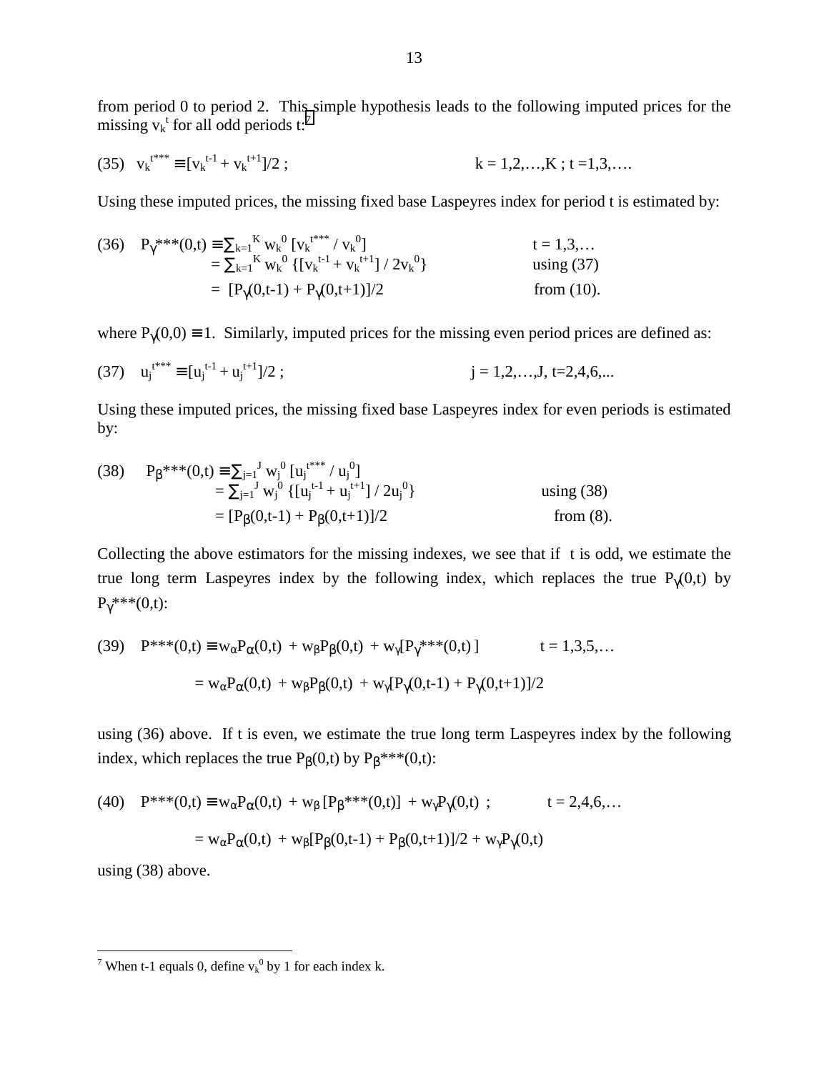from period 0 to period 2. This simple hypothesis leads to the following imputed prices for the missing $v_k^t$ for all odd periods t:[7]

$$(35) \quad v_k^{t***} \equiv [v_k^{t-1} + v_k^{t+1}]/2 \; ; \qquad k = 1,2,\ldots,K \; ; \; t = 1,3,\ldots.$$

Using these imputed prices, the missing fixed base Laspeyres index for period t is estimated by:

$$\begin{aligned}(36) \quad P_\gamma{}^{***}(0,t) &\equiv \textstyle\sum_{k=1}^{K} w_k^0 \, [v_k^{t***} / v_k^0] && t = 1,3,\ldots \\ &= \textstyle\sum_{k=1}^{K} w_k^0 \, \{[v_k^{t-1} + v_k^{t+1}] / 2v_k^0\} && \text{using (37)} \\ &= [P_\gamma(0,t\text{-}1) + P_\gamma(0,t\text{+}1)]/2 && \text{from (10).}\end{aligned}$$

where $P_\gamma(0,0) \equiv 1$. Similarly, imputed prices for the missing even period prices are defined as:

$$(37) \quad u_j^{t***} \equiv [u_j^{t-1} + u_j^{t+1}]/2 \; ; \qquad j = 1,2,\ldots,J, \; t=2,4,6,\ldots$$

Using these imputed prices, the missing fixed base Laspeyres index for even periods is estimated by:

$$\begin{aligned}(38) \quad P_\beta{}^{***}(0,t) &\equiv \textstyle\sum_{j=1}^{J} w_j^0 \, [u_j^{t***} / u_j^0] \\ &= \textstyle\sum_{j=1}^{J} w_j^0 \, \{[u_j^{t-1} + u_j^{t+1}] / 2u_j^0\} && \text{using (38)} \\ &= [P_\beta(0,t\text{-}1) + P_\beta(0,t\text{+}1)]/2 && \text{from (8).}\end{aligned}$$

Collecting the above estimators for the missing indexes, we see that if t is odd, we estimate the true long term Laspeyres index by the following index, which replaces the true $P_\gamma(0,t)$ by $P_\gamma{}^{***}(0,t)$:

$$\begin{aligned}(39) \quad P^{***}(0,t) &\equiv w_\alpha P_\alpha(0,t) + w_\beta P_\beta(0,t) + w_\gamma [P_\gamma{}^{***}(0,t)] && t = 1,3,5,\ldots \\ &= w_\alpha P_\alpha(0,t) + w_\beta P_\beta(0,t) + w_\gamma [P_\gamma(0,t\text{-}1) + P_\gamma(0,t\text{+}1)]/2\end{aligned}$$

using (36) above. If t is even, we estimate the true long term Laspeyres index by the following index, which replaces the true $P_\beta(0,t)$ by $P_\beta{}^{***}(0,t)$:

$$\begin{aligned}(40) \quad P^{***}(0,t) &\equiv w_\alpha P_\alpha(0,t) + w_\beta [P_\beta{}^{***}(0,t)] + w_\gamma P_\gamma(0,t) \; ; && t = 2,4,6,\ldots \\ &= w_\alpha P_\alpha(0,t) + w_\beta [P_\beta(0,t\text{-}1) + P_\beta(0,t\text{+}1)]/2 + w_\gamma P_\gamma(0,t)\end{aligned}$$

using (38) above.

---

[7] When t-1 equals 0, define $v_k^0$ by 1 for each index k.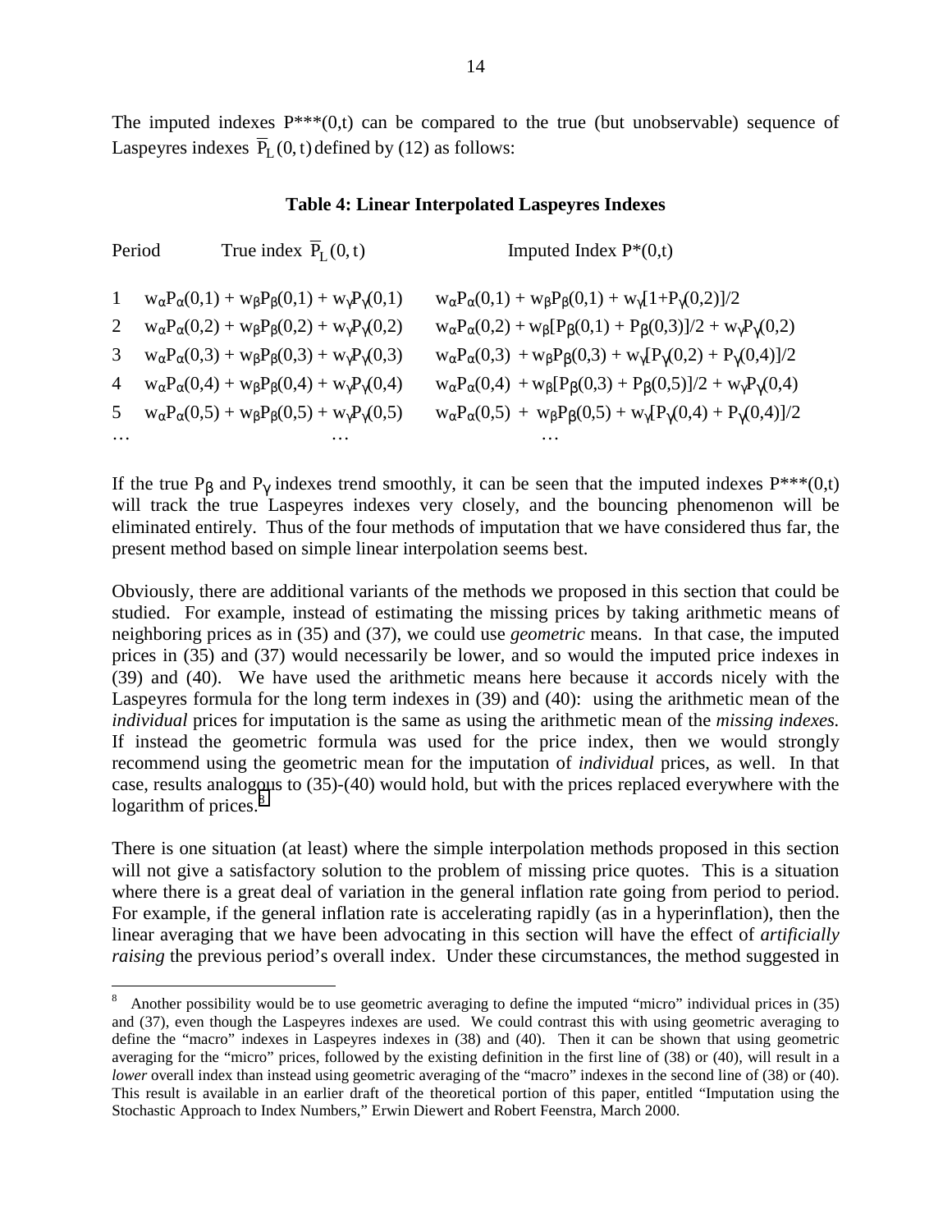The imputed indexes P***(0,t) can be compared to the true (but unobservable) sequence of Laspeyres indexes $\overline{P}_L(0,t)$ defined by (12) as follows:

**Table 4: Linear Interpolated Laspeyres Indexes**

| Period | True index $\overline{P}_L(0,t)$ | Imputed Index P*(0,t) |
|---|---|---|
| 1 | $w_\alpha P_\alpha(0,1) + w_\beta P_\beta(0,1) + w_\gamma P_\gamma(0,1)$ | $w_\alpha P_\alpha(0,1) + w_\beta P_\beta(0,1) + w_\gamma[1+P_\gamma(0,2)]/2$ |
| 2 | $w_\alpha P_\alpha(0,2) + w_\beta P_\beta(0,2) + w_\gamma P_\gamma(0,2)$ | $w_\alpha P_\alpha(0,2) + w_\beta[P_\beta(0,1) + P_\beta(0,3)]/2 + w_\gamma P_\gamma(0,2)$ |
| 3 | $w_\alpha P_\alpha(0,3) + w_\beta P_\beta(0,3) + w_\gamma P_\gamma(0,3)$ | $w_\alpha P_\alpha(0,3) + w_\beta P_\beta(0,3) + w_\gamma[P_\gamma(0,2) + P_\gamma(0,4)]/2$ |
| 4 | $w_\alpha P_\alpha(0,4) + w_\beta P_\beta(0,4) + w_\gamma P_\gamma(0,4)$ | $w_\alpha P_\alpha(0,4) + w_\beta[P_\beta(0,3) + P_\beta(0,5)]/2 + w_\gamma P_\gamma(0,4)$ |
| 5 | $w_\alpha P_\alpha(0,5) + w_\beta P_\beta(0,5) + w_\gamma P_\gamma(0,5)$ | $w_\alpha P_\alpha(0,5) + w_\beta P_\beta(0,5) + w_\gamma[P_\gamma(0,4) + P_\gamma(0,4)]/2$ |
| … | … | … |

If the true $P_\beta$ and $P_\gamma$ indexes trend smoothly, it can be seen that the imputed indexes P***(0,t) will track the true Laspeyres indexes very closely, and the bouncing phenomenon will be eliminated entirely. Thus of the four methods of imputation that we have considered thus far, the present method based on simple linear interpolation seems best.

Obviously, there are additional variants of the methods we proposed in this section that could be studied. For example, instead of estimating the missing prices by taking arithmetic means of neighboring prices as in (35) and (37), we could use *geometric* means. In that case, the imputed prices in (35) and (37) would necessarily be lower, and so would the imputed price indexes in (39) and (40). We have used the arithmetic means here because it accords nicely with the Laspeyres formula for the long term indexes in (39) and (40): using the arithmetic mean of the *individual* prices for imputation is the same as using the arithmetic mean of the *missing indexes.* If instead the geometric formula was used for the price index, then we would strongly recommend using the geometric mean for the imputation of *individual* prices, as well. In that case, results analogous to (35)-(40) would hold, but with the prices replaced everywhere with the logarithm of prices.[8]

There is one situation (at least) where the simple interpolation methods proposed in this section will not give a satisfactory solution to the problem of missing price quotes. This is a situation where there is a great deal of variation in the general inflation rate going from period to period. For example, if the general inflation rate is accelerating rapidly (as in a hyperinflation), then the linear averaging that we have been advocating in this section will have the effect of *artificially raising* the previous period's overall index. Under these circumstances, the method suggested in

[8] Another possibility would be to use geometric averaging to define the imputed "micro" individual prices in (35) and (37), even though the Laspeyres indexes are used. We could contrast this with using geometric averaging to define the "macro" indexes in Laspeyres indexes in (38) and (40). Then it can be shown that using geometric averaging for the "micro" prices, followed by the existing definition in the first line of (38) or (40), will result in a *lower* overall index than instead using geometric averaging of the "macro" indexes in the second line of (38) or (40). This result is available in an earlier draft of the theoretical portion of this paper, entitled "Imputation using the Stochastic Approach to Index Numbers," Erwin Diewert and Robert Feenstra, March 2000.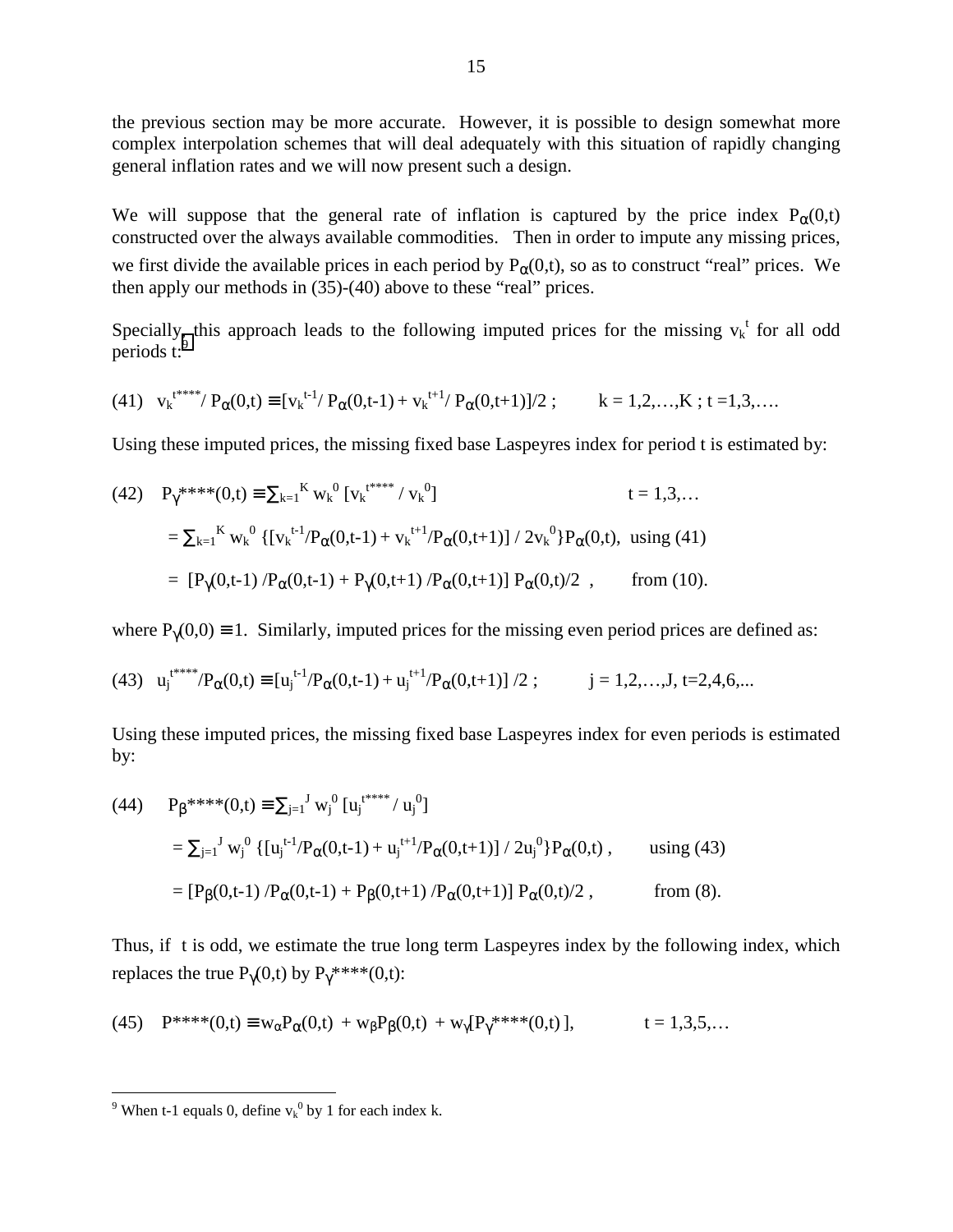the previous section may be more accurate. However, it is possible to design somewhat more complex interpolation schemes that will deal adequately with this situation of rapidly changing general inflation rates and we will now present such a design.

We will suppose that the general rate of inflation is captured by the price index $P_\alpha(0,t)$ constructed over the always available commodities. Then in order to impute any missing prices, we first divide the available prices in each period by $P_\alpha(0,t)$, so as to construct "real" prices. We then apply our methods in (35)-(40) above to these "real" prices.

Specially, this approach leads to the following imputed prices for the missing $v_k^t$ for all odd periods t:[9]

$$(41) \quad v_k^{t****}/ P_\alpha(0,t) \equiv [v_k^{t-1}/ P_\alpha(0,t-1) + v_k^{t+1}/ P_\alpha(0,t+1)]/2 \; ; \qquad k = 1,2,\ldots,K \; ; \; t = 1,3,\ldots.$$

Using these imputed prices, the missing fixed base Laspeyres index for period t is estimated by:

$$(42) \quad P_\gamma^{****}(0,t) \equiv \sum_{k=1}^K w_k^0 \, [v_k^{t****} / v_k^0] \qquad\qquad t = 1,3,\ldots$$

$$= \sum_{k=1}^K w_k^0 \, \{[v_k^{t-1}/P_\alpha(0,t-1) + v_k^{t+1}/P_\alpha(0,t+1)] / 2v_k^0\}P_\alpha(0,t), \text{ using (41)}$$

$$= [P_\gamma(0,t-1) / P_\alpha(0,t-1) + P_\gamma(0,t+1) / P_\alpha(0,t+1)] \, P_\alpha(0,t)/2 \;, \qquad \text{from (10).}$$

where $P_\gamma(0,0) \equiv 1$. Similarly, imputed prices for the missing even period prices are defined as:

$$(43) \quad u_j^{t****}/P_\alpha(0,t) \equiv [u_j^{t-1}/P_\alpha(0,t-1) + u_j^{t+1}/P_\alpha(0,t+1)] /2 \; ; \qquad j = 1,2,\ldots,J, \; t=2,4,6,\ldots$$

Using these imputed prices, the missing fixed base Laspeyres index for even periods is estimated by:

$$(44) \quad P_\beta^{****}(0,t) \equiv \sum_{j=1}^J w_j^0 \, [u_j^{t****} / u_j^0]$$

$$= \sum_{j=1}^J w_j^0 \, \{[u_j^{t-1}/P_\alpha(0,t-1) + u_j^{t+1}/P_\alpha(0,t+1)] / 2u_j^0\}P_\alpha(0,t) \,, \qquad \text{using (43)}$$

$$= [P_\beta(0,t-1) / P_\alpha(0,t-1) + P_\beta(0,t+1) / P_\alpha(0,t+1)] \, P_\alpha(0,t)/2 \,, \qquad \text{from (8).}$$

Thus, if t is odd, we estimate the true long term Laspeyres index by the following index, which replaces the true $P_\gamma(0,t)$ by $P_\gamma^{****}(0,t)$:

$$(45) \quad P^{****}(0,t) \equiv w_\alpha P_\alpha(0,t) + w_\beta P_\beta(0,t) + w_\gamma [P_\gamma^{****}(0,t)], \qquad t = 1,3,5,\ldots$$

[9] When t-1 equals 0, define $v_k^0$ by 1 for each index k.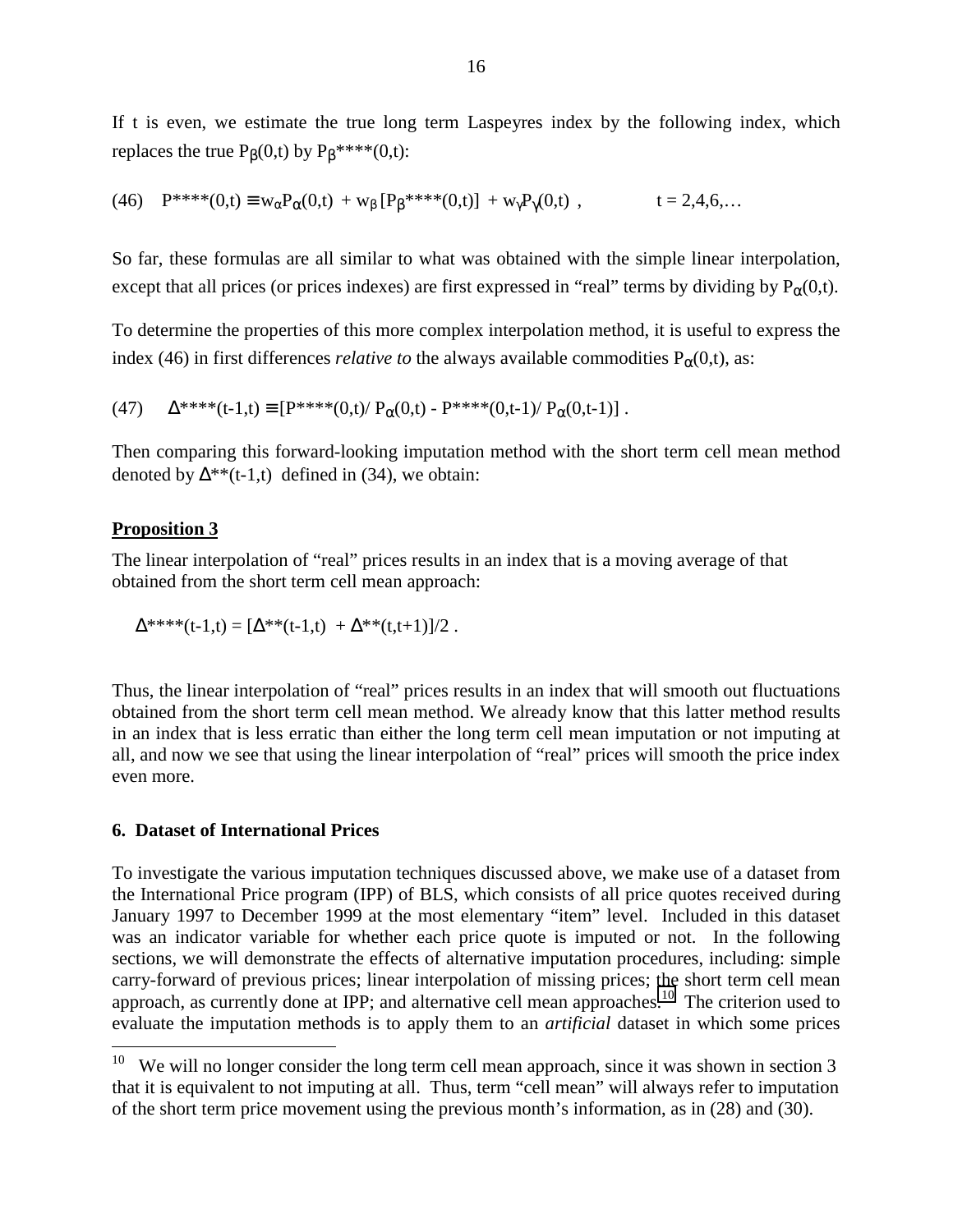If t is even, we estimate the true long term Laspeyres index by the following index, which replaces the true $P_\beta(0,t)$ by $P_\beta^{****}(0,t)$:

$$(46) \quad P^{****}(0,t) \equiv w_\alpha P_\alpha(0,t) + w_\beta [P_\beta^{****}(0,t)] + w_\gamma P_\gamma(0,t) \,, \qquad t = 2,4,6,\ldots$$

So far, these formulas are all similar to what was obtained with the simple linear interpolation, except that all prices (or prices indexes) are first expressed in "real" terms by dividing by $P_\alpha(0,t)$.

To determine the properties of this more complex interpolation method, it is useful to express the index (46) in first differences *relative to* the always available commodities $P_\alpha(0,t)$, as:

$$(47) \quad \Delta^{****}(t-1,t) \equiv [P^{****}(0,t)/ P_\alpha(0,t) - P^{****}(0,t-1)/ P_\alpha(0,t-1)] \,.$$

Then comparing this forward-looking imputation method with the short term cell mean method denoted by $\Delta^{**}(t-1,t)$ defined in (34), we obtain:

**Proposition 3**

The linear interpolation of "real" prices results in an index that is a moving average of that obtained from the short term cell mean approach:

$$\Delta^{****}(t-1,t) = [\Delta^{**}(t-1,t) + \Delta^{**}(t,t+1)]/2 \,.$$

Thus, the linear interpolation of "real" prices results in an index that will smooth out fluctuations obtained from the short term cell mean method. We already know that this latter method results in an index that is less erratic than either the long term cell mean imputation or not imputing at all, and now we see that using the linear interpolation of "real" prices will smooth the price index even more.

### 6. Dataset of International Prices

To investigate the various imputation techniques discussed above, we make use of a dataset from the International Price program (IPP) of BLS, which consists of all price quotes received during January 1997 to December 1999 at the most elementary "item" level. Included in this dataset was an indicator variable for whether each price quote is imputed or not. In the following sections, we will demonstrate the effects of alternative imputation procedures, including: simple carry-forward of previous prices; linear interpolation of missing prices; the short term cell mean approach, as currently done at IPP; and alternative cell mean approaches.[10] The criterion used to evaluate the imputation methods is to apply them to an *artificial* dataset in which some prices

---

[10] We will no longer consider the long term cell mean approach, since it was shown in section 3 that it is equivalent to not imputing at all. Thus, term "cell mean" will always refer to imputation of the short term price movement using the previous month's information, as in (28) and (30).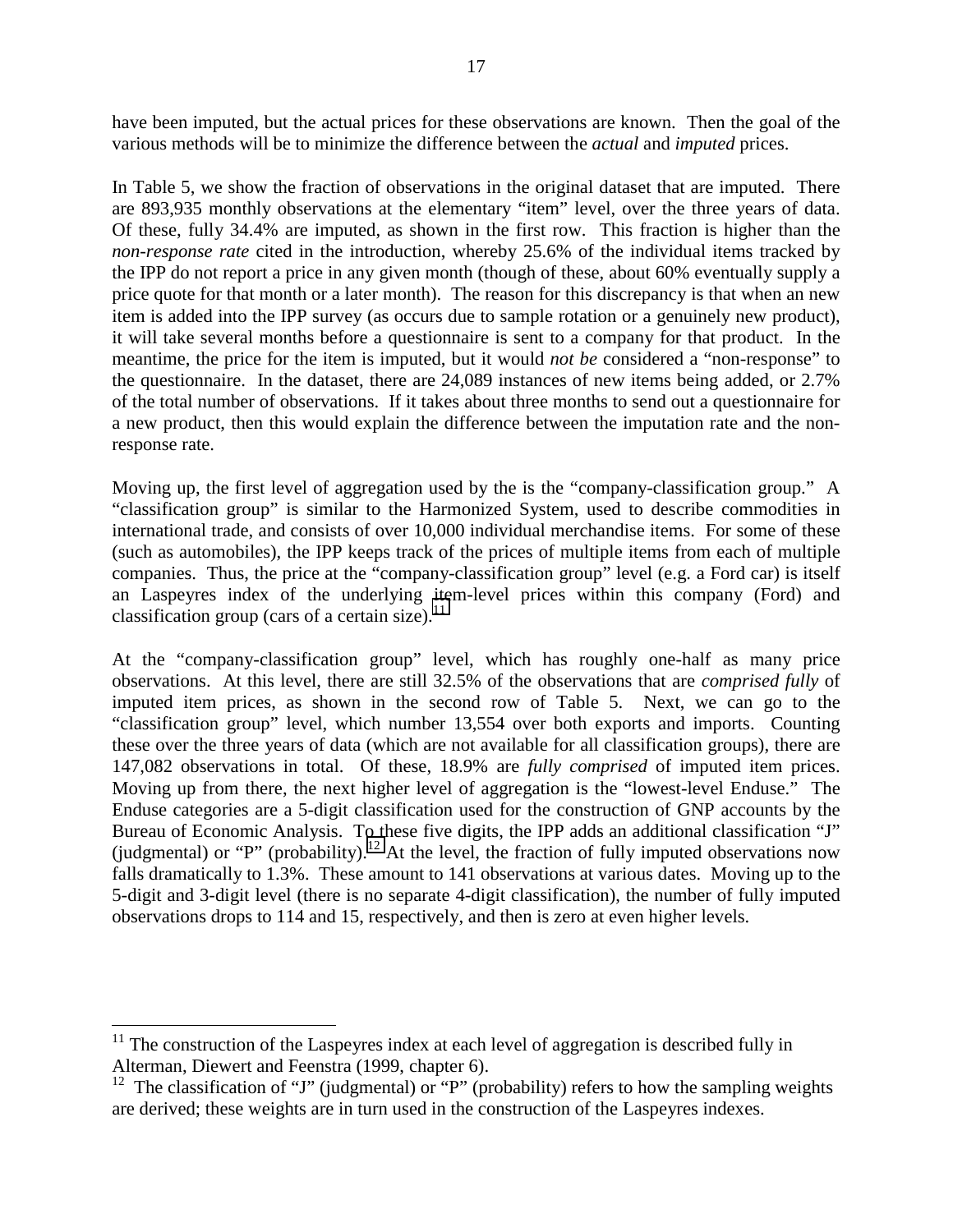have been imputed, but the actual prices for these observations are known. Then the goal of the various methods will be to minimize the difference between the *actual* and *imputed* prices.

In Table 5, we show the fraction of observations in the original dataset that are imputed. There are 893,935 monthly observations at the elementary "item" level, over the three years of data. Of these, fully 34.4% are imputed, as shown in the first row. This fraction is higher than the *non-response rate* cited in the introduction, whereby 25.6% of the individual items tracked by the IPP do not report a price in any given month (though of these, about 60% eventually supply a price quote for that month or a later month). The reason for this discrepancy is that when an new item is added into the IPP survey (as occurs due to sample rotation or a genuinely new product), it will take several months before a questionnaire is sent to a company for that product. In the meantime, the price for the item is imputed, but it would *not be* considered a "non-response" to the questionnaire. In the dataset, there are 24,089 instances of new items being added, or 2.7% of the total number of observations. If it takes about three months to send out a questionnaire for a new product, then this would explain the difference between the imputation rate and the non-response rate.

Moving up, the first level of aggregation used by the is the "company-classification group." A "classification group" is similar to the Harmonized System, used to describe commodities in international trade, and consists of over 10,000 individual merchandise items. For some of these (such as automobiles), the IPP keeps track of the prices of multiple items from each of multiple companies. Thus, the price at the "company-classification group" level (e.g. a Ford car) is itself an Laspeyres index of the underlying item-level prices within this company (Ford) and classification group (cars of a certain size).[11]

At the "company-classification group" level, which has roughly one-half as many price observations. At this level, there are still 32.5% of the observations that are *comprised fully* of imputed item prices, as shown in the second row of Table 5. Next, we can go to the "classification group" level, which number 13,554 over both exports and imports. Counting these over the three years of data (which are not available for all classification groups), there are 147,082 observations in total. Of these, 18.9% are *fully comprised* of imputed item prices. Moving up from there, the next higher level of aggregation is the "lowest-level Enduse." The Enduse categories are a 5-digit classification used for the construction of GNP accounts by the Bureau of Economic Analysis. To these five digits, the IPP adds an additional classification "J" (judgmental) or "P" (probability).[12] At the level, the fraction of fully imputed observations now falls dramatically to 1.3%. These amount to 141 observations at various dates. Moving up to the 5-digit and 3-digit level (there is no separate 4-digit classification), the number of fully imputed observations drops to 114 and 15, respectively, and then is zero at even higher levels.

---

[11] The construction of the Laspeyres index at each level of aggregation is described fully in Alterman, Diewert and Feenstra (1999, chapter 6).

[12] The classification of "J" (judgmental) or "P" (probability) refers to how the sampling weights are derived; these weights are in turn used in the construction of the Laspeyres indexes.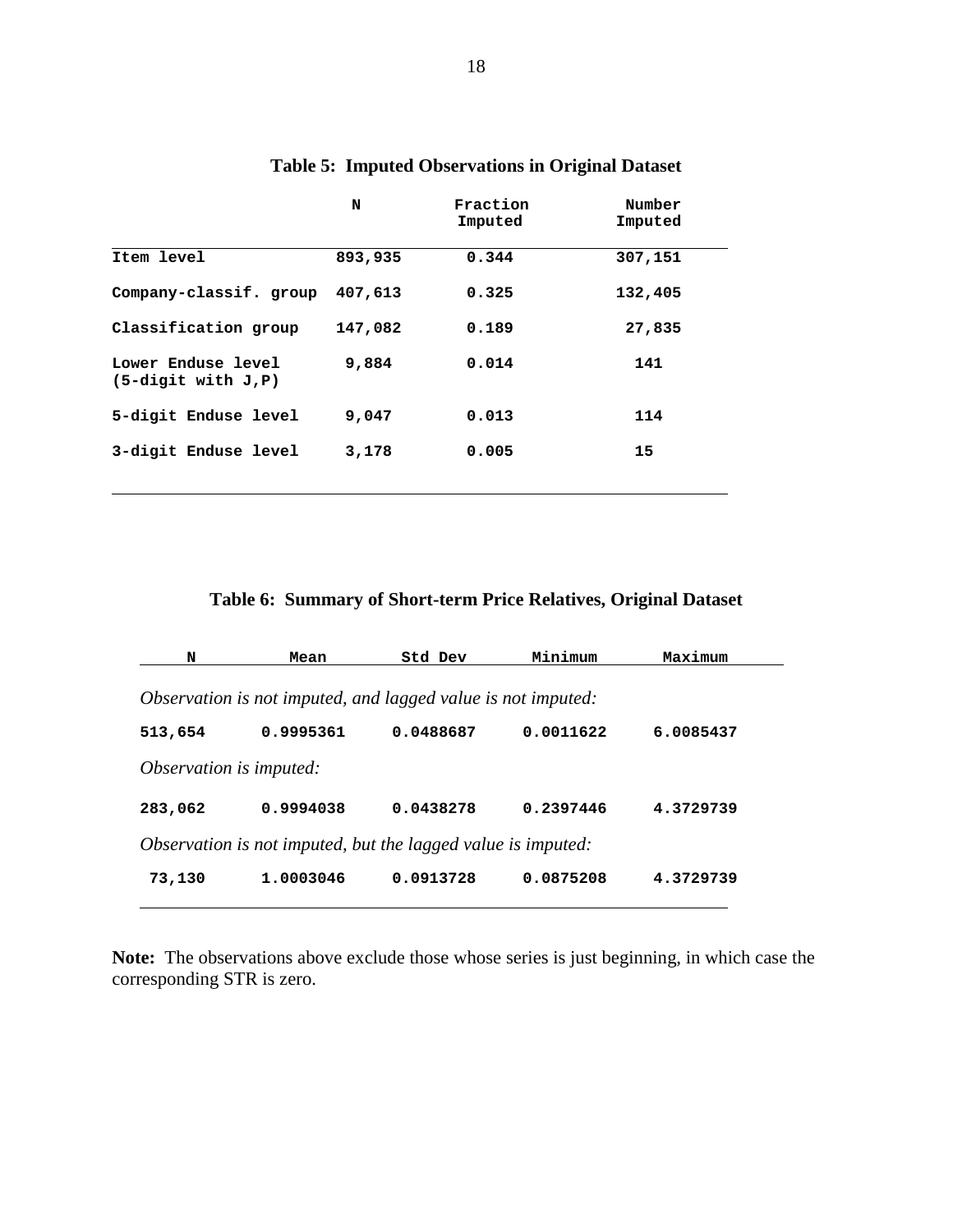**Table 5: Imputed Observations in Original Dataset**

| | N | Fraction Imputed | Number Imputed |
|---|---|---|---|
| Item level | 893,935 | 0.344 | 307,151 |
| Company-classif. group | 407,613 | 0.325 | 132,405 |
| Classification group | 147,082 | 0.189 | 27,835 |
| Lower Enduse level (5-digit with J,P) | 9,884 | 0.014 | 141 |
| 5-digit Enduse level | 9,047 | 0.013 | 114 |
| 3-digit Enduse level | 3,178 | 0.005 | 15 |

**Table 6: Summary of Short-term Price Relatives, Original Dataset**

| N | Mean | Std Dev | Minimum | Maximum |
|---|---|---|---|---|
| *Observation is not imputed, and lagged value is not imputed:* | | | | |
| 513,654 | 0.9995361 | 0.0488687 | 0.0011622 | 6.0085437 |
| *Observation is imputed:* | | | | |
| 283,062 | 0.9994038 | 0.0438278 | 0.2397446 | 4.3729739 |
| *Observation is not imputed, but the lagged value is imputed:* | | | | |
| 73,130 | 1.0003046 | 0.0913728 | 0.0875208 | 4.3729739 |

**Note:** The observations above exclude those whose series is just beginning, in which case the corresponding STR is zero.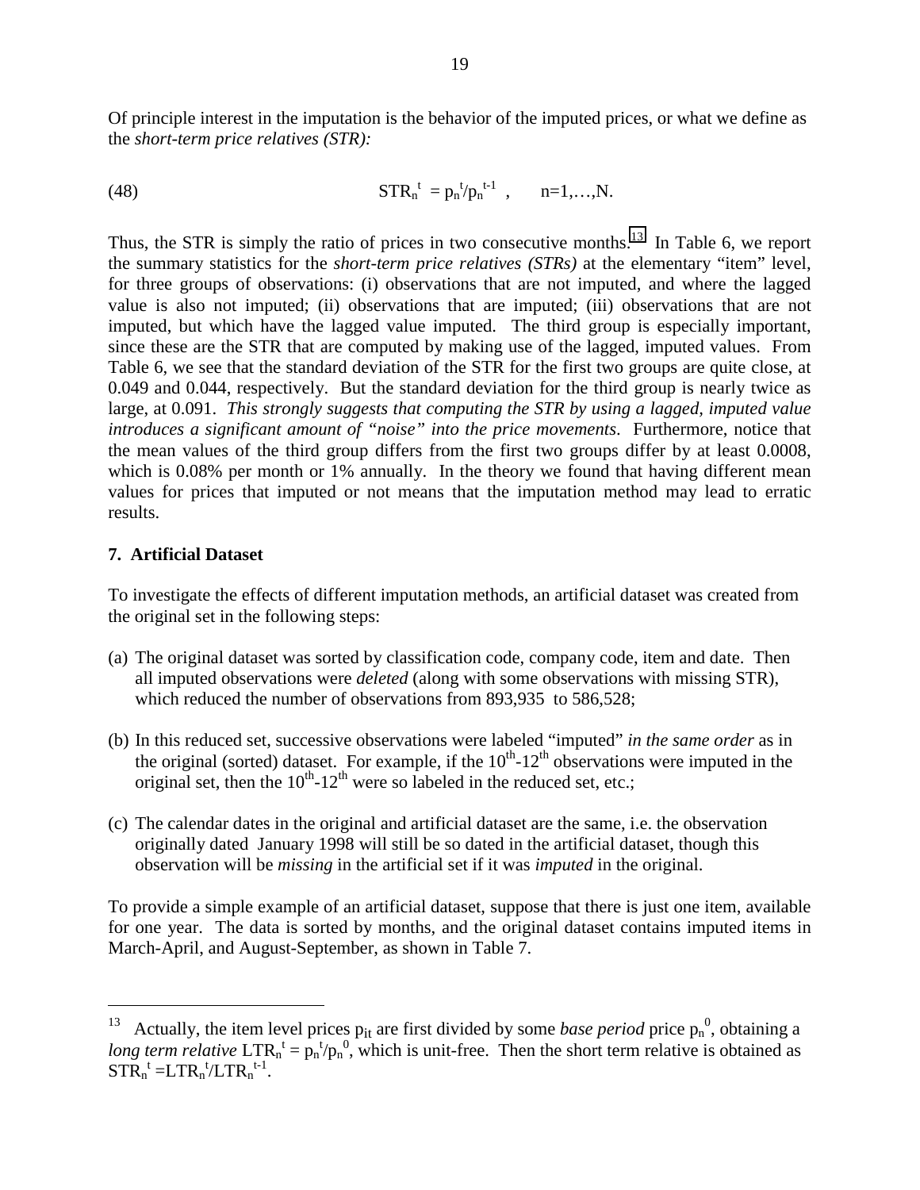Of principle interest in the imputation is the behavior of the imputed prices, or what we define as the *short-term price relatives (STR):*

$$\text{(48)} \qquad \text{STR}_n^{\,t} = p_n^{\,t}/p_n^{\,t-1} \;, \qquad n=1,\ldots,N.$$

Thus, the STR is simply the ratio of prices in two consecutive months.[13] In Table 6, we report the summary statistics for the *short-term price relatives (STRs)* at the elementary "item" level, for three groups of observations: (i) observations that are not imputed, and where the lagged value is also not imputed; (ii) observations that are imputed; (iii) observations that are not imputed, but which have the lagged value imputed. The third group is especially important, since these are the STR that are computed by making use of the lagged, imputed values. From Table 6, we see that the standard deviation of the STR for the first two groups are quite close, at 0.049 and 0.044, respectively. But the standard deviation for the third group is nearly twice as large, at 0.091. *This strongly suggests that computing the STR by using a lagged, imputed value introduces a significant amount of "noise" into the price movements*. Furthermore, notice that the mean values of the third group differs from the first two groups differ by at least 0.0008, which is 0.08% per month or 1% annually. In the theory we found that having different mean values for prices that imputed or not means that the imputation method may lead to erratic results.

## 7. Artificial Dataset

To investigate the effects of different imputation methods, an artificial dataset was created from the original set in the following steps:

(a) The original dataset was sorted by classification code, company code, item and date. Then all imputed observations were *deleted* (along with some observations with missing STR), which reduced the number of observations from 893,935 to 586,528;

(b) In this reduced set, successive observations were labeled "imputed" *in the same order* as in the original (sorted) dataset. For example, if the 10th-12th observations were imputed in the original set, then the 10th-12th were so labeled in the reduced set, etc.;

(c) The calendar dates in the original and artificial dataset are the same, i.e. the observation originally dated January 1998 will still be so dated in the artificial dataset, though this observation will be *missing* in the artificial set if it was *imputed* in the original.

To provide a simple example of an artificial dataset, suppose that there is just one item, available for one year. The data is sorted by months, and the original dataset contains imputed items in March-April, and August-September, as shown in Table 7.

---

[13] Actually, the item level prices $p_{it}$ are first divided by some *base period* price $p_n^{\,0}$, obtaining a *long term relative* $\text{LTR}_n^{\,t} = p_n^{\,t}/p_n^{\,0}$, which is unit-free. Then the short term relative is obtained as $\text{STR}_n^{\,t} = \text{LTR}_n^{\,t}/\text{LTR}_n^{\,t-1}$.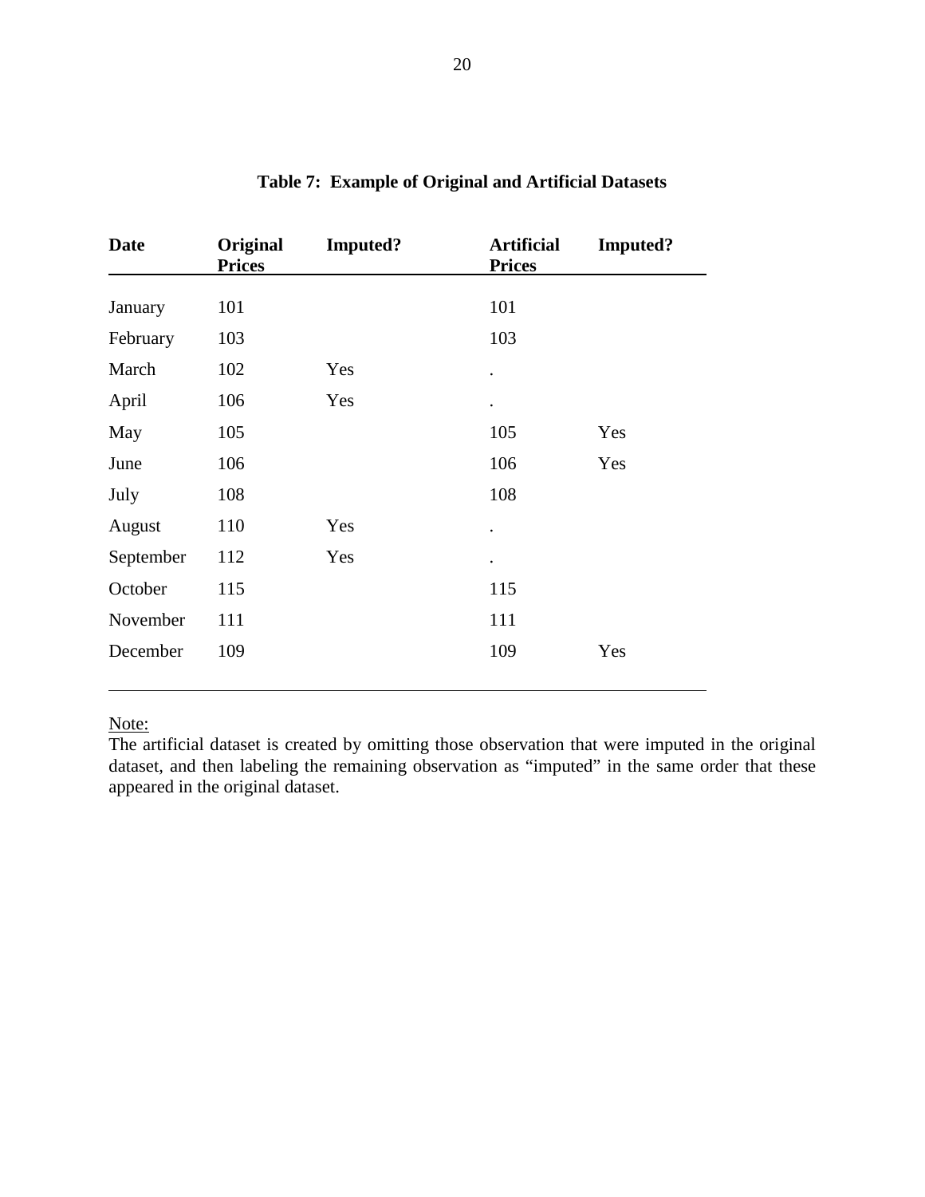**Table 7: Example of Original and Artificial Datasets**

| Date | Original Prices | Imputed? | Artificial Prices | Imputed? |
|---|---|---|---|---|
| January | 101 | | 101 | |
| February | 103 | | 103 | |
| March | 102 | Yes | . | |
| April | 106 | Yes | . | |
| May | 105 | | 105 | Yes |
| June | 106 | | 106 | Yes |
| July | 108 | | 108 | |
| August | 110 | Yes | . | |
| September | 112 | Yes | . | |
| October | 115 | | 115 | |
| November | 111 | | 111 | |
| December | 109 | | 109 | Yes |

Note:

The artificial dataset is created by omitting those observation that were imputed in the original dataset, and then labeling the remaining observation as "imputed" in the same order that these appeared in the original dataset.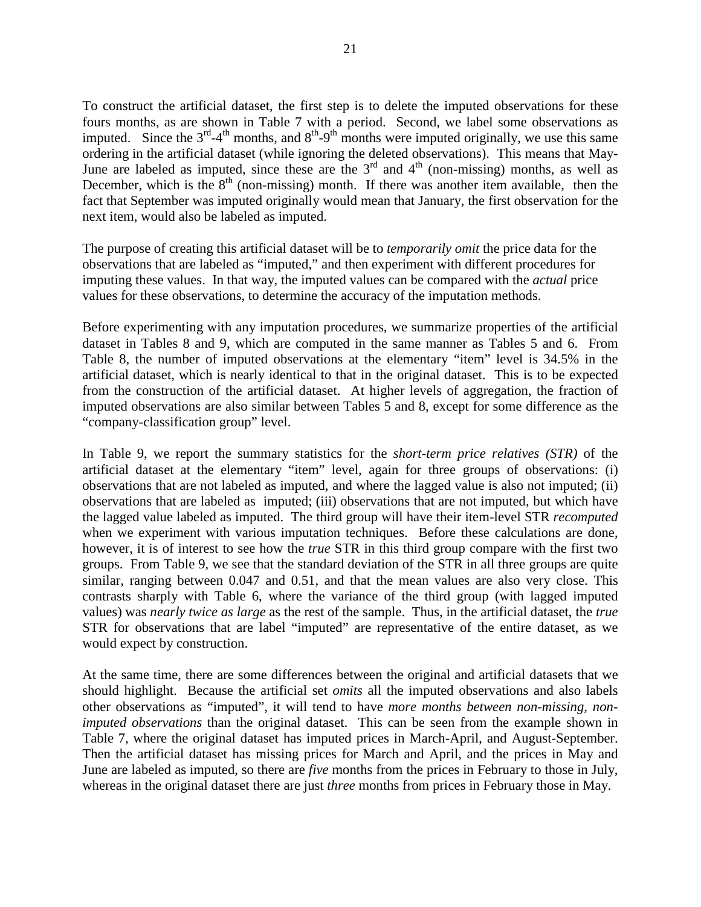To construct the artificial dataset, the first step is to delete the imputed observations for these fours months, as are shown in Table 7 with a period. Second, we label some observations as imputed. Since the 3rd-4th months, and 8th-9th months were imputed originally, we use this same ordering in the artificial dataset (while ignoring the deleted observations). This means that May-June are labeled as imputed, since these are the 3rd and 4th (non-missing) months, as well as December, which is the 8th (non-missing) month. If there was another item available, then the fact that September was imputed originally would mean that January, the first observation for the next item, would also be labeled as imputed.

The purpose of creating this artificial dataset will be to *temporarily omit* the price data for the observations that are labeled as "imputed," and then experiment with different procedures for imputing these values. In that way, the imputed values can be compared with the *actual* price values for these observations, to determine the accuracy of the imputation methods.

Before experimenting with any imputation procedures, we summarize properties of the artificial dataset in Tables 8 and 9, which are computed in the same manner as Tables 5 and 6. From Table 8, the number of imputed observations at the elementary "item" level is 34.5% in the artificial dataset, which is nearly identical to that in the original dataset. This is to be expected from the construction of the artificial dataset. At higher levels of aggregation, the fraction of imputed observations are also similar between Tables 5 and 8, except for some difference as the "company-classification group" level.

In Table 9, we report the summary statistics for the *short-term price relatives (STR)* of the artificial dataset at the elementary "item" level, again for three groups of observations: (i) observations that are not labeled as imputed, and where the lagged value is also not imputed; (ii) observations that are labeled as imputed; (iii) observations that are not imputed, but which have the lagged value labeled as imputed. The third group will have their item-level STR *recomputed* when we experiment with various imputation techniques. Before these calculations are done, however, it is of interest to see how the *true* STR in this third group compare with the first two groups. From Table 9, we see that the standard deviation of the STR in all three groups are quite similar, ranging between 0.047 and 0.51, and that the mean values are also very close. This contrasts sharply with Table 6, where the variance of the third group (with lagged imputed values) was *nearly twice as large* as the rest of the sample. Thus, in the artificial dataset, the *true* STR for observations that are label "imputed" are representative of the entire dataset, as we would expect by construction.

At the same time, there are some differences between the original and artificial datasets that we should highlight. Because the artificial set *omits* all the imputed observations and also labels other observations as "imputed", it will tend to have *more months between non-missing, non-imputed observations* than the original dataset. This can be seen from the example shown in Table 7, where the original dataset has imputed prices in March-April, and August-September. Then the artificial dataset has missing prices for March and April, and the prices in May and June are labeled as imputed, so there are *five* months from the prices in February to those in July, whereas in the original dataset there are just *three* months from prices in February those in May.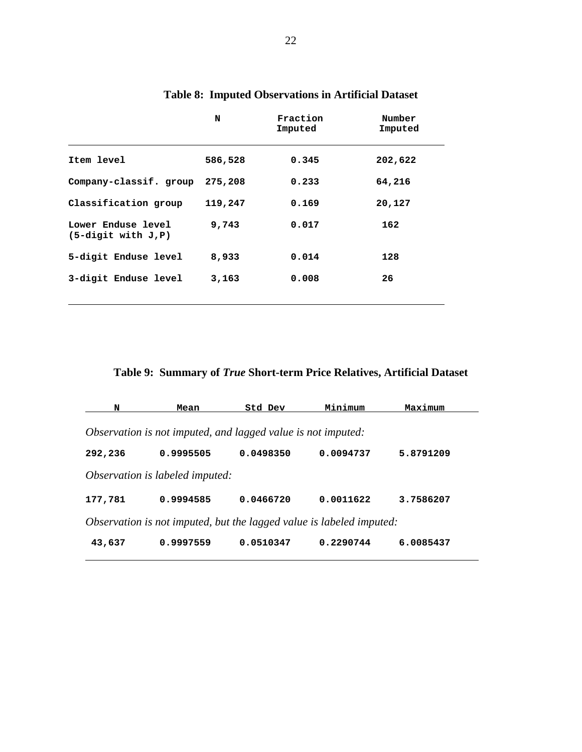**Table 8: Imputed Observations in Artificial Dataset**

| | N | Fraction Imputed | Number Imputed |
|---|---|---|---|
| Item level | 586,528 | 0.345 | 202,622 |
| Company-classif. group | 275,208 | 0.233 | 64,216 |
| Classification group | 119,247 | 0.169 | 20,127 |
| Lower Enduse level (5-digit with J,P) | 9,743 | 0.017 | 162 |
| 5-digit Enduse level | 8,933 | 0.014 | 128 |
| 3-digit Enduse level | 3,163 | 0.008 | 26 |

**Table 9: Summary of *True* Short-term Price Relatives, Artificial Dataset**

| N | Mean | Std Dev | Minimum | Maximum |
|---|---|---|---|---|
| *Observation is not imputed, and lagged value is not imputed:* | | | | |
| 292,236 | 0.9995505 | 0.0498350 | 0.0094737 | 5.8791209 |
| *Observation is labeled imputed:* | | | | |
| 177,781 | 0.9994585 | 0.0466720 | 0.0011622 | 3.7586207 |
| *Observation is not imputed, but the lagged value is labeled imputed:* | | | | |
| 43,637 | 0.9997559 | 0.0510347 | 0.2290744 | 6.0085437 |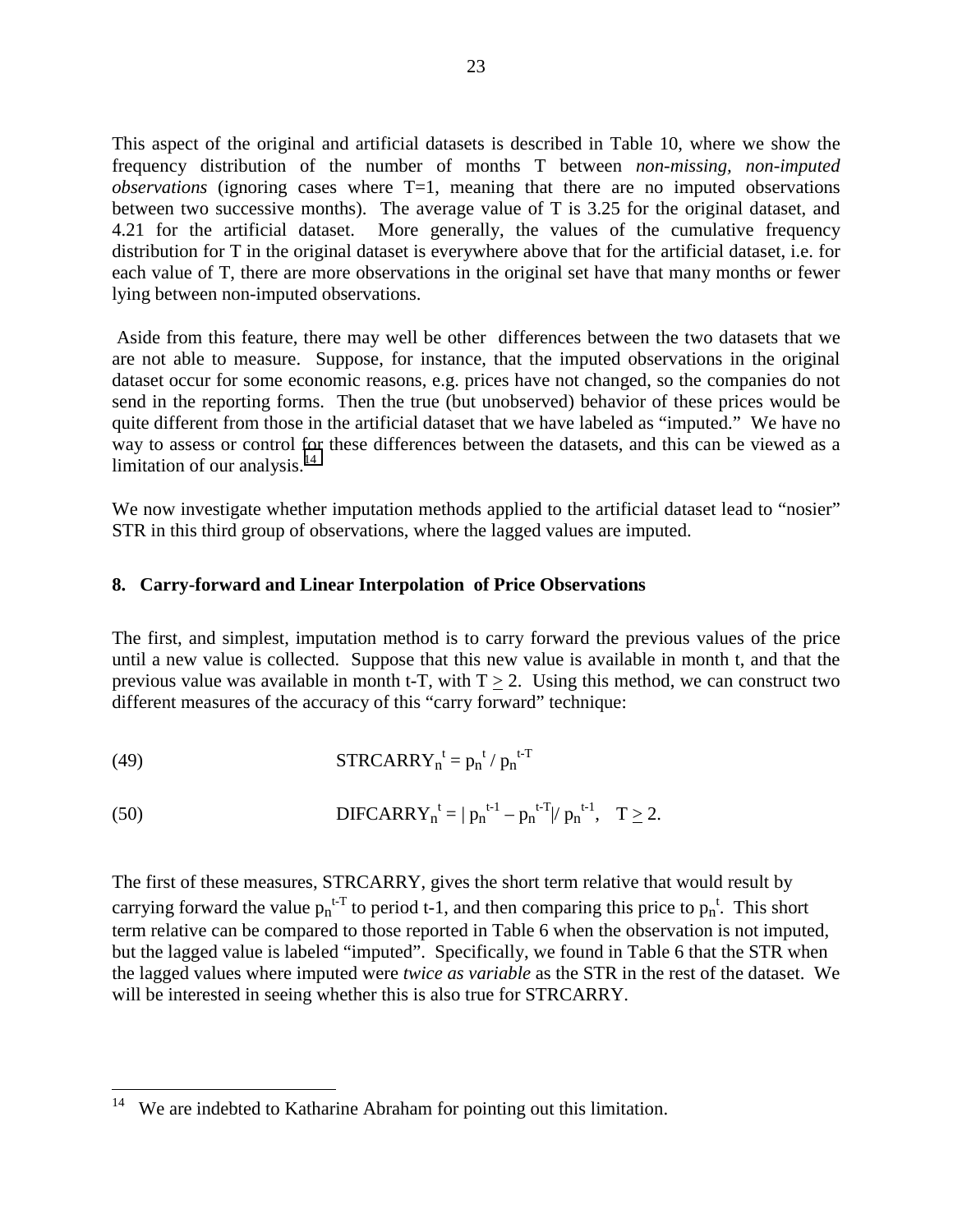This aspect of the original and artificial datasets is described in Table 10, where we show the frequency distribution of the number of months T between *non-missing, non-imputed observations* (ignoring cases where T=1, meaning that there are no imputed observations between two successive months). The average value of T is 3.25 for the original dataset, and 4.21 for the artificial dataset. More generally, the values of the cumulative frequency distribution for T in the original dataset is everywhere above that for the artificial dataset, i.e. for each value of T, there are more observations in the original set have that many months or fewer lying between non-imputed observations.

Aside from this feature, there may well be other differences between the two datasets that we are not able to measure. Suppose, for instance, that the imputed observations in the original dataset occur for some economic reasons, e.g. prices have not changed, so the companies do not send in the reporting forms. Then the true (but unobserved) behavior of these prices would be quite different from those in the artificial dataset that we have labeled as "imputed." We have no way to assess or control for these differences between the datasets, and this can be viewed as a limitation of our analysis.[14]

We now investigate whether imputation methods applied to the artificial dataset lead to "nosier" STR in this third group of observations, where the lagged values are imputed.

## 8. Carry-forward and Linear Interpolation of Price Observations

The first, and simplest, imputation method is to carry forward the previous values of the price until a new value is collected. Suppose that this new value is available in month t, and that the previous value was available in month t-T, with $T \geq 2$. Using this method, we can construct two different measures of the accuracy of this "carry forward" technique:

(49) $$\text{STRCARRY}_n^t = p_n^t / p_n^{t-T}$$

(50) $$\text{DIFCARRY}_n^t = | p_n^{t-1} - p_n^{t-T}| / p_n^{t-1}, \quad T \geq 2.$$

The first of these measures, STRCARRY, gives the short term relative that would result by carrying forward the value $p_n^{t-T}$ to period t-1, and then comparing this price to $p_n^t$. This short term relative can be compared to those reported in Table 6 when the observation is not imputed, but the lagged value is labeled "imputed". Specifically, we found in Table 6 that the STR when the lagged values where imputed were *twice as variable* as the STR in the rest of the dataset. We will be interested in seeing whether this is also true for STRCARRY.

---

[14] We are indebted to Katharine Abraham for pointing out this limitation.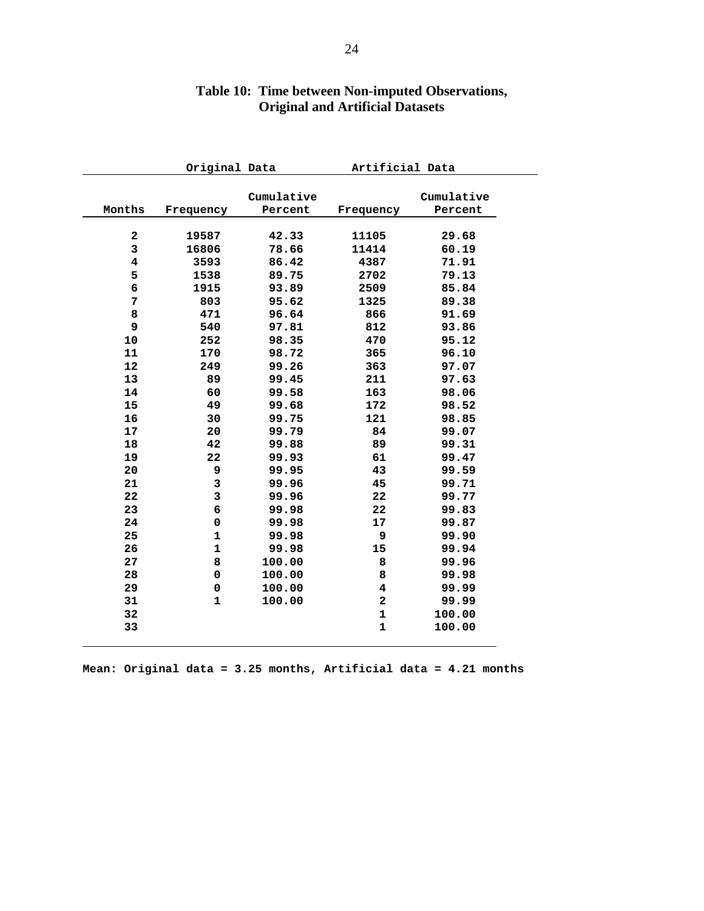**Table 10: Time between Non-imputed Observations, Original and Artificial Datasets**

| | Original Data | | Artificial Data | |
|---|---|---|---|---|
| Months | Frequency | Cumulative Percent | Frequency | Cumulative Percent |
| 2 | 19587 | 42.33 | 11105 | 29.68 |
| 3 | 16806 | 78.66 | 11414 | 60.19 |
| 4 | 3593 | 86.42 | 4387 | 71.91 |
| 5 | 1538 | 89.75 | 2702 | 79.13 |
| 6 | 1915 | 93.89 | 2509 | 85.84 |
| 7 | 803 | 95.62 | 1325 | 89.38 |
| 8 | 471 | 96.64 | 866 | 91.69 |
| 9 | 540 | 97.81 | 812 | 93.86 |
| 10 | 252 | 98.35 | 470 | 95.12 |
| 11 | 170 | 98.72 | 365 | 96.10 |
| 12 | 249 | 99.26 | 363 | 97.07 |
| 13 | 89 | 99.45 | 211 | 97.63 |
| 14 | 60 | 99.58 | 163 | 98.06 |
| 15 | 49 | 99.68 | 172 | 98.52 |
| 16 | 30 | 99.75 | 121 | 98.85 |
| 17 | 20 | 99.79 | 84 | 99.07 |
| 18 | 42 | 99.88 | 89 | 99.31 |
| 19 | 22 | 99.93 | 61 | 99.47 |
| 20 | 9 | 99.95 | 43 | 99.59 |
| 21 | 3 | 99.96 | 45 | 99.71 |
| 22 | 3 | 99.96 | 22 | 99.77 |
| 23 | 6 | 99.98 | 22 | 99.83 |
| 24 | 0 | 99.98 | 17 | 99.87 |
| 25 | 1 | 99.98 | 9 | 99.90 |
| 26 | 1 | 99.98 | 15 | 99.94 |
| 27 | 8 | 100.00 | 8 | 99.96 |
| 28 | 0 | 100.00 | 8 | 99.98 |
| 29 | 0 | 100.00 | 4 | 99.99 |
| 31 | 1 | 100.00 | 2 | 99.99 |
| 32 | | | 1 | 100.00 |
| 33 | | | 1 | 100.00 |

**Mean: Original data = 3.25 months, Artificial data = 4.21 months**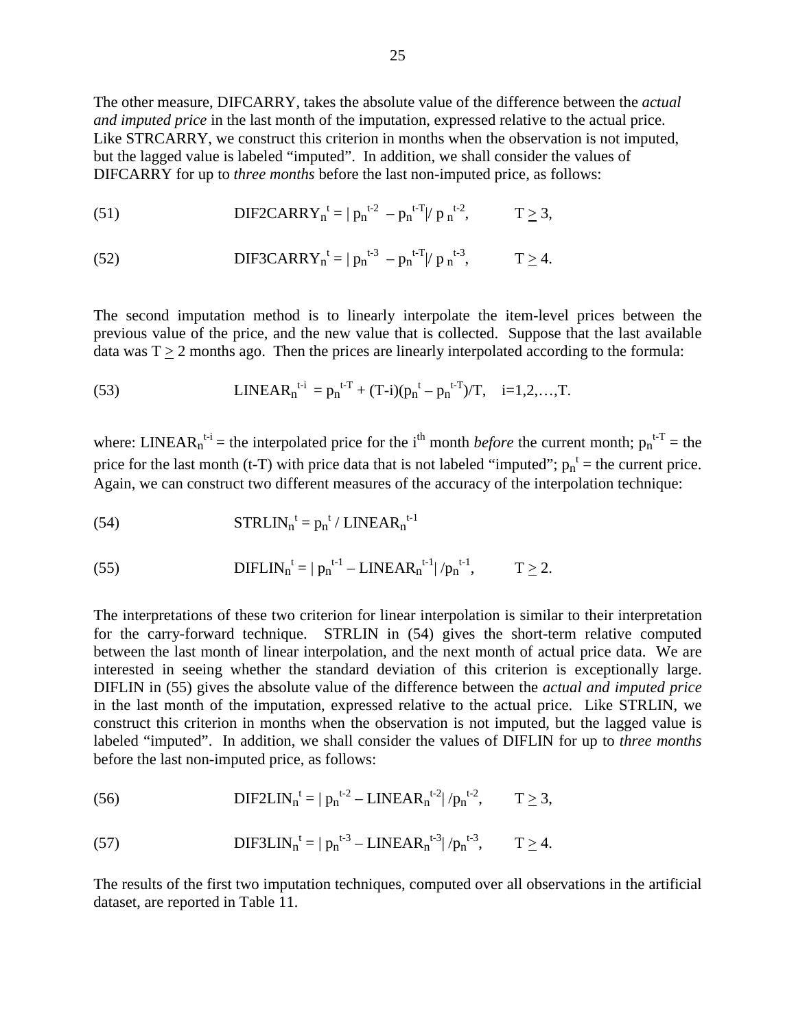The other measure, DIFCARRY, takes the absolute value of the difference between the *actual and imputed price* in the last month of the imputation, expressed relative to the actual price. Like STRCARRY, we construct this criterion in months when the observation is not imputed, but the lagged value is labeled "imputed". In addition, we shall consider the values of DIFCARRY for up to *three months* before the last non-imputed price, as follows:

$$\text{(51)} \qquad \text{DIF2CARRY}_n^t = | p_n^{t-2} - p_n^{t-T}| / p_n^{t-2}, \qquad T \geq 3,$$

$$\text{(52)} \qquad \text{DIF3CARRY}_n^t = | p_n^{t-3} - p_n^{t-T}| / p_n^{t-3}, \qquad T \geq 4.$$

The second imputation method is to linearly interpolate the item-level prices between the previous value of the price, and the new value that is collected. Suppose that the last available data was $T \geq 2$ months ago. Then the prices are linearly interpolated according to the formula:

$$\text{(53)} \qquad \text{LINEAR}_n^{t-i} = p_n^{t-T} + (T-i)(p_n^t - p_n^{t-T})/T, \quad i=1,2,\ldots,T.$$

where: $\text{LINEAR}_n^{t-i}$ = the interpolated price for the i[th] month *before* the current month; $p_n^{t-T}$ = the price for the last month (t-T) with price data that is not labeled "imputed"; $p_n^t$ = the current price. Again, we can construct two different measures of the accuracy of the interpolation technique:

$$\text{(54)} \qquad \text{STRLIN}_n^t = p_n^t / \text{LINEAR}_n^{t-1}$$

$$\text{(55)} \qquad \text{DIFLIN}_n^t = | p_n^{t-1} - \text{LINEAR}_n^{t-1}| / p_n^{t-1}, \qquad T \geq 2.$$

The interpretations of these two criterion for linear interpolation is similar to their interpretation for the carry-forward technique. STRLIN in (54) gives the short-term relative computed between the last month of linear interpolation, and the next month of actual price data. We are interested in seeing whether the standard deviation of this criterion is exceptionally large. DIFLIN in (55) gives the absolute value of the difference between the *actual and imputed price* in the last month of the imputation, expressed relative to the actual price. Like STRLIN, we construct this criterion in months when the observation is not imputed, but the lagged value is labeled "imputed". In addition, we shall consider the values of DIFLIN for up to *three months* before the last non-imputed price, as follows:

$$\text{(56)} \qquad \text{DIF2LIN}_n^t = | p_n^{t-2} - \text{LINEAR}_n^{t-2}| / p_n^{t-2}, \qquad T \geq 3,$$

$$\text{(57)} \qquad \text{DIF3LIN}_n^t = | p_n^{t-3} - \text{LINEAR}_n^{t-3}| / p_n^{t-3}, \qquad T \geq 4.$$

The results of the first two imputation techniques, computed over all observations in the artificial dataset, are reported in Table 11.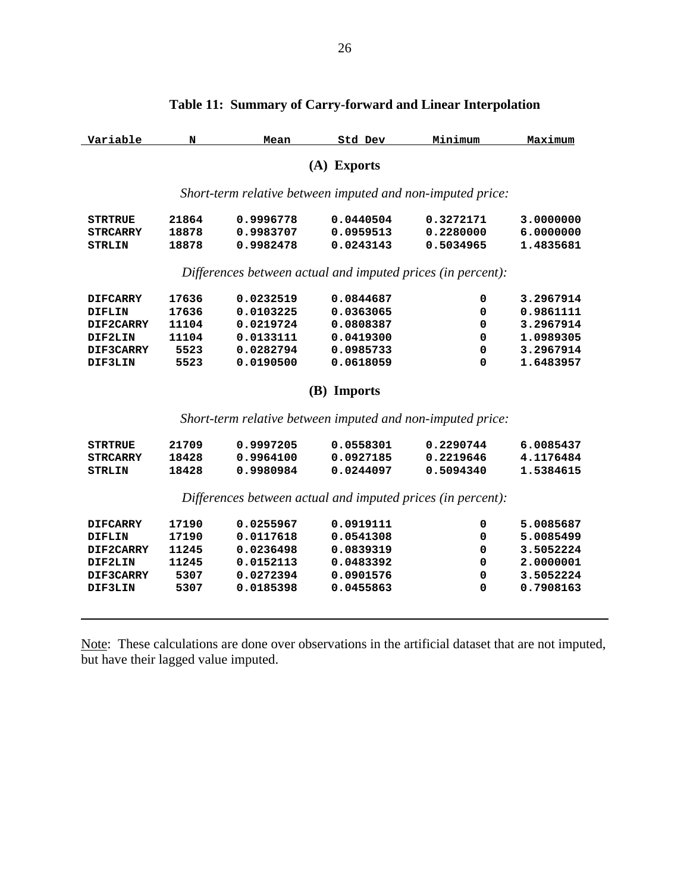**Table 11: Summary of Carry-forward and Linear Interpolation**

| Variable | N | Mean | Std Dev | Minimum | Maximum |
|---|---|---|---|---|---|
| **(A) Exports** | | | | | |
| *Short-term relative between imputed and non-imputed price:* | | | | | |
| STRTRUE | 21864 | 0.9996778 | 0.0440504 | 0.3272171 | 3.0000000 |
| STRCARRY | 18878 | 0.9983707 | 0.0959513 | 0.2280000 | 6.0000000 |
| STRLIN | 18878 | 0.9982478 | 0.0243143 | 0.5034965 | 1.4835681 |
| *Differences between actual and imputed prices (in percent):* | | | | | |
| DIFCARRY | 17636 | 0.0232519 | 0.0844687 | 0 | 3.2967914 |
| DIFLIN | 17636 | 0.0103225 | 0.0363065 | 0 | 0.9861111 |
| DIF2CARRY | 11104 | 0.0219724 | 0.0808387 | 0 | 3.2967914 |
| DIF2LIN | 11104 | 0.0133111 | 0.0419300 | 0 | 1.0989305 |
| DIF3CARRY | 5523 | 0.0282794 | 0.0985733 | 0 | 3.2967914 |
| DIF3LIN | 5523 | 0.0190500 | 0.0618059 | 0 | 1.6483957 |
| **(B) Imports** | | | | | |
| *Short-term relative between imputed and non-imputed price:* | | | | | |
| STRTRUE | 21709 | 0.9997205 | 0.0558301 | 0.2290744 | 6.0085437 |
| STRCARRY | 18428 | 0.9964100 | 0.0927185 | 0.2219646 | 4.1176484 |
| STRLIN | 18428 | 0.9980984 | 0.0244097 | 0.5094340 | 1.5384615 |
| *Differences between actual and imputed prices (in percent):* | | | | | |
| DIFCARRY | 17190 | 0.0255967 | 0.0919111 | 0 | 5.0085687 |
| DIFLIN | 17190 | 0.0117618 | 0.0541308 | 0 | 5.0085499 |
| DIF2CARRY | 11245 | 0.0236498 | 0.0839319 | 0 | 3.5052224 |
| DIF2LIN | 11245 | 0.0152113 | 0.0483392 | 0 | 2.0000001 |
| DIF3CARRY | 5307 | 0.0272394 | 0.0901576 | 0 | 3.5052224 |
| DIF3LIN | 5307 | 0.0185398 | 0.0455863 | 0 | 0.7908163 |

Note: These calculations are done over observations in the artificial dataset that are not imputed, but have their lagged value imputed.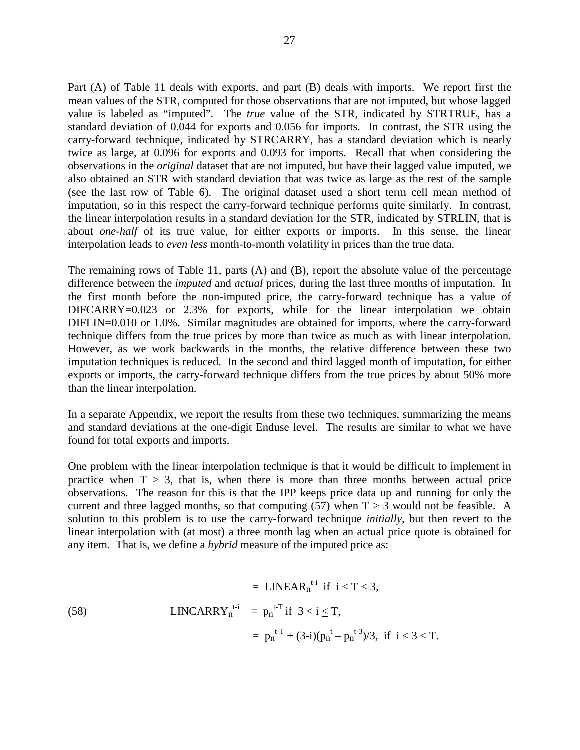Part (A) of Table 11 deals with exports, and part (B) deals with imports. We report first the mean values of the STR, computed for those observations that are not imputed, but whose lagged value is labeled as "imputed". The *true* value of the STR, indicated by STRTRUE, has a standard deviation of 0.044 for exports and 0.056 for imports. In contrast, the STR using the carry-forward technique, indicated by STRCARRY, has a standard deviation which is nearly twice as large, at 0.096 for exports and 0.093 for imports. Recall that when considering the observations in the *original* dataset that are not imputed, but have their lagged value imputed, we also obtained an STR with standard deviation that was twice as large as the rest of the sample (see the last row of Table 6). The original dataset used a short term cell mean method of imputation, so in this respect the carry-forward technique performs quite similarly. In contrast, the linear interpolation results in a standard deviation for the STR, indicated by STRLIN, that is about *one-half* of its true value, for either exports or imports. In this sense, the linear interpolation leads to *even less* month-to-month volatility in prices than the true data.

The remaining rows of Table 11, parts (A) and (B), report the absolute value of the percentage difference between the *imputed* and *actual* prices, during the last three months of imputation. In the first month before the non-imputed price, the carry-forward technique has a value of DIFCARRY=0.023 or 2.3% for exports, while for the linear interpolation we obtain DIFLIN=0.010 or 1.0%. Similar magnitudes are obtained for imports, where the carry-forward technique differs from the true prices by more than twice as much as with linear interpolation. However, as we work backwards in the months, the relative difference between these two imputation techniques is reduced. In the second and third lagged month of imputation, for either exports or imports, the carry-forward technique differs from the true prices by about 50% more than the linear interpolation.

In a separate Appendix, we report the results from these two techniques, summarizing the means and standard deviations at the one-digit Enduse level. The results are similar to what we have found for total exports and imports.

One problem with the linear interpolation technique is that it would be difficult to implement in practice when $T > 3$, that is, when there is more than three months between actual price observations. The reason for this is that the IPP keeps price data up and running for only the current and three lagged months, so that computing (57) when $T > 3$ would not be feasible. A solution to this problem is to use the carry-forward technique *initially*, but then revert to the linear interpolation with (at most) a three month lag when an actual price quote is obtained for any item. That is, we define a *hybrid* measure of the imputed price as:

$$
\text{(58)} \qquad \text{LINCARRY}_n^{t-i} = \begin{cases} \text{LINEAR}_n^{t-i} & \text{if } i \leq T \leq 3, \\ p_n^{t-T} & \text{if } 3 < i \leq T, \\ p_n^{t-T} + (3-i)(p_n^t - p_n^{t-3})/3, & \text{if } i \leq 3 < T. \end{cases}
$$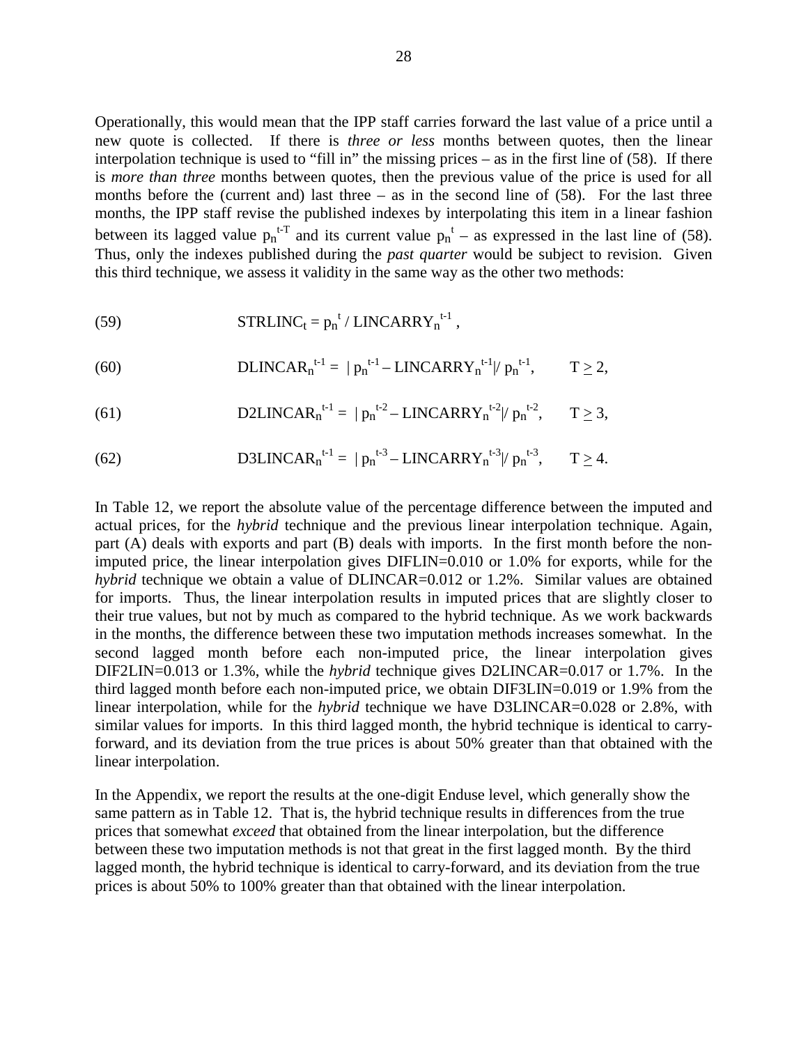Operationally, this would mean that the IPP staff carries forward the last value of a price until a new quote is collected. If there is *three or less* months between quotes, then the linear interpolation technique is used to "fill in" the missing prices – as in the first line of (58). If there is *more than three* months between quotes, then the previous value of the price is used for all months before the (current and) last three – as in the second line of (58). For the last three months, the IPP staff revise the published indexes by interpolating this item in a linear fashion between its lagged value $p_n^{t-T}$ and its current value $p_n^t$ – as expressed in the last line of (58). Thus, only the indexes published during the *past quarter* would be subject to revision. Given this third technique, we assess it validity in the same way as the other two methods:

$$\text{STRLINC}_t = p_n^t / \text{LINCARRY}_n^{t-1}, \tag{59}$$

$$\text{DLINCAR}_n^{t-1} = |\, p_n^{t-1} - \text{LINCARRY}_n^{t-1}| / p_n^{t-1}, \qquad T \geq 2, \tag{60}$$

$$\text{D2LINCAR}_n^{t-1} = |\, p_n^{t-2} - \text{LINCARRY}_n^{t-2}| / p_n^{t-2}, \qquad T \geq 3, \tag{61}$$

$$\text{D3LINCAR}_n^{t-1} = |\, p_n^{t-3} - \text{LINCARRY}_n^{t-3}| / p_n^{t-3}, \qquad T \geq 4. \tag{62}$$

In Table 12, we report the absolute value of the percentage difference between the imputed and actual prices, for the *hybrid* technique and the previous linear interpolation technique. Again, part (A) deals with exports and part (B) deals with imports. In the first month before the non-imputed price, the linear interpolation gives DIFLIN=0.010 or 1.0% for exports, while for the *hybrid* technique we obtain a value of DLINCAR=0.012 or 1.2%. Similar values are obtained for imports. Thus, the linear interpolation results in imputed prices that are slightly closer to their true values, but not by much as compared to the hybrid technique. As we work backwards in the months, the difference between these two imputation methods increases somewhat. In the second lagged month before each non-imputed price, the linear interpolation gives DIF2LIN=0.013 or 1.3%, while the *hybrid* technique gives D2LINCAR=0.017 or 1.7%. In the third lagged month before each non-imputed price, we obtain DIF3LIN=0.019 or 1.9% from the linear interpolation, while for the *hybrid* technique we have D3LINCAR=0.028 or 2.8%, with similar values for imports. In this third lagged month, the hybrid technique is identical to carry-forward, and its deviation from the true prices is about 50% greater than that obtained with the linear interpolation.

In the Appendix, we report the results at the one-digit Enduse level, which generally show the same pattern as in Table 12. That is, the hybrid technique results in differences from the true prices that somewhat *exceed* that obtained from the linear interpolation, but the difference between these two imputation methods is not that great in the first lagged month. By the third lagged month, the hybrid technique is identical to carry-forward, and its deviation from the true prices is about 50% to 100% greater than that obtained with the linear interpolation.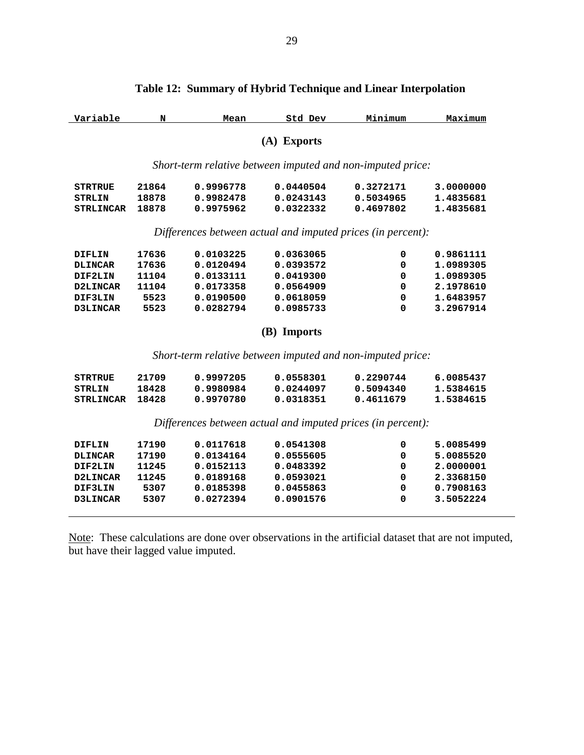## Table 12: Summary of Hybrid Technique and Linear Interpolation

| Variable | N | Mean | Std Dev | Minimum | Maximum |
|---|---|---|---|---|---|
| **(A) Exports** | | | | | |
| *Short-term relative between imputed and non-imputed price:* | | | | | |
| STRTRUE | 21864 | 0.9996778 | 0.0440504 | 0.3272171 | 3.0000000 |
| STRLIN | 18878 | 0.9982478 | 0.0243143 | 0.5034965 | 1.4835681 |
| STRLINCAR | 18878 | 0.9975962 | 0.0322332 | 0.4697802 | 1.4835681 |
| *Differences between actual and imputed prices (in percent):* | | | | | |
| DIFLIN | 17636 | 0.0103225 | 0.0363065 | 0 | 0.9861111 |
| DLINCAR | 17636 | 0.0120494 | 0.0393572 | 0 | 1.0989305 |
| DIF2LIN | 11104 | 0.0133111 | 0.0419300 | 0 | 1.0989305 |
| D2LINCAR | 11104 | 0.0173358 | 0.0564909 | 0 | 2.1978610 |
| DIF3LIN | 5523 | 0.0190500 | 0.0618059 | 0 | 1.6483957 |
| D3LINCAR | 5523 | 0.0282794 | 0.0985733 | 0 | 3.2967914 |
| **(B) Imports** | | | | | |
| *Short-term relative between imputed and non-imputed price:* | | | | | |
| STRTRUE | 21709 | 0.9997205 | 0.0558301 | 0.2290744 | 6.0085437 |
| STRLIN | 18428 | 0.9980984 | 0.0244097 | 0.5094340 | 1.5384615 |
| STRLINCAR | 18428 | 0.9970780 | 0.0318351 | 0.4611679 | 1.5384615 |
| *Differences between actual and imputed prices (in percent):* | | | | | |
| DIFLIN | 17190 | 0.0117618 | 0.0541308 | 0 | 5.0085499 |
| DLINCAR | 17190 | 0.0134164 | 0.0555605 | 0 | 5.0085520 |
| DIF2LIN | 11245 | 0.0152113 | 0.0483392 | 0 | 2.0000001 |
| D2LINCAR | 11245 | 0.0189168 | 0.0593021 | 0 | 2.3368150 |
| DIF3LIN | 5307 | 0.0185398 | 0.0455863 | 0 | 0.7908163 |
| D3LINCAR | 5307 | 0.0272394 | 0.0901576 | 0 | 3.5052224 |

Note: These calculations are done over observations in the artificial dataset that are not imputed, but have their lagged value imputed.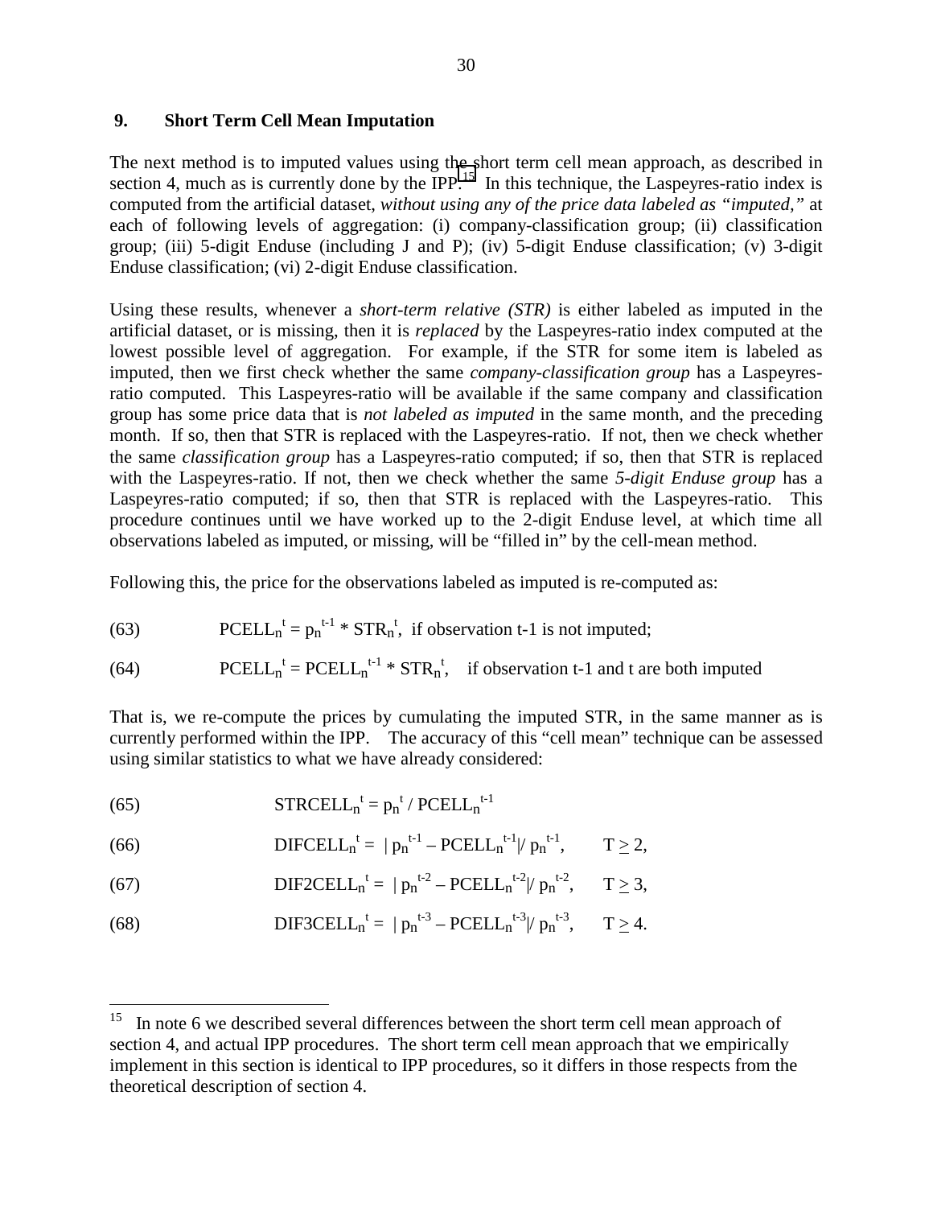## 9. Short Term Cell Mean Imputation

The next method is to imputed values using the short term cell mean approach, as described in section 4, much as is currently done by the IPP.[15] In this technique, the Laspeyres-ratio index is computed from the artificial dataset, *without using any of the price data labeled as "imputed,"* at each of following levels of aggregation: (i) company-classification group; (ii) classification group; (iii) 5-digit Enduse (including J and P); (iv) 5-digit Enduse classification; (v) 3-digit Enduse classification; (vi) 2-digit Enduse classification.

Using these results, whenever a *short-term relative (STR)* is either labeled as imputed in the artificial dataset, or is missing, then it is *replaced* by the Laspeyres-ratio index computed at the lowest possible level of aggregation. For example, if the STR for some item is labeled as imputed, then we first check whether the same *company-classification group* has a Laspeyres-ratio computed. This Laspeyres-ratio will be available if the same company and classification group has some price data that is *not labeled as imputed* in the same month, and the preceding month. If so, then that STR is replaced with the Laspeyres-ratio. If not, then we check whether the same *classification group* has a Laspeyres-ratio computed; if so, then that STR is replaced with the Laspeyres-ratio. If not, then we check whether the same *5-digit Enduse group* has a Laspeyres-ratio computed; if so, then that STR is replaced with the Laspeyres-ratio. This procedure continues until we have worked up to the 2-digit Enduse level, at which time all observations labeled as imputed, or missing, will be "filled in" by the cell-mean method.

Following this, the price for the observations labeled as imputed is re-computed as:

(63) $$PCELL_n^t = p_n^{t-1} * STR_n^t, \text{ if observation t-1 is not imputed;}$$

(64) $$PCELL_n^t = PCELL_n^{t-1} * STR_n^t, \quad \text{if observation t-1 and t are both imputed}$$

That is, we re-compute the prices by cumulating the imputed STR, in the same manner as is currently performed within the IPP. The accuracy of this "cell mean" technique can be assessed using similar statistics to what we have already considered:

(65) $$STRCELL_n^t = p_n^t / PCELL_n^{t-1}$$

(66) $$DIFCELL_n^t = | p_n^{t-1} - PCELL_n^{t-1}| / p_n^{t-1}, \qquad T \geq 2,$$

(67) $$DIF2CELL_n^t = | p_n^{t-2} - PCELL_n^{t-2}| / p_n^{t-2}, \qquad T \geq 3,$$

(68) $$DIF3CELL_n^t = | p_n^{t-3} - PCELL_n^{t-3}| / p_n^{t-3}, \qquad T \geq 4.$$

---

[15] In note 6 we described several differences between the short term cell mean approach of section 4, and actual IPP procedures. The short term cell mean approach that we empirically implement in this section is identical to IPP procedures, so it differs in those respects from the theoretical description of section 4.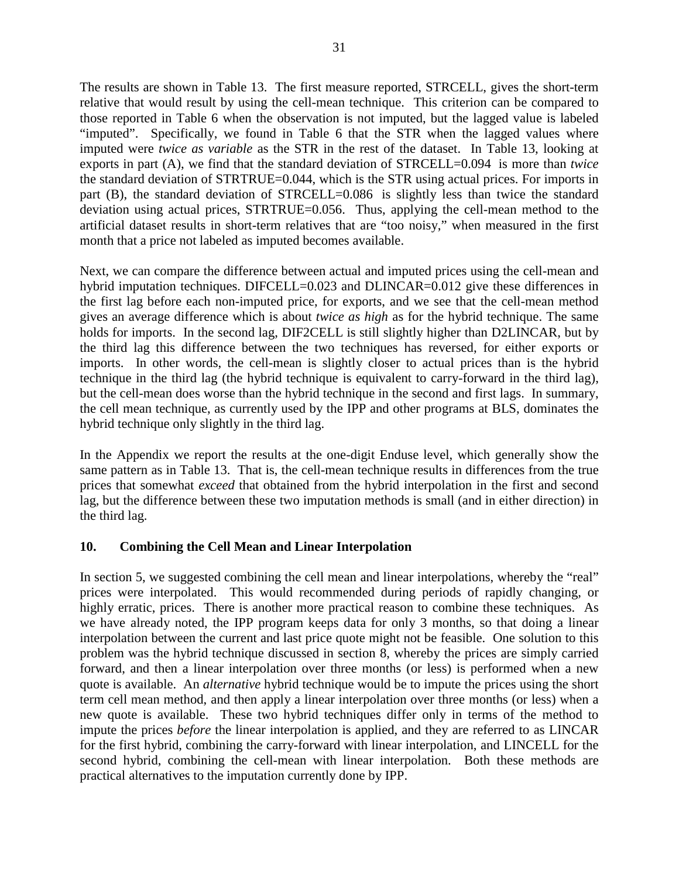The results are shown in Table 13. The first measure reported, STRCELL, gives the short-term relative that would result by using the cell-mean technique. This criterion can be compared to those reported in Table 6 when the observation is not imputed, but the lagged value is labeled "imputed". Specifically, we found in Table 6 that the STR when the lagged values where imputed were *twice as variable* as the STR in the rest of the dataset. In Table 13, looking at exports in part (A), we find that the standard deviation of STRCELL=0.094 is more than *twice* the standard deviation of STRTRUE=0.044, which is the STR using actual prices. For imports in part (B), the standard deviation of STRCELL=0.086 is slightly less than twice the standard deviation using actual prices, STRTRUE=0.056. Thus, applying the cell-mean method to the artificial dataset results in short-term relatives that are "too noisy," when measured in the first month that a price not labeled as imputed becomes available.

Next, we can compare the difference between actual and imputed prices using the cell-mean and hybrid imputation techniques. DIFCELL=0.023 and DLINCAR=0.012 give these differences in the first lag before each non-imputed price, for exports, and we see that the cell-mean method gives an average difference which is about *twice as high* as for the hybrid technique. The same holds for imports. In the second lag, DIF2CELL is still slightly higher than D2LINCAR, but by the third lag this difference between the two techniques has reversed, for either exports or imports. In other words, the cell-mean is slightly closer to actual prices than is the hybrid technique in the third lag (the hybrid technique is equivalent to carry-forward in the third lag), but the cell-mean does worse than the hybrid technique in the second and first lags. In summary, the cell mean technique, as currently used by the IPP and other programs at BLS, dominates the hybrid technique only slightly in the third lag.

In the Appendix we report the results at the one-digit Enduse level, which generally show the same pattern as in Table 13. That is, the cell-mean technique results in differences from the true prices that somewhat *exceed* that obtained from the hybrid interpolation in the first and second lag, but the difference between these two imputation methods is small (and in either direction) in the third lag.

## 10. Combining the Cell Mean and Linear Interpolation

In section 5, we suggested combining the cell mean and linear interpolations, whereby the "real" prices were interpolated. This would recommended during periods of rapidly changing, or highly erratic, prices. There is another more practical reason to combine these techniques. As we have already noted, the IPP program keeps data for only 3 months, so that doing a linear interpolation between the current and last price quote might not be feasible. One solution to this problem was the hybrid technique discussed in section 8, whereby the prices are simply carried forward, and then a linear interpolation over three months (or less) is performed when a new quote is available. An *alternative* hybrid technique would be to impute the prices using the short term cell mean method, and then apply a linear interpolation over three months (or less) when a new quote is available. These two hybrid techniques differ only in terms of the method to impute the prices *before* the linear interpolation is applied, and they are referred to as LINCAR for the first hybrid, combining the carry-forward with linear interpolation, and LINCELL for the second hybrid, combining the cell-mean with linear interpolation. Both these methods are practical alternatives to the imputation currently done by IPP.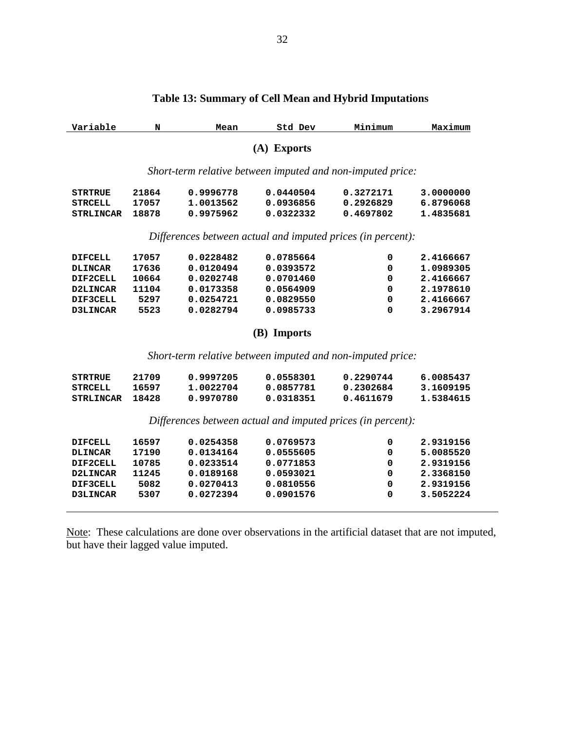**Table 13: Summary of Cell Mean and Hybrid Imputations**

| Variable | N | Mean | Std Dev | Minimum | Maximum |
|---|---|---|---|---|---|
| **(A) Exports** | | | | | |
| *Short-term relative between imputed and non-imputed price:* | | | | | |
| STRTRUE | 21864 | 0.9996778 | 0.0440504 | 0.3272171 | 3.0000000 |
| STRCELL | 17057 | 1.0013562 | 0.0936856 | 0.2926829 | 6.8796068 |
| STRLINCAR | 18878 | 0.9975962 | 0.0322332 | 0.4697802 | 1.4835681 |
| *Differences between actual and imputed prices (in percent):* | | | | | |
| DIFCELL | 17057 | 0.0228482 | 0.0785664 | 0 | 2.4166667 |
| DLINCAR | 17636 | 0.0120494 | 0.0393572 | 0 | 1.0989305 |
| DIF2CELL | 10664 | 0.0202748 | 0.0701460 | 0 | 2.4166667 |
| D2LINCAR | 11104 | 0.0173358 | 0.0564909 | 0 | 2.1978610 |
| DIF3CELL | 5297 | 0.0254721 | 0.0829550 | 0 | 2.4166667 |
| D3LINCAR | 5523 | 0.0282794 | 0.0985733 | 0 | 3.2967914 |
| **(B) Imports** | | | | | |
| *Short-term relative between imputed and non-imputed price:* | | | | | |
| STRTRUE | 21709 | 0.9997205 | 0.0558301 | 0.2290744 | 6.0085437 |
| STRCELL | 16597 | 1.0022704 | 0.0857781 | 0.2302684 | 3.1609195 |
| STRLINCAR | 18428 | 0.9970780 | 0.0318351 | 0.4611679 | 1.5384615 |
| *Differences between actual and imputed prices (in percent):* | | | | | |
| DIFCELL | 16597 | 0.0254358 | 0.0769573 | 0 | 2.9319156 |
| DLINCAR | 17190 | 0.0134164 | 0.0555605 | 0 | 5.0085520 |
| DIF2CELL | 10785 | 0.0233514 | 0.0771853 | 0 | 2.9319156 |
| D2LINCAR | 11245 | 0.0189168 | 0.0593021 | 0 | 2.3368150 |
| DIF3CELL | 5082 | 0.0270413 | 0.0810556 | 0 | 2.9319156 |
| D3LINCAR | 5307 | 0.0272394 | 0.0901576 | 0 | 3.5052224 |

Note: These calculations are done over observations in the artificial dataset that are not imputed, but have their lagged value imputed.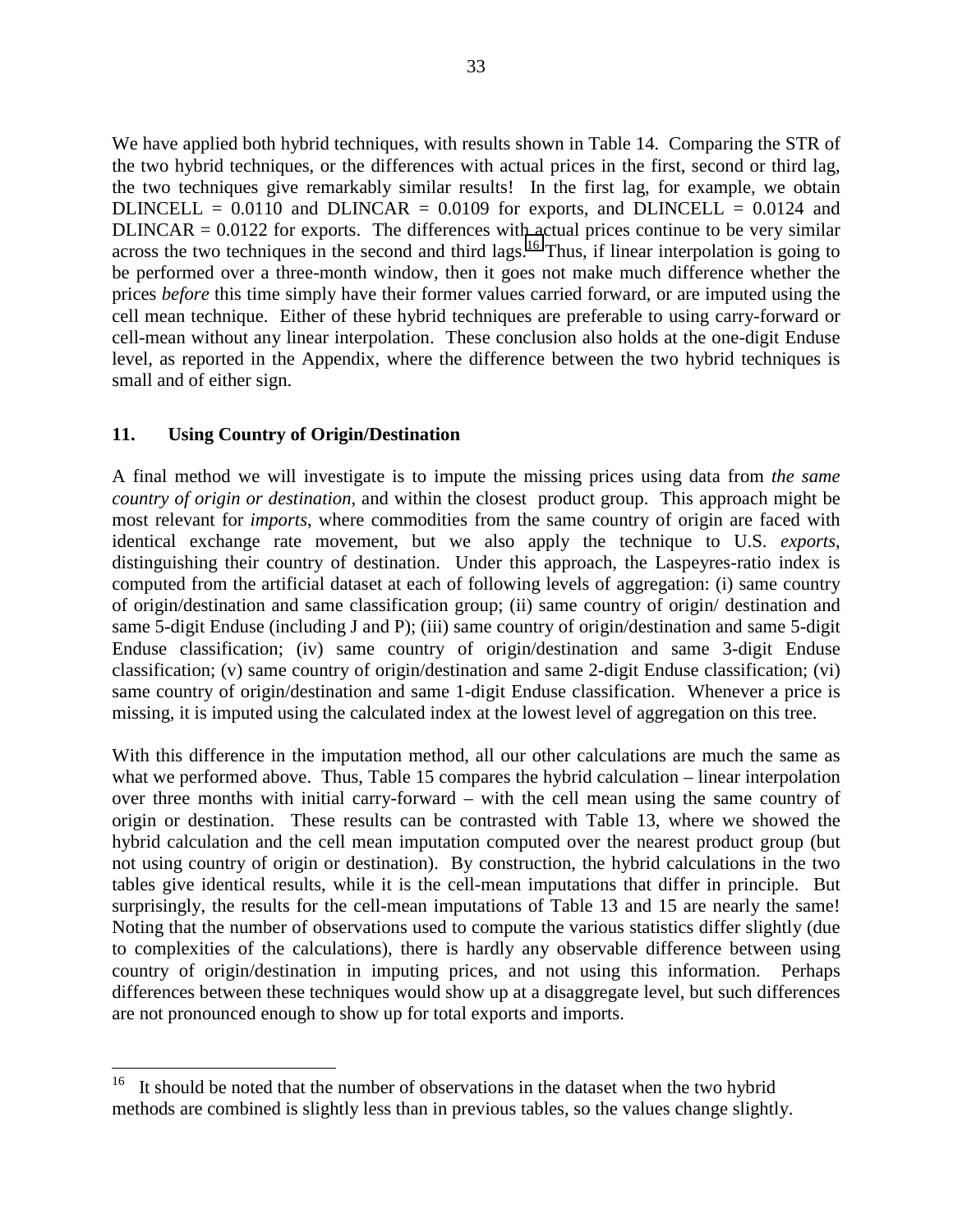We have applied both hybrid techniques, with results shown in Table 14. Comparing the STR of the two hybrid techniques, or the differences with actual prices in the first, second or third lag, the two techniques give remarkably similar results! In the first lag, for example, we obtain DLINCELL = 0.0110 and DLINCAR = 0.0109 for exports, and DLINCELL = 0.0124 and DLINCAR = 0.0122 for exports. The differences with actual prices continue to be very similar across the two techniques in the second and third lags.[16] Thus, if linear interpolation is going to be performed over a three-month window, then it goes not make much difference whether the prices *before* this time simply have their former values carried forward, or are imputed using the cell mean technique. Either of these hybrid techniques are preferable to using carry-forward or cell-mean without any linear interpolation. These conclusion also holds at the one-digit Enduse level, as reported in the Appendix, where the difference between the two hybrid techniques is small and of either sign.

## 11. Using Country of Origin/Destination

A final method we will investigate is to impute the missing prices using data from *the same country of origin or destination*, and within the closest product group. This approach might be most relevant for *imports*, where commodities from the same country of origin are faced with identical exchange rate movement, but we also apply the technique to U.S. *exports*, distinguishing their country of destination. Under this approach, the Laspeyres-ratio index is computed from the artificial dataset at each of following levels of aggregation: (i) same country of origin/destination and same classification group; (ii) same country of origin/ destination and same 5-digit Enduse (including J and P); (iii) same country of origin/destination and same 5-digit Enduse classification; (iv) same country of origin/destination and same 3-digit Enduse classification; (v) same country of origin/destination and same 2-digit Enduse classification; (vi) same country of origin/destination and same 1-digit Enduse classification. Whenever a price is missing, it is imputed using the calculated index at the lowest level of aggregation on this tree.

With this difference in the imputation method, all our other calculations are much the same as what we performed above. Thus, Table 15 compares the hybrid calculation – linear interpolation over three months with initial carry-forward – with the cell mean using the same country of origin or destination. These results can be contrasted with Table 13, where we showed the hybrid calculation and the cell mean imputation computed over the nearest product group (but not using country of origin or destination). By construction, the hybrid calculations in the two tables give identical results, while it is the cell-mean imputations that differ in principle. But surprisingly, the results for the cell-mean imputations of Table 13 and 15 are nearly the same! Noting that the number of observations used to compute the various statistics differ slightly (due to complexities of the calculations), there is hardly any observable difference between using country of origin/destination in imputing prices, and not using this information. Perhaps differences between these techniques would show up at a disaggregate level, but such differences are not pronounced enough to show up for total exports and imports.

---

[16] It should be noted that the number of observations in the dataset when the two hybrid methods are combined is slightly less than in previous tables, so the values change slightly.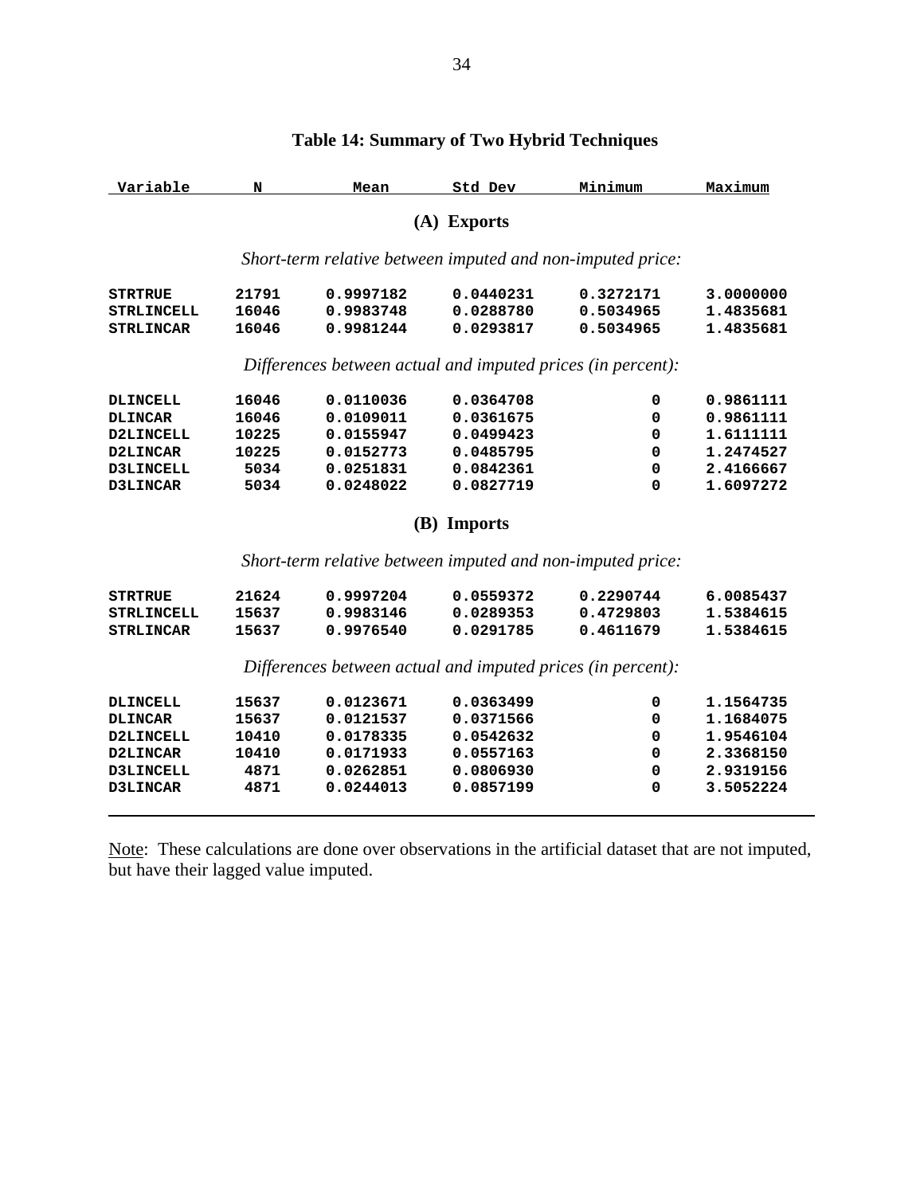## Table 14: Summary of Two Hybrid Techniques

| Variable | N | Mean | Std Dev | Minimum | Maximum |
|---|---|---|---|---|---|
| **(A) Exports** | | | | | |
| *Short-term relative between imputed and non-imputed price:* | | | | | |
| STRTRUE | 21791 | 0.9997182 | 0.0440231 | 0.3272171 | 3.0000000 |
| STRLINCELL | 16046 | 0.9983748 | 0.0288780 | 0.5034965 | 1.4835681 |
| STRLINCAR | 16046 | 0.9981244 | 0.0293817 | 0.5034965 | 1.4835681 |
| *Differences between actual and imputed prices (in percent):* | | | | | |
| DLINCELL | 16046 | 0.0110036 | 0.0364708 | 0 | 0.9861111 |
| DLINCAR | 16046 | 0.0109011 | 0.0361675 | 0 | 0.9861111 |
| D2LINCELL | 10225 | 0.0155947 | 0.0499423 | 0 | 1.6111111 |
| D2LINCAR | 10225 | 0.0152773 | 0.0485795 | 0 | 1.2474527 |
| D3LINCELL | 5034 | 0.0251831 | 0.0842361 | 0 | 2.4166667 |
| D3LINCAR | 5034 | 0.0248022 | 0.0827719 | 0 | 1.6097272 |
| **(B) Imports** | | | | | |
| *Short-term relative between imputed and non-imputed price:* | | | | | |
| STRTRUE | 21624 | 0.9997204 | 0.0559372 | 0.2290744 | 6.0085437 |
| STRLINCELL | 15637 | 0.9983146 | 0.0289353 | 0.4729803 | 1.5384615 |
| STRLINCAR | 15637 | 0.9976540 | 0.0291785 | 0.4611679 | 1.5384615 |
| *Differences between actual and imputed prices (in percent):* | | | | | |
| DLINCELL | 15637 | 0.0123671 | 0.0363499 | 0 | 1.1564735 |
| DLINCAR | 15637 | 0.0121537 | 0.0371566 | 0 | 1.1684075 |
| D2LINCELL | 10410 | 0.0178335 | 0.0542632 | 0 | 1.9546104 |
| D2LINCAR | 10410 | 0.0171933 | 0.0557163 | 0 | 2.3368150 |
| D3LINCELL | 4871 | 0.0262851 | 0.0806930 | 0 | 2.9319156 |
| D3LINCAR | 4871 | 0.0244013 | 0.0857199 | 0 | 3.5052224 |

Note: These calculations are done over observations in the artificial dataset that are not imputed, but have their lagged value imputed.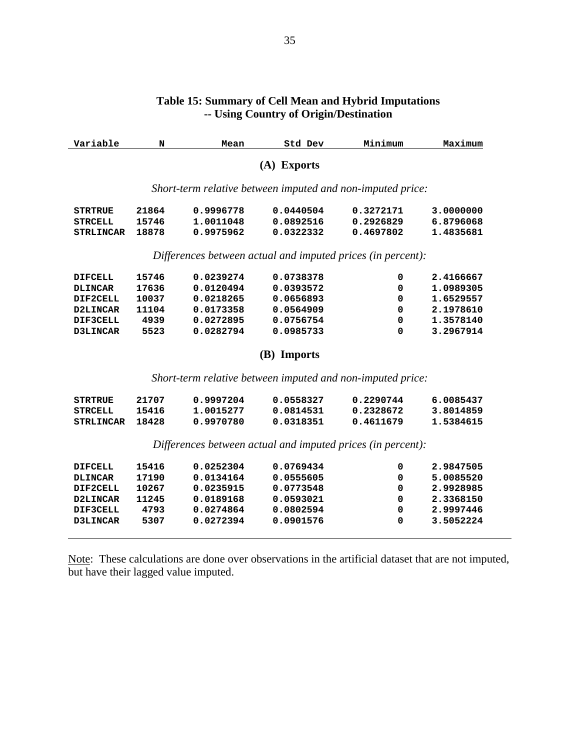**Table 15: Summary of Cell Mean and Hybrid Imputations -- Using Country of Origin/Destination**

| Variable | N | Mean | Std Dev | Minimum | Maximum |
|---|---|---|---|---|---|
| **(A) Exports** | | | | | |
| *Short-term relative between imputed and non-imputed price:* | | | | | |
| STRTRUE | 21864 | 0.9996778 | 0.0440504 | 0.3272171 | 3.0000000 |
| STRCELL | 15746 | 1.0011048 | 0.0892516 | 0.2926829 | 6.8796068 |
| STRLINCAR | 18878 | 0.9975962 | 0.0322332 | 0.4697802 | 1.4835681 |
| *Differences between actual and imputed prices (in percent):* | | | | | |
| DIFCELL | 15746 | 0.0239274 | 0.0738378 | 0 | 2.4166667 |
| DLINCAR | 17636 | 0.0120494 | 0.0393572 | 0 | 1.0989305 |
| DIF2CELL | 10037 | 0.0218265 | 0.0656893 | 0 | 1.6529557 |
| D2LINCAR | 11104 | 0.0173358 | 0.0564909 | 0 | 2.1978610 |
| DIF3CELL | 4939 | 0.0272895 | 0.0756754 | 0 | 1.3578140 |
| D3LINCAR | 5523 | 0.0282794 | 0.0985733 | 0 | 3.2967914 |
| **(B) Imports** | | | | | |
| *Short-term relative between imputed and non-imputed price:* | | | | | |
| STRTRUE | 21707 | 0.9997204 | 0.0558327 | 0.2290744 | 6.0085437 |
| STRCELL | 15416 | 1.0015277 | 0.0814531 | 0.2328672 | 3.8014859 |
| STRLINCAR | 18428 | 0.9970780 | 0.0318351 | 0.4611679 | 1.5384615 |
| *Differences between actual and imputed prices (in percent):* | | | | | |
| DIFCELL | 15416 | 0.0252304 | 0.0769434 | 0 | 2.9847505 |
| DLINCAR | 17190 | 0.0134164 | 0.0555605 | 0 | 5.0085520 |
| DIF2CELL | 10267 | 0.0235915 | 0.0773548 | 0 | 2.9928985 |
| D2LINCAR | 11245 | 0.0189168 | 0.0593021 | 0 | 2.3368150 |
| DIF3CELL | 4793 | 0.0274864 | 0.0802594 | 0 | 2.9997446 |
| D3LINCAR | 5307 | 0.0272394 | 0.0901576 | 0 | 3.5052224 |

Note: These calculations are done over observations in the artificial dataset that are not imputed, but have their lagged value imputed.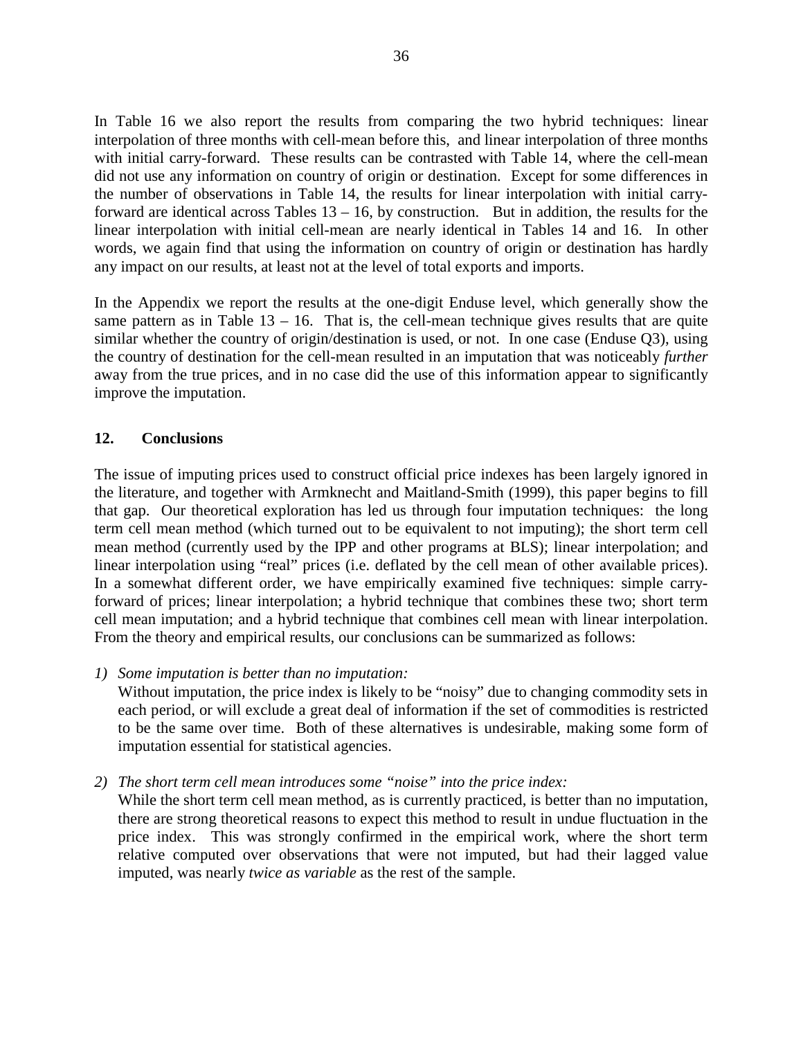In Table 16 we also report the results from comparing the two hybrid techniques: linear interpolation of three months with cell-mean before this, and linear interpolation of three months with initial carry-forward. These results can be contrasted with Table 14, where the cell-mean did not use any information on country of origin or destination. Except for some differences in the number of observations in Table 14, the results for linear interpolation with initial carry-forward are identical across Tables 13 – 16, by construction. But in addition, the results for the linear interpolation with initial cell-mean are nearly identical in Tables 14 and 16. In other words, we again find that using the information on country of origin or destination has hardly any impact on our results, at least not at the level of total exports and imports.

In the Appendix we report the results at the one-digit Enduse level, which generally show the same pattern as in Table 13 – 16. That is, the cell-mean technique gives results that are quite similar whether the country of origin/destination is used, or not. In one case (Enduse Q3), using the country of destination for the cell-mean resulted in an imputation that was noticeably *further* away from the true prices, and in no case did the use of this information appear to significantly improve the imputation.

## 12. Conclusions

The issue of imputing prices used to construct official price indexes has been largely ignored in the literature, and together with Armknecht and Maitland-Smith (1999), this paper begins to fill that gap. Our theoretical exploration has led us through four imputation techniques: the long term cell mean method (which turned out to be equivalent to not imputing); the short term cell mean method (currently used by the IPP and other programs at BLS); linear interpolation; and linear interpolation using "real" prices (i.e. deflated by the cell mean of other available prices). In a somewhat different order, we have empirically examined five techniques: simple carry-forward of prices; linear interpolation; a hybrid technique that combines these two; short term cell mean imputation; and a hybrid technique that combines cell mean with linear interpolation. From the theory and empirical results, our conclusions can be summarized as follows:

1) *Some imputation is better than no imputation:*
   Without imputation, the price index is likely to be "noisy" due to changing commodity sets in each period, or will exclude a great deal of information if the set of commodities is restricted to be the same over time. Both of these alternatives is undesirable, making some form of imputation essential for statistical agencies.

2) *The short term cell mean introduces some "noise" into the price index:*
   While the short term cell mean method, as is currently practiced, is better than no imputation, there are strong theoretical reasons to expect this method to result in undue fluctuation in the price index. This was strongly confirmed in the empirical work, where the short term relative computed over observations that were not imputed, but had their lagged value imputed, was nearly *twice as variable* as the rest of the sample.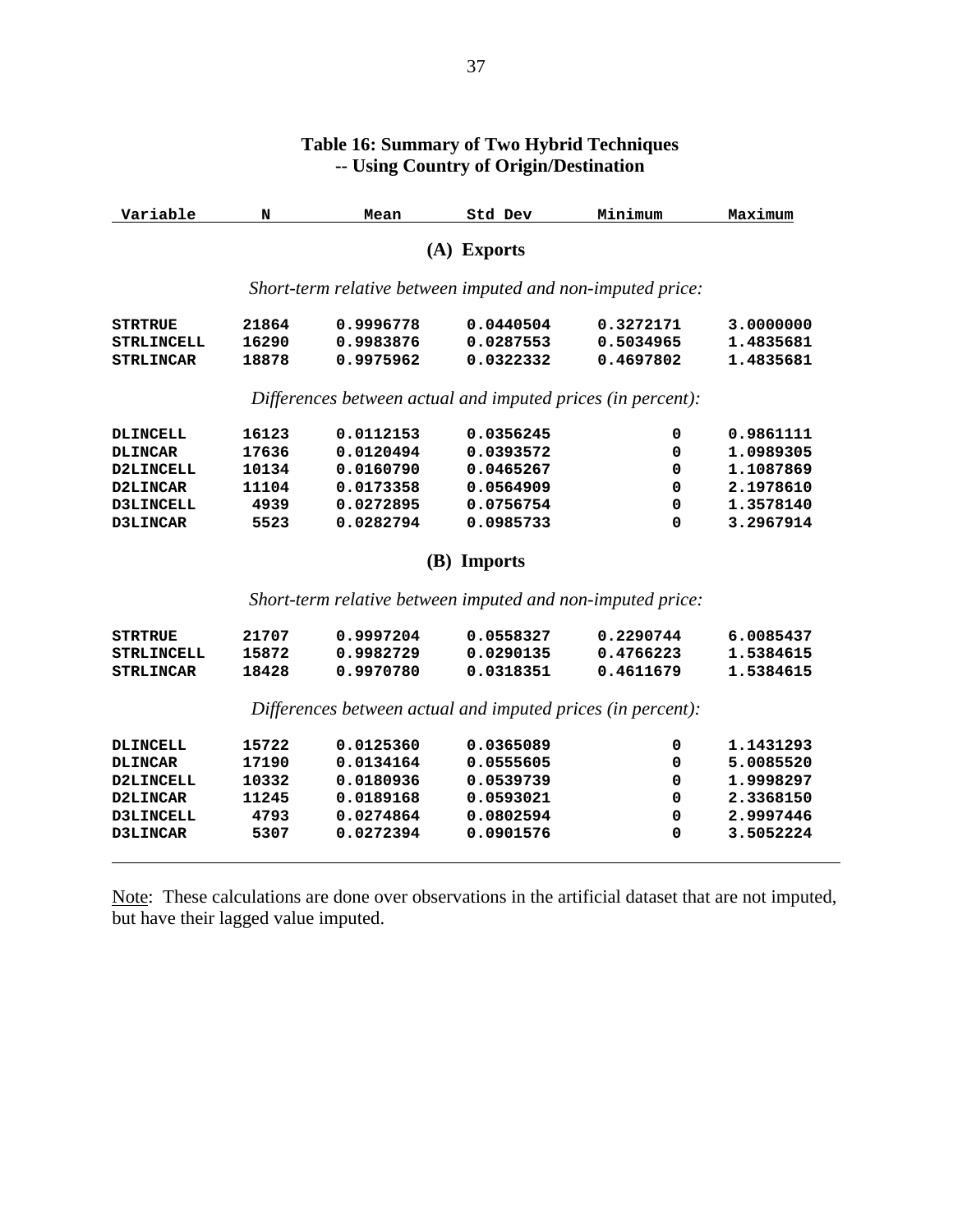**Table 16: Summary of Two Hybrid Techniques**
**-- Using Country of Origin/Destination**

| Variable | N | Mean | Std Dev | Minimum | Maximum |
|---|---|---|---|---|---|
| | | **(A) Exports** | | | |
| | | *Short-term relative between imputed and non-imputed price:* | | | |
| **STRTRUE** | 21864 | 0.9996778 | 0.0440504 | 0.3272171 | 3.0000000 |
| **STRLINCELL** | 16290 | 0.9983876 | 0.0287553 | 0.5034965 | 1.4835681 |
| **STRLINCAR** | 18878 | 0.9975962 | 0.0322332 | 0.4697802 | 1.4835681 |
| | | *Differences between actual and imputed prices (in percent):* | | | |
| **DLINCELL** | 16123 | 0.0112153 | 0.0356245 | 0 | 0.9861111 |
| **DLINCAR** | 17636 | 0.0120494 | 0.0393572 | 0 | 1.0989305 |
| **D2LINCELL** | 10134 | 0.0160790 | 0.0465267 | 0 | 1.1087869 |
| **D2LINCAR** | 11104 | 0.0173358 | 0.0564909 | 0 | 2.1978610 |
| **D3LINCELL** | 4939 | 0.0272895 | 0.0756754 | 0 | 1.3578140 |
| **D3LINCAR** | 5523 | 0.0282794 | 0.0985733 | 0 | 3.2967914 |
| | | **(B) Imports** | | | |
| | | *Short-term relative between imputed and non-imputed price:* | | | |
| **STRTRUE** | 21707 | 0.9997204 | 0.0558327 | 0.2290744 | 6.0085437 |
| **STRLINCELL** | 15872 | 0.9982729 | 0.0290135 | 0.4766223 | 1.5384615 |
| **STRLINCAR** | 18428 | 0.9970780 | 0.0318351 | 0.4611679 | 1.5384615 |
| | | *Differences between actual and imputed prices (in percent):* | | | |
| **DLINCELL** | 15722 | 0.0125360 | 0.0365089 | 0 | 1.1431293 |
| **DLINCAR** | 17190 | 0.0134164 | 0.0555605 | 0 | 5.0085520 |
| **D2LINCELL** | 10332 | 0.0180936 | 0.0539739 | 0 | 1.9998297 |
| **D2LINCAR** | 11245 | 0.0189168 | 0.0593021 | 0 | 2.3368150 |
| **D3LINCELL** | 4793 | 0.0274864 | 0.0802594 | 0 | 2.9997446 |
| **D3LINCAR** | 5307 | 0.0272394 | 0.0901576 | 0 | 3.5052224 |

Note: These calculations are done over observations in the artificial dataset that are not imputed, but have their lagged value imputed.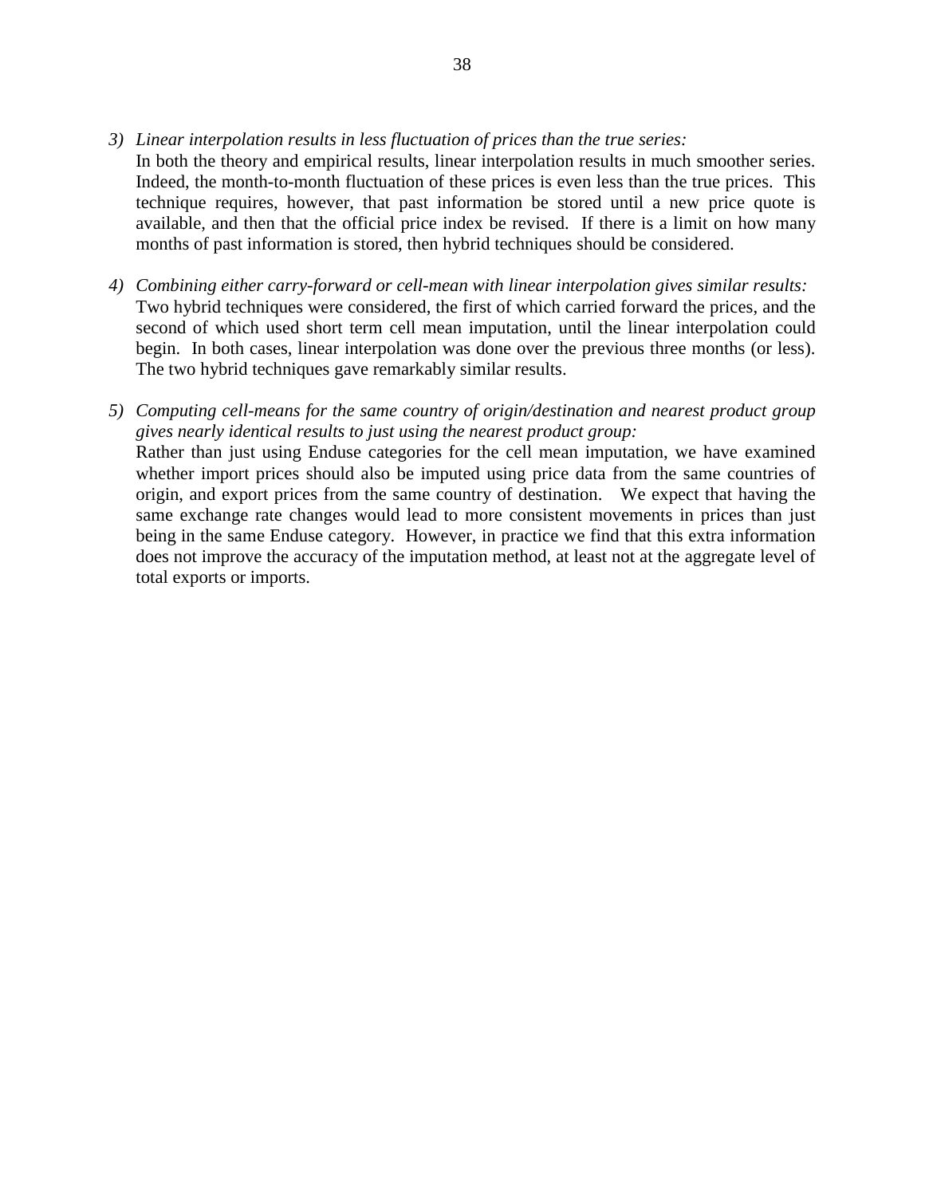3) *Linear interpolation results in less fluctuation of prices than the true series:*
   In both the theory and empirical results, linear interpolation results in much smoother series. Indeed, the month-to-month fluctuation of these prices is even less than the true prices. This technique requires, however, that past information be stored until a new price quote is available, and then that the official price index be revised. If there is a limit on how many months of past information is stored, then hybrid techniques should be considered.

4) *Combining either carry-forward or cell-mean with linear interpolation gives similar results:*
   Two hybrid techniques were considered, the first of which carried forward the prices, and the second of which used short term cell mean imputation, until the linear interpolation could begin. In both cases, linear interpolation was done over the previous three months (or less). The two hybrid techniques gave remarkably similar results.

5) *Computing cell-means for the same country of origin/destination and nearest product group gives nearly identical results to just using the nearest product group:*
   Rather than just using Enduse categories for the cell mean imputation, we have examined whether import prices should also be imputed using price data from the same countries of origin, and export prices from the same country of destination. We expect that having the same exchange rate changes would lead to more consistent movements in prices than just being in the same Enduse category. However, in practice we find that this extra information does not improve the accuracy of the imputation method, at least not at the aggregate level of total exports or imports.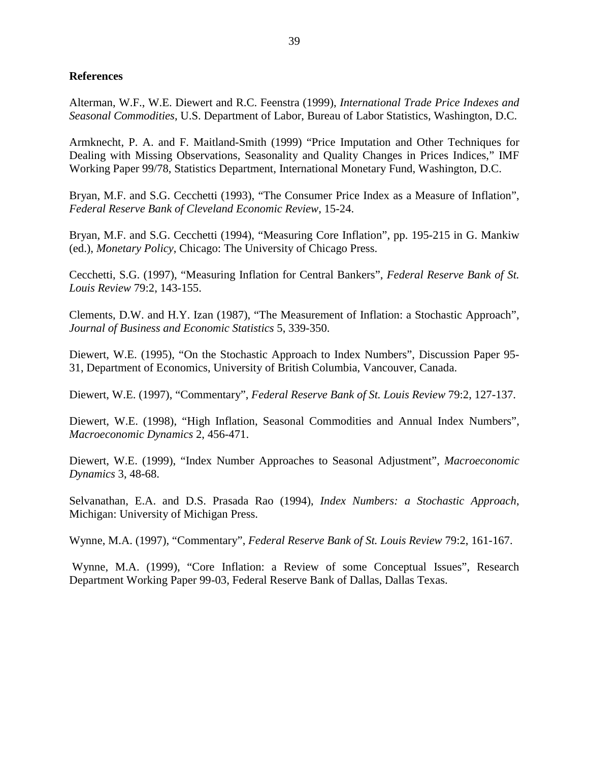**References**

Alterman, W.F., W.E. Diewert and R.C. Feenstra (1999), *International Trade Price Indexes and Seasonal Commodities*, U.S. Department of Labor, Bureau of Labor Statistics, Washington, D.C.

Armknecht, P. A. and F. Maitland-Smith (1999) "Price Imputation and Other Techniques for Dealing with Missing Observations, Seasonality and Quality Changes in Prices Indices," IMF Working Paper 99/78, Statistics Department, International Monetary Fund, Washington, D.C.

Bryan, M.F. and S.G. Cecchetti (1993), "The Consumer Price Index as a Measure of Inflation", *Federal Reserve Bank of Cleveland Economic Review*, 15-24.

Bryan, M.F. and S.G. Cecchetti (1994), "Measuring Core Inflation", pp. 195-215 in G. Mankiw (ed.), *Monetary Policy*, Chicago: The University of Chicago Press.

Cecchetti, S.G. (1997), "Measuring Inflation for Central Bankers", *Federal Reserve Bank of St. Louis Review* 79:2, 143-155.

Clements, D.W. and H.Y. Izan (1987), "The Measurement of Inflation: a Stochastic Approach", *Journal of Business and Economic Statistics* 5, 339-350.

Diewert, W.E. (1995), "On the Stochastic Approach to Index Numbers", Discussion Paper 95-31, Department of Economics, University of British Columbia, Vancouver, Canada.

Diewert, W.E. (1997), "Commentary", *Federal Reserve Bank of St. Louis Review* 79:2, 127-137.

Diewert, W.E. (1998), "High Inflation, Seasonal Commodities and Annual Index Numbers", *Macroeconomic Dynamics* 2, 456-471.

Diewert, W.E. (1999), "Index Number Approaches to Seasonal Adjustment", *Macroeconomic Dynamics* 3, 48-68.

Selvanathan, E.A. and D.S. Prasada Rao (1994), *Index Numbers: a Stochastic Approach*, Michigan: University of Michigan Press.

Wynne, M.A. (1997), "Commentary", *Federal Reserve Bank of St. Louis Review* 79:2, 161-167.

Wynne, M.A. (1999), "Core Inflation: a Review of some Conceptual Issues", Research Department Working Paper 99-03, Federal Reserve Bank of Dallas, Dallas Texas.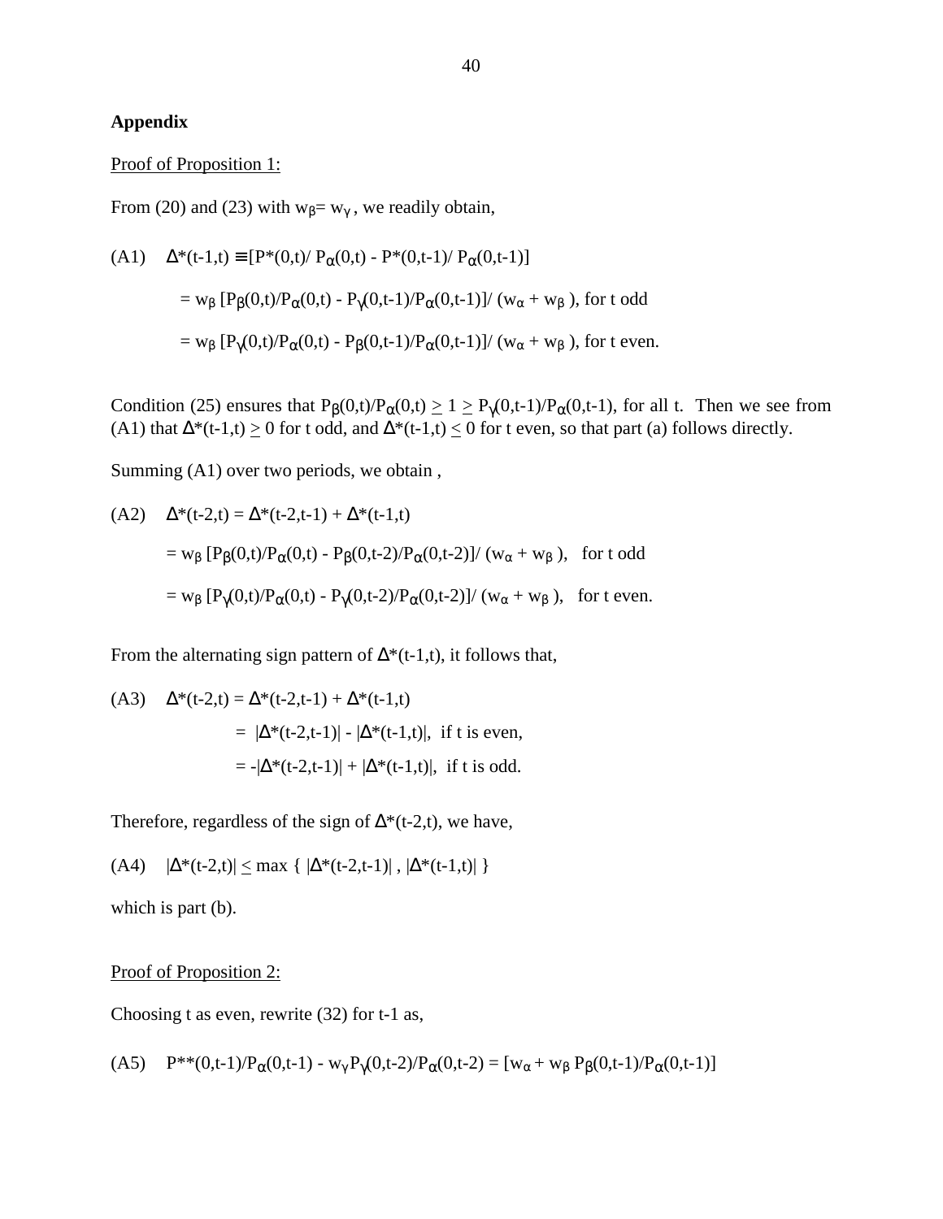## Appendix

Proof of Proposition 1:

From (20) and (23) with $w_\beta = w_\gamma$, we readily obtain,

(A1) $\Delta^*(t\text{-}1,t) \equiv [P^*(0,t)/ P_\alpha(0,t) - P^*(0,t\text{-}1)/ P_\alpha(0,t\text{-}1)]$

$= w_\beta\, [P_\beta(0,t)/P_\alpha(0,t) - P_\gamma(0,t\text{-}1)/P_\alpha(0,t\text{-}1)]/ (w_\alpha + w_\beta)$, for t odd

$= w_\beta\, [P_\gamma(0,t)/P_\alpha(0,t) - P_\beta(0,t\text{-}1)/P_\alpha(0,t\text{-}1)]/ (w_\alpha + w_\beta)$, for t even.

Condition (25) ensures that $P_\beta(0,t)/P_\alpha(0,t) \geq 1 \geq P_\gamma(0,t\text{-}1)/P_\alpha(0,t\text{-}1)$, for all t. Then we see from (A1) that $\Delta^*(t\text{-}1,t) \geq 0$ for t odd, and $\Delta^*(t\text{-}1,t) \leq 0$ for t even, so that part (a) follows directly.

Summing (A1) over two periods, we obtain ,

(A2) $\Delta^*(t\text{-}2,t) = \Delta^*(t\text{-}2,t\text{-}1) + \Delta^*(t\text{-}1,t)$

$= w_\beta\, [P_\beta(0,t)/P_\alpha(0,t) - P_\beta(0,t\text{-}2)/P_\alpha(0,t\text{-}2)]/ (w_\alpha + w_\beta)$, for t odd

$= w_\beta\, [P_\gamma(0,t)/P_\alpha(0,t) - P_\gamma(0,t\text{-}2)/P_\alpha(0,t\text{-}2)]/ (w_\alpha + w_\beta)$, for t even.

From the alternating sign pattern of $\Delta^*(t\text{-}1,t)$, it follows that,

(A3) $\Delta^*(t\text{-}2,t) = \Delta^*(t\text{-}2,t\text{-}1) + \Delta^*(t\text{-}1,t)$

$= |\Delta^*(t\text{-}2,t\text{-}1)| - |\Delta^*(t\text{-}1,t)|$, if t is even,

$= -|\Delta^*(t\text{-}2,t\text{-}1)| + |\Delta^*(t\text{-}1,t)|$, if t is odd.

Therefore, regardless of the sign of $\Delta^*(t\text{-}2,t)$, we have,

(A4) $|\Delta^*(t\text{-}2,t)| \leq \max \{ |\Delta^*(t\text{-}2,t\text{-}1)| , |\Delta^*(t\text{-}1,t)| \}$

which is part (b).

Proof of Proposition 2:

Choosing t as even, rewrite (32) for t-1 as,

(A5) $P^{**}(0,t\text{-}1)/P_\alpha(0,t\text{-}1) - w_\gamma P_\gamma(0,t\text{-}2)/P_\alpha(0,t\text{-}2) = [w_\alpha + w_\beta\, P_\beta(0,t\text{-}1)/P_\alpha(0,t\text{-}1)]$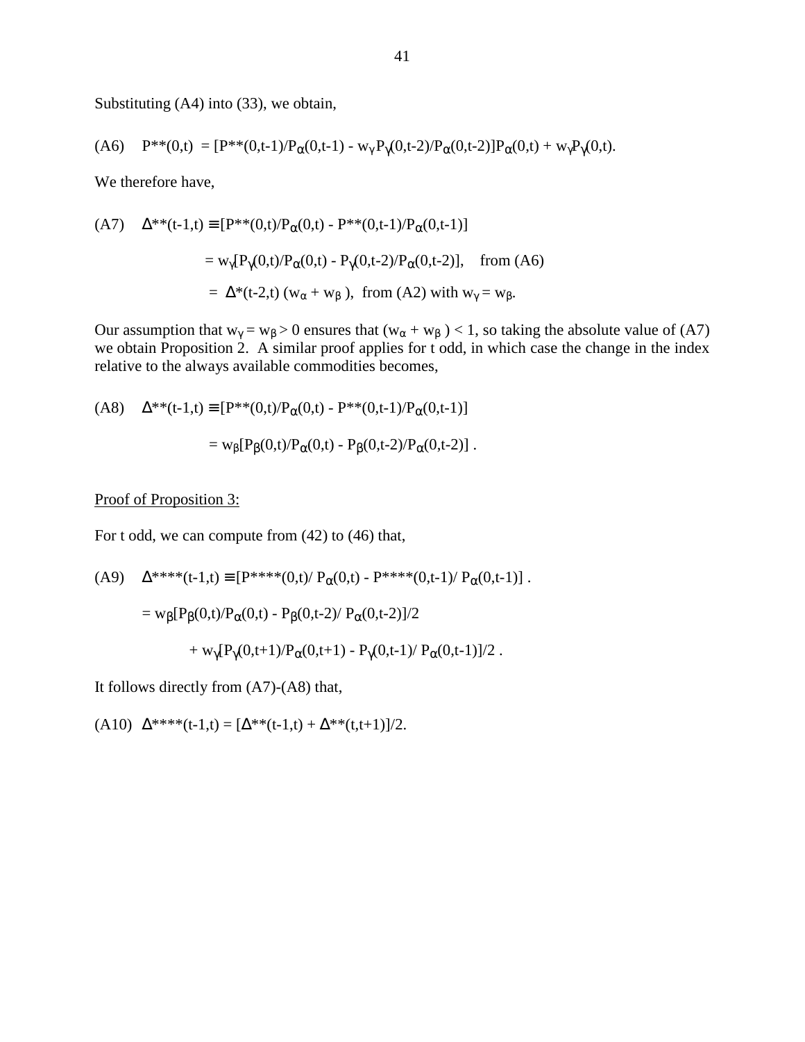Substituting (A4) into (33), we obtain,

$$\text{(A6)} \quad P^{**}(0,t) = [P^{**}(0,t-1)/P_{\alpha}(0,t-1) - w_{\gamma}P_{\gamma}(0,t-2)/P_{\alpha}(0,t-2)]P_{\alpha}(0,t) + w_{\gamma}P_{\gamma}(0,t).$$

We therefore have,

$$\text{(A7)} \quad \Delta^{**}(t-1,t) \equiv [P^{**}(0,t)/P_{\alpha}(0,t) - P^{**}(0,t-1)/P_{\alpha}(0,t-1)]$$

$$= w_{\gamma}[P_{\gamma}(0,t)/P_{\alpha}(0,t) - P_{\gamma}(0,t-2)/P_{\alpha}(0,t-2)], \quad \text{from (A6)}$$

$$= \Delta^{*}(t-2,t)\,(w_{\alpha} + w_{\beta}), \ \text{ from (A2) with } w_{\gamma} = w_{\beta}.$$

Our assumption that $w_{\gamma} = w_{\beta} > 0$ ensures that $(w_{\alpha} + w_{\beta}) < 1$, so taking the absolute value of (A7) we obtain Proposition 2. A similar proof applies for t odd, in which case the change in the index relative to the always available commodities becomes,

$$\text{(A8)} \quad \Delta^{**}(t-1,t) \equiv [P^{**}(0,t)/P_{\alpha}(0,t) - P^{**}(0,t-1)/P_{\alpha}(0,t-1)]$$

$$= w_{\beta}[P_{\beta}(0,t)/P_{\alpha}(0,t) - P_{\beta}(0,t-2)/P_{\alpha}(0,t-2)] .$$

<u>Proof of Proposition 3:</u>

For t odd, we can compute from (42) to (46) that,

$$\text{(A9)} \quad \Delta^{****}(t-1,t) \equiv [P^{****}(0,t)/ P_{\alpha}(0,t) - P^{****}(0,t-1)/ P_{\alpha}(0,t-1)] .$$

$$= w_{\beta}[P_{\beta}(0,t)/P_{\alpha}(0,t) - P_{\beta}(0,t-2)/ P_{\alpha}(0,t-2)]/2$$

$$+ w_{\gamma}[P_{\gamma}(0,t+1)/P_{\alpha}(0,t+1) - P_{\gamma}(0,t-1)/ P_{\alpha}(0,t-1)]/2 .$$

It follows directly from (A7)-(A8) that,

$$\text{(A10)} \quad \Delta^{****}(t-1,t) = [\Delta^{**}(t-1,t) + \Delta^{**}(t,t+1)]/2.$$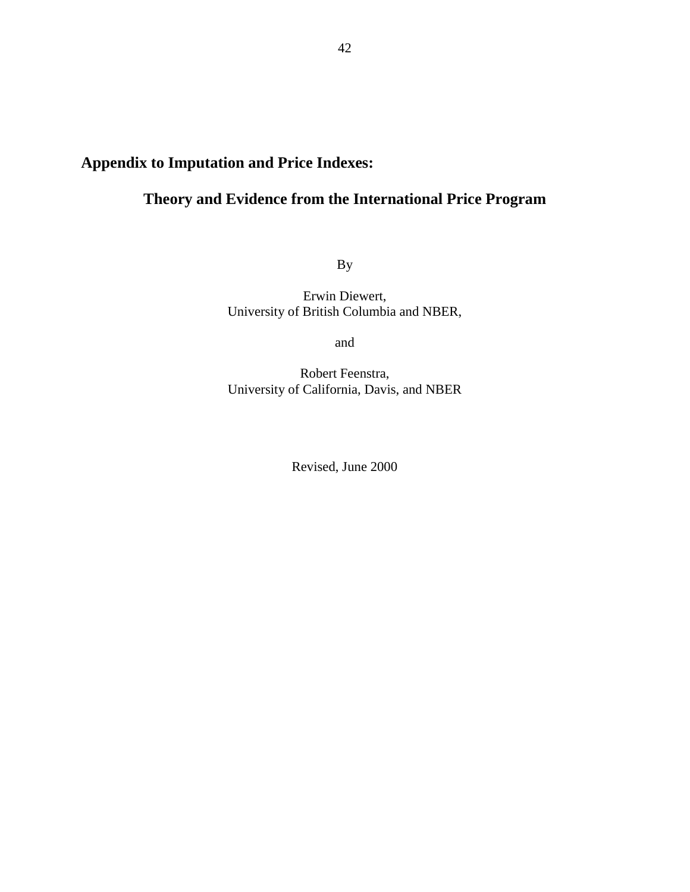# Appendix to Imputation and Price Indexes:

## Theory and Evidence from the International Price Program

By

Erwin Diewert,
University of British Columbia and NBER,

and

Robert Feenstra,
University of California, Davis, and NBER

Revised, June 2000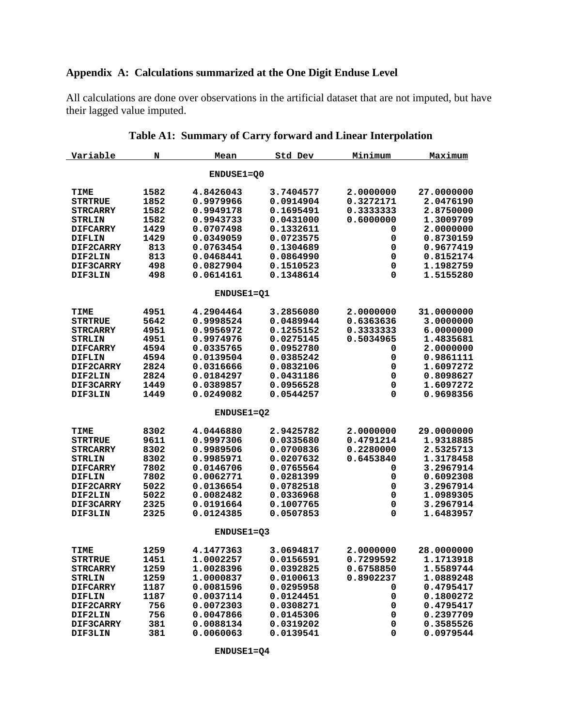## Appendix A: Calculations summarized at the One Digit Enduse Level

All calculations are done over observations in the artificial dataset that are not imputed, but have their lagged value imputed.

### Table A1: Summary of Carry forward and Linear Interpolation

| Variable | N | Mean | Std Dev | Minimum | Maximum |
|---|---|---|---|---|---|
| **ENDUSE1=Q0** | | | | | |
| TIME | 1582 | 4.8426043 | 3.7404577 | 2.0000000 | 27.0000000 |
| STRTRUE | 1852 | 0.9979966 | 0.0914904 | 0.3272171 | 2.0476190 |
| STRCARRY | 1582 | 0.9949178 | 0.1695491 | 0.3333333 | 2.8750000 |
| STRLIN | 1582 | 0.9943733 | 0.0431000 | 0.6000000 | 1.3009709 |
| DIFCARRY | 1429 | 0.0707498 | 0.1332611 | 0 | 2.0000000 |
| DIFLIN | 1429 | 0.0349059 | 0.0723575 | 0 | 0.8730159 |
| DIF2CARRY | 813 | 0.0763454 | 0.1304689 | 0 | 0.9677419 |
| DIF2LIN | 813 | 0.0468441 | 0.0864990 | 0 | 0.8152174 |
| DIF3CARRY | 498 | 0.0827904 | 0.1510523 | 0 | 1.1982759 |
| DIF3LIN | 498 | 0.0614161 | 0.1348614 | 0 | 1.5155280 |
| **ENDUSE1=Q1** | | | | | |
| TIME | 4951 | 4.2904464 | 3.2856080 | 2.0000000 | 31.0000000 |
| STRTRUE | 5642 | 0.9998524 | 0.0489944 | 0.6363636 | 3.0000000 |
| STRCARRY | 4951 | 0.9956972 | 0.1255152 | 0.3333333 | 6.0000000 |
| STRLIN | 4951 | 0.9974976 | 0.0275145 | 0.5034965 | 1.4835681 |
| DIFCARRY | 4594 | 0.0335765 | 0.0952780 | 0 | 2.0000000 |
| DIFLIN | 4594 | 0.0139504 | 0.0385242 | 0 | 0.9861111 |
| DIF2CARRY | 2824 | 0.0316666 | 0.0832106 | 0 | 1.6097272 |
| DIF2LIN | 2824 | 0.0184297 | 0.0431186 | 0 | 0.8098627 |
| DIF3CARRY | 1449 | 0.0389857 | 0.0956528 | 0 | 1.6097272 |
| DIF3LIN | 1449 | 0.0249082 | 0.0544257 | 0 | 0.9698356 |
| **ENDUSE1=Q2** | | | | | |
| TIME | 8302 | 4.0446880 | 2.9425782 | 2.0000000 | 29.0000000 |
| STRTRUE | 9611 | 0.9997306 | 0.0335680 | 0.4791214 | 1.9318885 |
| STRCARRY | 8302 | 0.9989506 | 0.0700836 | 0.2280000 | 2.5325713 |
| STRLIN | 8302 | 0.9985971 | 0.0207632 | 0.6453840 | 1.3178458 |
| DIFCARRY | 7802 | 0.0146706 | 0.0765564 | 0 | 3.2967914 |
| DIFLIN | 7802 | 0.0062771 | 0.0281399 | 0 | 0.6092308 |
| DIF2CARRY | 5022 | 0.0136654 | 0.0782518 | 0 | 3.2967914 |
| DIF2LIN | 5022 | 0.0082482 | 0.0336968 | 0 | 1.0989305 |
| DIF3CARRY | 2325 | 0.0191664 | 0.1007765 | 0 | 3.2967914 |
| DIF3LIN | 2325 | 0.0124385 | 0.0507853 | 0 | 1.6483957 |
| **ENDUSE1=Q3** | | | | | |
| TIME | 1259 | 4.1477363 | 3.0694817 | 2.0000000 | 28.0000000 |
| STRTRUE | 1451 | 1.0002257 | 0.0156591 | 0.7299592 | 1.1713918 |
| STRCARRY | 1259 | 1.0028396 | 0.0392825 | 0.6758850 | 1.5589744 |
| STRLIN | 1259 | 1.0000837 | 0.0100613 | 0.8902237 | 1.0889248 |
| DIFCARRY | 1187 | 0.0081596 | 0.0295958 | 0 | 0.4795417 |
| DIFLIN | 1187 | 0.0037114 | 0.0124451 | 0 | 0.1800272 |
| DIF2CARRY | 756 | 0.0072303 | 0.0308271 | 0 | 0.4795417 |
| DIF2LIN | 756 | 0.0047866 | 0.0145306 | 0 | 0.2397709 |
| DIF3CARRY | 381 | 0.0088134 | 0.0319202 | 0 | 0.3585526 |
| DIF3LIN | 381 | 0.0060063 | 0.0139541 | 0 | 0.0979544 |
| **ENDUSE1=Q4** | | | | | |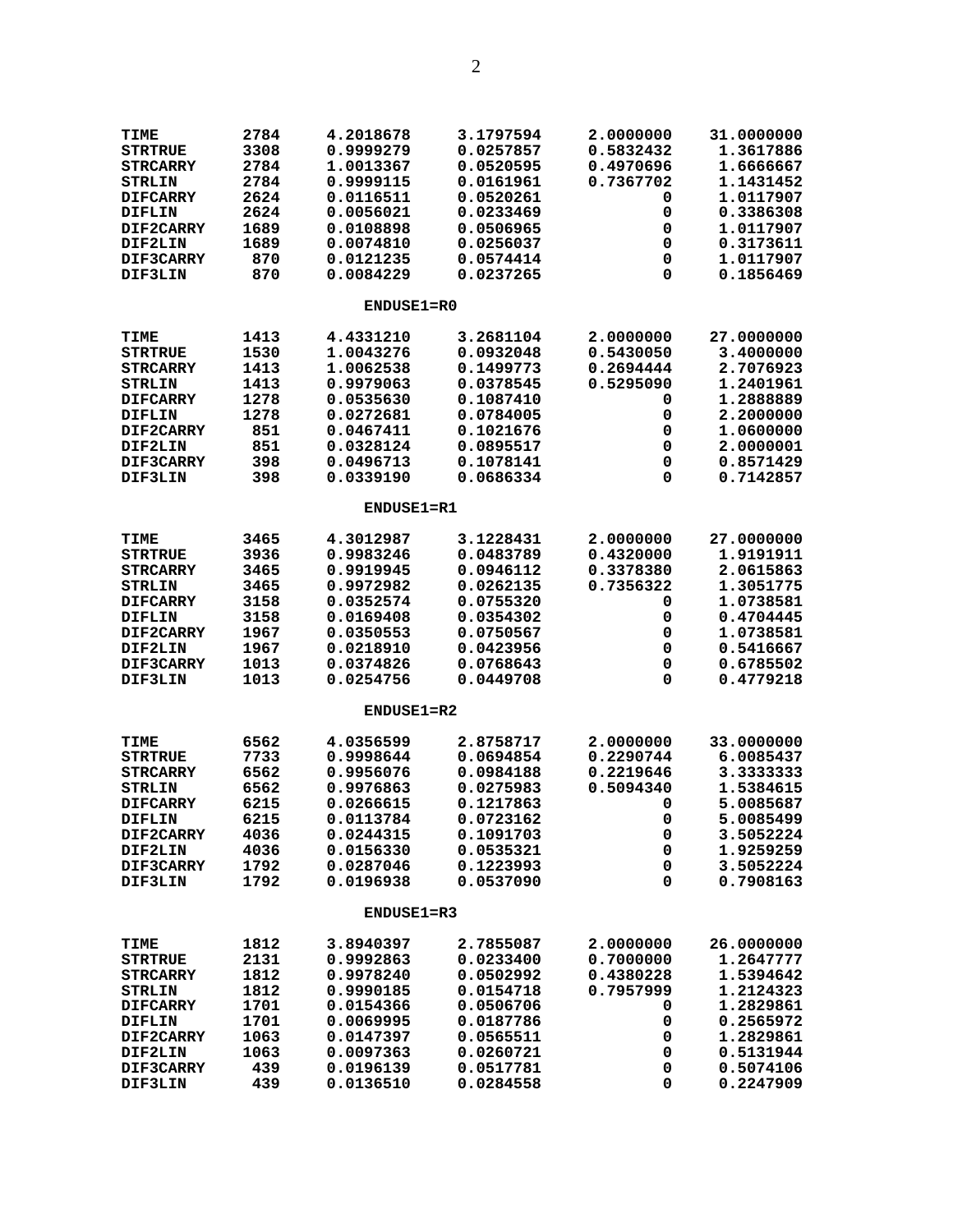| | | | | | |
|---|---|---|---|---|---|
| TIME | 2784 | 4.2018678 | 3.1797594 | 2.0000000 | 31.0000000 |
| STRTRUE | 3308 | 0.9999279 | 0.0257857 | 0.5832432 | 1.3617886 |
| STRCARRY | 2784 | 1.0013367 | 0.0520595 | 0.4970696 | 1.6666667 |
| STRLIN | 2784 | 0.9999115 | 0.0161961 | 0.7367702 | 1.1431452 |
| DIFCARRY | 2624 | 0.0116511 | 0.0520261 | 0 | 1.0117907 |
| DIFLIN | 2624 | 0.0056021 | 0.0233469 | 0 | 0.3386308 |
| DIF2CARRY | 1689 | 0.0108898 | 0.0506965 | 0 | 1.0117907 |
| DIF2LIN | 1689 | 0.0074810 | 0.0256037 | 0 | 0.3173611 |
| DIF3CARRY | 870 | 0.0121235 | 0.0574414 | 0 | 1.0117907 |
| DIF3LIN | 870 | 0.0084229 | 0.0237265 | 0 | 0.1856469 |

**ENDUSE1=R0**

| | | | | | |
|---|---|---|---|---|---|
| TIME | 1413 | 4.4331210 | 3.2681104 | 2.0000000 | 27.0000000 |
| STRTRUE | 1530 | 1.0043276 | 0.0932048 | 0.5430050 | 3.4000000 |
| STRCARRY | 1413 | 1.0062538 | 0.1499773 | 0.2694444 | 2.7076923 |
| STRLIN | 1413 | 0.9979063 | 0.0378545 | 0.5295090 | 1.2401961 |
| DIFCARRY | 1278 | 0.0535630 | 0.1087410 | 0 | 1.2888889 |
| DIFLIN | 1278 | 0.0272681 | 0.0784005 | 0 | 2.2000000 |
| DIF2CARRY | 851 | 0.0467411 | 0.1021676 | 0 | 1.0600000 |
| DIF2LIN | 851 | 0.0328124 | 0.0895517 | 0 | 2.0000001 |
| DIF3CARRY | 398 | 0.0496713 | 0.1078141 | 0 | 0.8571429 |
| DIF3LIN | 398 | 0.0339190 | 0.0686334 | 0 | 0.7142857 |

**ENDUSE1=R1**

| | | | | | |
|---|---|---|---|---|---|
| TIME | 3465 | 4.3012987 | 3.1228431 | 2.0000000 | 27.0000000 |
| STRTRUE | 3936 | 0.9983246 | 0.0483789 | 0.4320000 | 1.9191911 |
| STRCARRY | 3465 | 0.9919945 | 0.0946112 | 0.3378380 | 2.0615863 |
| STRLIN | 3465 | 0.9972982 | 0.0262135 | 0.7356322 | 1.3051775 |
| DIFCARRY | 3158 | 0.0352574 | 0.0755320 | 0 | 1.0738581 |
| DIFLIN | 3158 | 0.0169408 | 0.0354302 | 0 | 0.4704445 |
| DIF2CARRY | 1967 | 0.0350553 | 0.0750567 | 0 | 1.0738581 |
| DIF2LIN | 1967 | 0.0218910 | 0.0423956 | 0 | 0.5416667 |
| DIF3CARRY | 1013 | 0.0374826 | 0.0768643 | 0 | 0.6785502 |
| DIF3LIN | 1013 | 0.0254756 | 0.0449708 | 0 | 0.4779218 |

**ENDUSE1=R2**

| | | | | | |
|---|---|---|---|---|---|
| TIME | 6562 | 4.0356599 | 2.8758717 | 2.0000000 | 33.0000000 |
| STRTRUE | 7733 | 0.9998644 | 0.0694854 | 0.2290744 | 6.0085437 |
| STRCARRY | 6562 | 0.9956076 | 0.0984188 | 0.2219646 | 3.3333333 |
| STRLIN | 6562 | 0.9976863 | 0.0275983 | 0.5094340 | 1.5384615 |
| DIFCARRY | 6215 | 0.0266615 | 0.1217863 | 0 | 5.0085687 |
| DIFLIN | 6215 | 0.0113784 | 0.0723162 | 0 | 5.0085499 |
| DIF2CARRY | 4036 | 0.0244315 | 0.1091703 | 0 | 3.5052224 |
| DIF2LIN | 4036 | 0.0156330 | 0.0535321 | 0 | 1.9259259 |
| DIF3CARRY | 1792 | 0.0287046 | 0.1223993 | 0 | 3.5052224 |
| DIF3LIN | 1792 | 0.0196938 | 0.0537090 | 0 | 0.7908163 |

**ENDUSE1=R3**

| | | | | | |
|---|---|---|---|---|---|
| TIME | 1812 | 3.8940397 | 2.7855087 | 2.0000000 | 26.0000000 |
| STRTRUE | 2131 | 0.9992863 | 0.0233400 | 0.7000000 | 1.2647777 |
| STRCARRY | 1812 | 0.9978240 | 0.0502992 | 0.4380228 | 1.5394642 |
| STRLIN | 1812 | 0.9990185 | 0.0154718 | 0.7957999 | 1.2124323 |
| DIFCARRY | 1701 | 0.0154366 | 0.0506706 | 0 | 1.2829861 |
| DIFLIN | 1701 | 0.0069995 | 0.0187786 | 0 | 0.2565972 |
| DIF2CARRY | 1063 | 0.0147397 | 0.0565511 | 0 | 1.2829861 |
| DIF2LIN | 1063 | 0.0097363 | 0.0260721 | 0 | 0.5131944 |
| DIF3CARRY | 439 | 0.0196139 | 0.0517781 | 0 | 0.5074106 |
| DIF3LIN | 439 | 0.0136510 | 0.0284558 | 0 | 0.2247909 |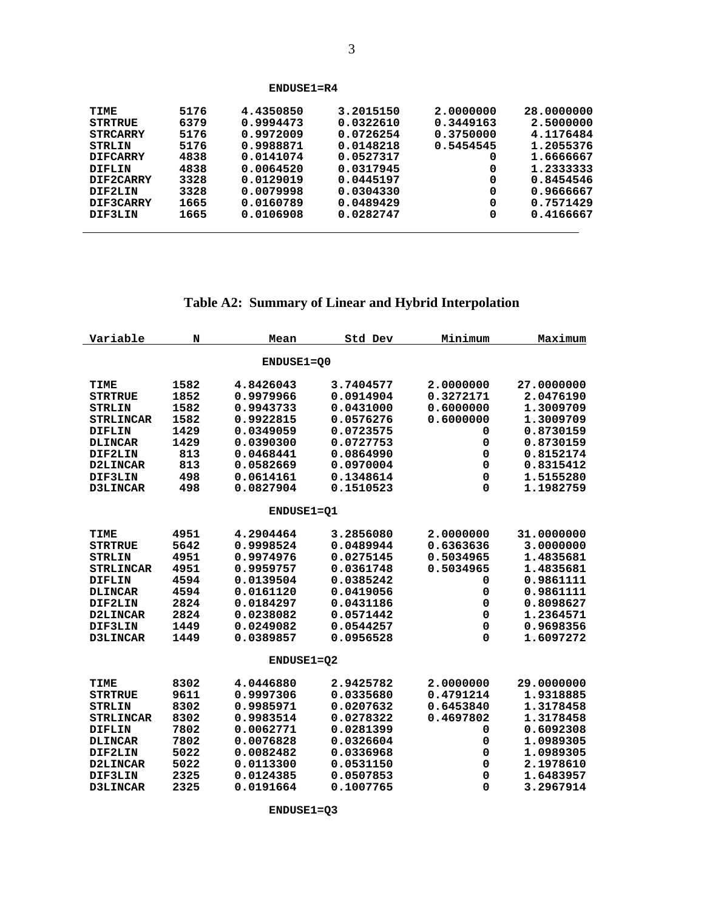**ENDUSE1=R4**

| | | | | | |
|---|---|---|---|---|---|
| TIME | 5176 | 4.4350850 | 3.2015150 | 2.0000000 | 28.0000000 |
| STRTRUE | 6379 | 0.9994473 | 0.0322610 | 0.3449163 | 2.5000000 |
| STRCARRY | 5176 | 0.9972009 | 0.0726254 | 0.3750000 | 4.1176484 |
| STRLIN | 5176 | 0.9988871 | 0.0148218 | 0.5454545 | 1.2055376 |
| DIFCARRY | 4838 | 0.0141074 | 0.0527317 | 0 | 1.6666667 |
| DIFLIN | 4838 | 0.0064520 | 0.0317945 | 0 | 1.2333333 |
| DIF2CARRY | 3328 | 0.0129019 | 0.0445197 | 0 | 0.8454546 |
| DIF2LIN | 3328 | 0.0079998 | 0.0304330 | 0 | 0.9666667 |
| DIF3CARRY | 1665 | 0.0160789 | 0.0489429 | 0 | 0.7571429 |
| DIF3LIN | 1665 | 0.0106908 | 0.0282747 | 0 | 0.4166667 |

## Table A2: Summary of Linear and Hybrid Interpolation

| Variable | N | Mean | Std Dev | Minimum | Maximum |
|---|---|---|---|---|---|
| **ENDUSE1=Q0** | | | | | |
| TIME | 1582 | 4.8426043 | 3.7404577 | 2.0000000 | 27.0000000 |
| STRTRUE | 1852 | 0.9979966 | 0.0914904 | 0.3272171 | 2.0476190 |
| STRLIN | 1582 | 0.9943733 | 0.0431000 | 0.6000000 | 1.3009709 |
| STRLINCAR | 1582 | 0.9922815 | 0.0576276 | 0.6000000 | 1.3009709 |
| DIFLIN | 1429 | 0.0349059 | 0.0723575 | 0 | 0.8730159 |
| DLINCAR | 1429 | 0.0390300 | 0.0727753 | 0 | 0.8730159 |
| DIF2LIN | 813 | 0.0468441 | 0.0864990 | 0 | 0.8152174 |
| D2LINCAR | 813 | 0.0582669 | 0.0970004 | 0 | 0.8315412 |
| DIF3LIN | 498 | 0.0614161 | 0.1348614 | 0 | 1.5155280 |
| D3LINCAR | 498 | 0.0827904 | 0.1510523 | 0 | 1.1982759 |
| **ENDUSE1=Q1** | | | | | |
| TIME | 4951 | 4.2904464 | 3.2856080 | 2.0000000 | 31.0000000 |
| STRTRUE | 5642 | 0.9998524 | 0.0489944 | 0.6363636 | 3.0000000 |
| STRLIN | 4951 | 0.9974976 | 0.0275145 | 0.5034965 | 1.4835681 |
| STRLINCAR | 4951 | 0.9959757 | 0.0361748 | 0.5034965 | 1.4835681 |
| DIFLIN | 4594 | 0.0139504 | 0.0385242 | 0 | 0.9861111 |
| DLINCAR | 4594 | 0.0161120 | 0.0419056 | 0 | 0.9861111 |
| DIF2LIN | 2824 | 0.0184297 | 0.0431186 | 0 | 0.8098627 |
| D2LINCAR | 2824 | 0.0238082 | 0.0571442 | 0 | 1.2364571 |
| DIF3LIN | 1449 | 0.0249082 | 0.0544257 | 0 | 0.9698356 |
| D3LINCAR | 1449 | 0.0389857 | 0.0956528 | 0 | 1.6097272 |
| **ENDUSE1=Q2** | | | | | |
| TIME | 8302 | 4.0446880 | 2.9425782 | 2.0000000 | 29.0000000 |
| STRTRUE | 9611 | 0.9997306 | 0.0335680 | 0.4791214 | 1.9318885 |
| STRLIN | 8302 | 0.9985971 | 0.0207632 | 0.6453840 | 1.3178458 |
| STRLINCAR | 8302 | 0.9983514 | 0.0278322 | 0.4697802 | 1.3178458 |
| DIFLIN | 7802 | 0.0062771 | 0.0281399 | 0 | 0.6092308 |
| DLINCAR | 7802 | 0.0076828 | 0.0326604 | 0 | 1.0989305 |
| DIF2LIN | 5022 | 0.0082482 | 0.0336968 | 0 | 1.0989305 |
| D2LINCAR | 5022 | 0.0113300 | 0.0531150 | 0 | 2.1978610 |
| DIF3LIN | 2325 | 0.0124385 | 0.0507853 | 0 | 1.6483957 |
| D3LINCAR | 2325 | 0.0191664 | 0.1007765 | 0 | 3.2967914 |
| **ENDUSE1=Q3** | | | | | |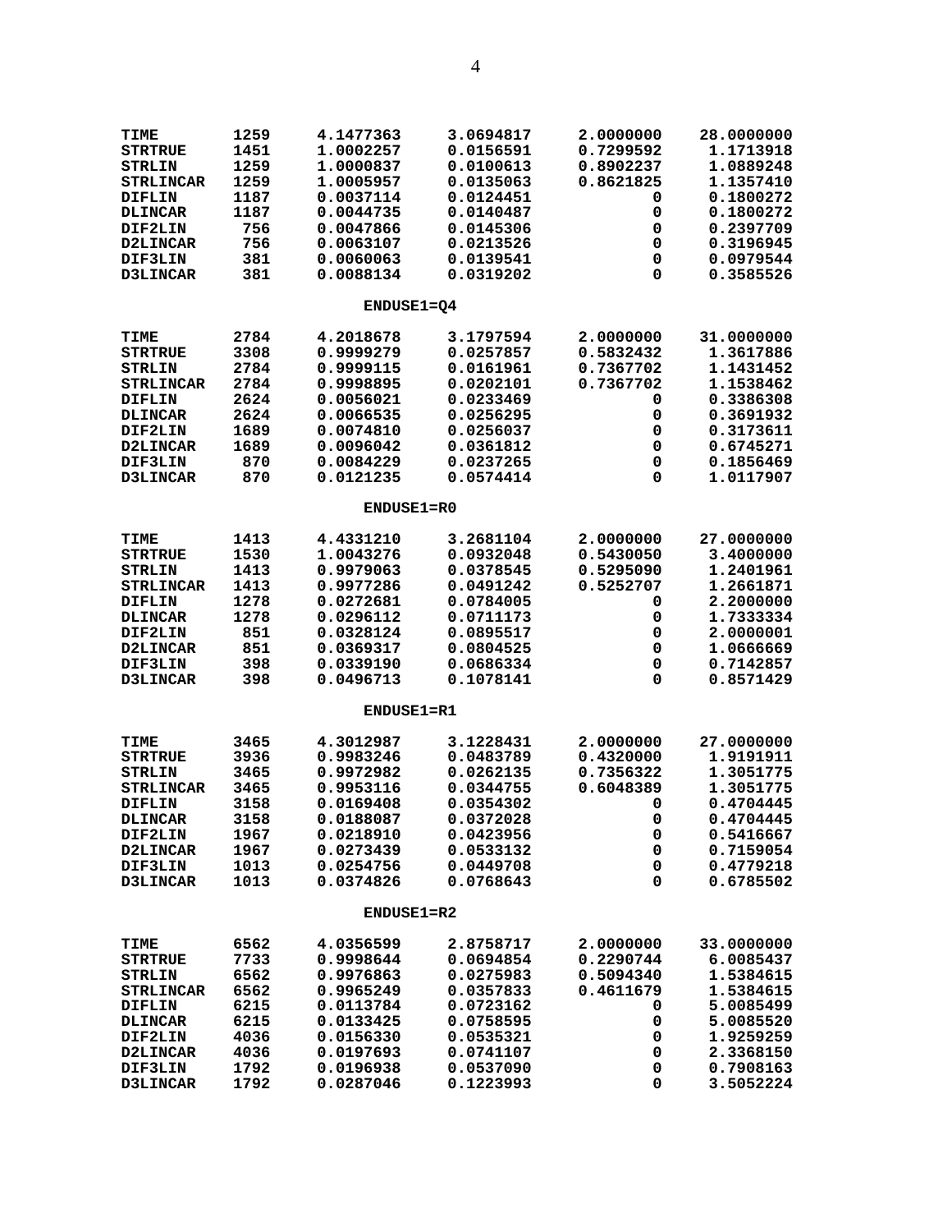| | | | | | |
|---|---|---|---|---|---|
| TIME | 1259 | 4.1477363 | 3.0694817 | 2.0000000 | 28.0000000 |
| STRTRUE | 1451 | 1.0002257 | 0.0156591 | 0.7299592 | 1.1713918 |
| STRLIN | 1259 | 1.0000837 | 0.0100613 | 0.8902237 | 1.0889248 |
| STRLINCAR | 1259 | 1.0005957 | 0.0135063 | 0.8621825 | 1.1357410 |
| DIFLIN | 1187 | 0.0037114 | 0.0124451 | 0 | 0.1800272 |
| DLINCAR | 1187 | 0.0044735 | 0.0140487 | 0 | 0.1800272 |
| DIF2LIN | 756 | 0.0047866 | 0.0145306 | 0 | 0.2397709 |
| D2LINCAR | 756 | 0.0063107 | 0.0213526 | 0 | 0.3196945 |
| DIF3LIN | 381 | 0.0060063 | 0.0139541 | 0 | 0.0979544 |
| D3LINCAR | 381 | 0.0088134 | 0.0319202 | 0 | 0.3585526 |

**ENDUSE1=Q4**

| | | | | | |
|---|---|---|---|---|---|
| TIME | 2784 | 4.2018678 | 3.1797594 | 2.0000000 | 31.0000000 |
| STRTRUE | 3308 | 0.9999279 | 0.0257857 | 0.5832432 | 1.3617886 |
| STRLIN | 2784 | 0.9999115 | 0.0161961 | 0.7367702 | 1.1431452 |
| STRLINCAR | 2784 | 0.9998895 | 0.0202101 | 0.7367702 | 1.1538462 |
| DIFLIN | 2624 | 0.0056021 | 0.0233469 | 0 | 0.3386308 |
| DLINCAR | 2624 | 0.0066535 | 0.0256295 | 0 | 0.3691932 |
| DIF2LIN | 1689 | 0.0074810 | 0.0256037 | 0 | 0.3173611 |
| D2LINCAR | 1689 | 0.0096042 | 0.0361812 | 0 | 0.6745271 |
| DIF3LIN | 870 | 0.0084229 | 0.0237265 | 0 | 0.1856469 |
| D3LINCAR | 870 | 0.0121235 | 0.0574414 | 0 | 1.0117907 |

**ENDUSE1=R0**

| | | | | | |
|---|---|---|---|---|---|
| TIME | 1413 | 4.4331210 | 3.2681104 | 2.0000000 | 27.0000000 |
| STRTRUE | 1530 | 1.0043276 | 0.0932048 | 0.5430050 | 3.4000000 |
| STRLIN | 1413 | 0.9979063 | 0.0378545 | 0.5295090 | 1.2401961 |
| STRLINCAR | 1413 | 0.9977286 | 0.0491242 | 0.5252707 | 1.2661871 |
| DIFLIN | 1278 | 0.0272681 | 0.0784005 | 0 | 2.2000000 |
| DLINCAR | 1278 | 0.0296112 | 0.0711173 | 0 | 1.7333334 |
| DIF2LIN | 851 | 0.0328124 | 0.0895517 | 0 | 2.0000001 |
| D2LINCAR | 851 | 0.0369317 | 0.0804525 | 0 | 1.0666669 |
| DIF3LIN | 398 | 0.0339190 | 0.0686334 | 0 | 0.7142857 |
| D3LINCAR | 398 | 0.0496713 | 0.1078141 | 0 | 0.8571429 |

**ENDUSE1=R1**

| | | | | | |
|---|---|---|---|---|---|
| TIME | 3465 | 4.3012987 | 3.1228431 | 2.0000000 | 27.0000000 |
| STRTRUE | 3936 | 0.9983246 | 0.0483789 | 0.4320000 | 1.9191911 |
| STRLIN | 3465 | 0.9972982 | 0.0262135 | 0.7356322 | 1.3051775 |
| STRLINCAR | 3465 | 0.9953116 | 0.0344755 | 0.6048389 | 1.3051775 |
| DIFLIN | 3158 | 0.0169408 | 0.0354302 | 0 | 0.4704445 |
| DLINCAR | 3158 | 0.0188087 | 0.0372028 | 0 | 0.4704445 |
| DIF2LIN | 1967 | 0.0218910 | 0.0423956 | 0 | 0.5416667 |
| D2LINCAR | 1967 | 0.0273439 | 0.0533132 | 0 | 0.7159054 |
| DIF3LIN | 1013 | 0.0254756 | 0.0449708 | 0 | 0.4779218 |
| D3LINCAR | 1013 | 0.0374826 | 0.0768643 | 0 | 0.6785502 |

**ENDUSE1=R2**

| | | | | | |
|---|---|---|---|---|---|
| TIME | 6562 | 4.0356599 | 2.8758717 | 2.0000000 | 33.0000000 |
| STRTRUE | 7733 | 0.9998644 | 0.0694854 | 0.2290744 | 6.0085437 |
| STRLIN | 6562 | 0.9976863 | 0.0275983 | 0.5094340 | 1.5384615 |
| STRLINCAR | 6562 | 0.9965249 | 0.0357833 | 0.4611679 | 1.5384615 |
| DIFLIN | 6215 | 0.0113784 | 0.0723162 | 0 | 5.0085499 |
| DLINCAR | 6215 | 0.0133425 | 0.0758595 | 0 | 5.0085520 |
| DIF2LIN | 4036 | 0.0156330 | 0.0535321 | 0 | 1.9259259 |
| D2LINCAR | 4036 | 0.0197693 | 0.0741107 | 0 | 2.3368150 |
| DIF3LIN | 1792 | 0.0196938 | 0.0537090 | 0 | 0.7908163 |
| D3LINCAR | 1792 | 0.0287046 | 0.1223993 | 0 | 3.5052224 |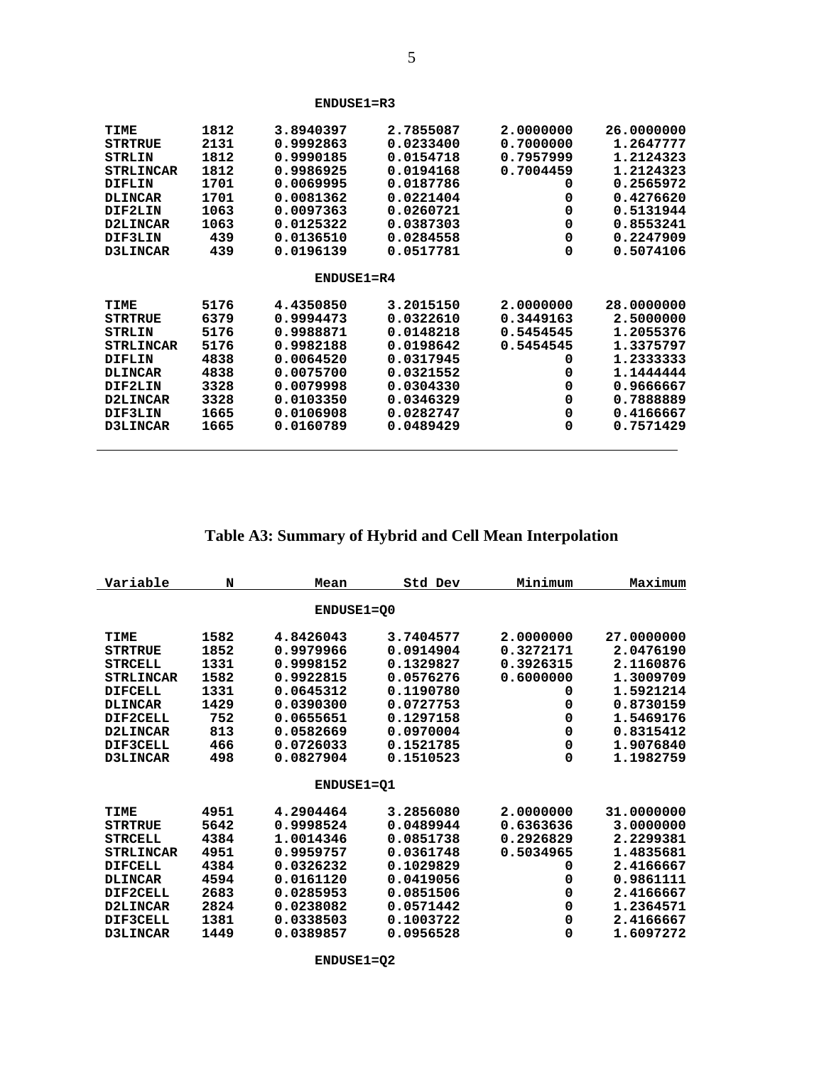**ENDUSE1=R3**

| | | | | | |
|---|---|---|---|---|---|
| TIME | 1812 | 3.8940397 | 2.7855087 | 2.0000000 | 26.0000000 |
| STRTRUE | 2131 | 0.9992863 | 0.0233400 | 0.7000000 | 1.2647777 |
| STRLIN | 1812 | 0.9990185 | 0.0154718 | 0.7957999 | 1.2124323 |
| STRLINCAR | 1812 | 0.9986925 | 0.0194168 | 0.7004459 | 1.2124323 |
| DIFLIN | 1701 | 0.0069995 | 0.0187786 | 0 | 0.2565972 |
| DLINCAR | 1701 | 0.0081362 | 0.0221404 | 0 | 0.4276620 |
| DIF2LIN | 1063 | 0.0097363 | 0.0260721 | 0 | 0.5131944 |
| D2LINCAR | 1063 | 0.0125322 | 0.0387303 | 0 | 0.8553241 |
| DIF3LIN | 439 | 0.0136510 | 0.0284558 | 0 | 0.2247909 |
| D3LINCAR | 439 | 0.0196139 | 0.0517781 | 0 | 0.5074106 |

**ENDUSE1=R4**

| | | | | | |
|---|---|---|---|---|---|
| TIME | 5176 | 4.4350850 | 3.2015150 | 2.0000000 | 28.0000000 |
| STRTRUE | 6379 | 0.9994473 | 0.0322610 | 0.3449163 | 2.5000000 |
| STRLIN | 5176 | 0.9988871 | 0.0148218 | 0.5454545 | 1.2055376 |
| STRLINCAR | 5176 | 0.9982188 | 0.0198642 | 0.5454545 | 1.3375797 |
| DIFLIN | 4838 | 0.0064520 | 0.0317945 | 0 | 1.2333333 |
| DLINCAR | 4838 | 0.0075700 | 0.0321552 | 0 | 1.1444444 |
| DIF2LIN | 3328 | 0.0079998 | 0.0304330 | 0 | 0.9666667 |
| D2LINCAR | 3328 | 0.0103350 | 0.0346329 | 0 | 0.7888889 |
| DIF3LIN | 1665 | 0.0106908 | 0.0282747 | 0 | 0.4166667 |
| D3LINCAR | 1665 | 0.0160789 | 0.0489429 | 0 | 0.7571429 |

## Table A3: Summary of Hybrid and Cell Mean Interpolation

| Variable | N | Mean | Std Dev | Minimum | Maximum |
|---|---|---|---|---|---|
| | | **ENDUSE1=Q0** | | | |
| TIME | 1582 | 4.8426043 | 3.7404577 | 2.0000000 | 27.0000000 |
| STRTRUE | 1852 | 0.9979966 | 0.0914904 | 0.3272171 | 2.0476190 |
| STRCELL | 1331 | 0.9998152 | 0.1329827 | 0.3926315 | 2.1160876 |
| STRLINCAR | 1582 | 0.9922815 | 0.0576276 | 0.6000000 | 1.3009709 |
| DIFCELL | 1331 | 0.0645312 | 0.1190780 | 0 | 1.5921214 |
| DLINCAR | 1429 | 0.0390300 | 0.0727753 | 0 | 0.8730159 |
| DIF2CELL | 752 | 0.0655651 | 0.1297158 | 0 | 1.5469176 |
| D2LINCAR | 813 | 0.0582669 | 0.0970004 | 0 | 0.8315412 |
| DIF3CELL | 466 | 0.0726033 | 0.1521785 | 0 | 1.9076840 |
| D3LINCAR | 498 | 0.0827904 | 0.1510523 | 0 | 1.1982759 |
| | | **ENDUSE1=Q1** | | | |
| TIME | 4951 | 4.2904464 | 3.2856080 | 2.0000000 | 31.0000000 |
| STRTRUE | 5642 | 0.9998524 | 0.0489944 | 0.6363636 | 3.0000000 |
| STRCELL | 4384 | 1.0014346 | 0.0851738 | 0.2926829 | 2.2299381 |
| STRLINCAR | 4951 | 0.9959757 | 0.0361748 | 0.5034965 | 1.4835681 |
| DIFCELL | 4384 | 0.0326232 | 0.1029829 | 0 | 2.4166667 |
| DLINCAR | 4594 | 0.0161120 | 0.0419056 | 0 | 0.9861111 |
| DIF2CELL | 2683 | 0.0285953 | 0.0851506 | 0 | 2.4166667 |
| D2LINCAR | 2824 | 0.0238082 | 0.0571442 | 0 | 1.2364571 |
| DIF3CELL | 1381 | 0.0338503 | 0.1003722 | 0 | 2.4166667 |
| D3LINCAR | 1449 | 0.0389857 | 0.0956528 | 0 | 1.6097272 |
| | | **ENDUSE1=Q2** | | | |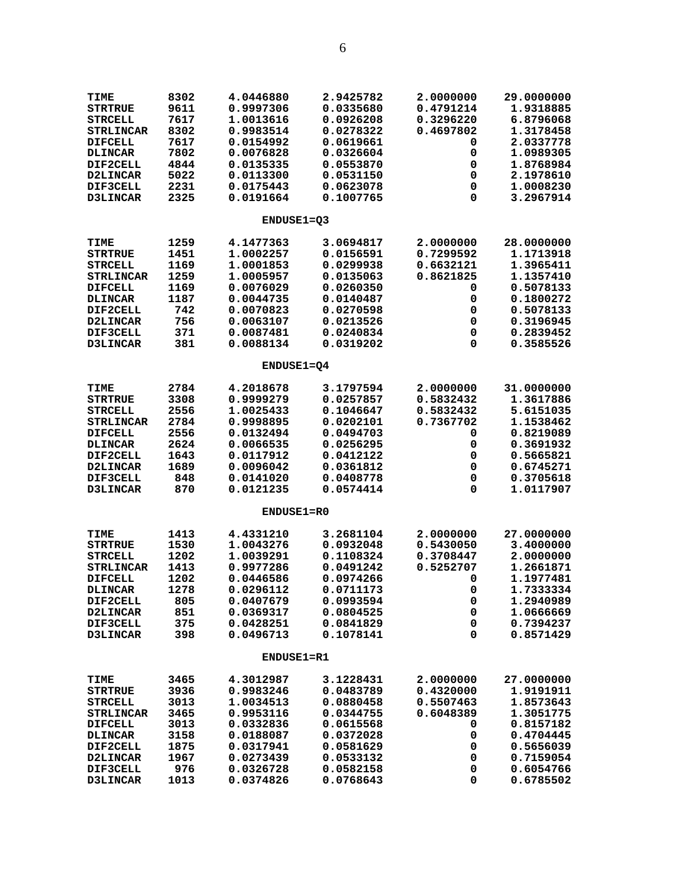| | | | | | |
|---|---|---|---|---|---|
| TIME | 8302 | 4.0446880 | 2.9425782 | 2.0000000 | 29.0000000 |
| STRTRUE | 9611 | 0.9997306 | 0.0335680 | 0.4791214 | 1.9318885 |
| STRCELL | 7617 | 1.0013616 | 0.0926208 | 0.3296220 | 6.8796068 |
| STRLINCAR | 8302 | 0.9983514 | 0.0278322 | 0.4697802 | 1.3178458 |
| DIFCELL | 7617 | 0.0154992 | 0.0619661 | 0 | 2.0337778 |
| DLINCAR | 7802 | 0.0076828 | 0.0326604 | 0 | 1.0989305 |
| DIF2CELL | 4844 | 0.0135335 | 0.0553870 | 0 | 1.8768984 |
| D2LINCAR | 5022 | 0.0113300 | 0.0531150 | 0 | 2.1978610 |
| DIF3CELL | 2231 | 0.0175443 | 0.0623078 | 0 | 1.0008230 |
| D3LINCAR | 2325 | 0.0191664 | 0.1007765 | 0 | 3.2967914 |

**ENDUSE1=Q3**

| | | | | | |
|---|---|---|---|---|---|
| TIME | 1259 | 4.1477363 | 3.0694817 | 2.0000000 | 28.0000000 |
| STRTRUE | 1451 | 1.0002257 | 0.0156591 | 0.7299592 | 1.1713918 |
| STRCELL | 1169 | 1.0001853 | 0.0299938 | 0.6632121 | 1.3965411 |
| STRLINCAR | 1259 | 1.0005957 | 0.0135063 | 0.8621825 | 1.1357410 |
| DIFCELL | 1169 | 0.0076029 | 0.0260350 | 0 | 0.5078133 |
| DLINCAR | 1187 | 0.0044735 | 0.0140487 | 0 | 0.1800272 |
| DIF2CELL | 742 | 0.0070823 | 0.0270598 | 0 | 0.5078133 |
| D2LINCAR | 756 | 0.0063107 | 0.0213526 | 0 | 0.3196945 |
| DIF3CELL | 371 | 0.0087481 | 0.0240834 | 0 | 0.2839452 |
| D3LINCAR | 381 | 0.0088134 | 0.0319202 | 0 | 0.3585526 |

**ENDUSE1=Q4**

| | | | | | |
|---|---|---|---|---|---|
| TIME | 2784 | 4.2018678 | 3.1797594 | 2.0000000 | 31.0000000 |
| STRTRUE | 3308 | 0.9999279 | 0.0257857 | 0.5832432 | 1.3617886 |
| STRCELL | 2556 | 1.0025433 | 0.1046647 | 0.5832432 | 5.6151035 |
| STRLINCAR | 2784 | 0.9998895 | 0.0202101 | 0.7367702 | 1.1538462 |
| DIFCELL | 2556 | 0.0132494 | 0.0494703 | 0 | 0.8219089 |
| DLINCAR | 2624 | 0.0066535 | 0.0256295 | 0 | 0.3691932 |
| DIF2CELL | 1643 | 0.0117912 | 0.0412122 | 0 | 0.5665821 |
| D2LINCAR | 1689 | 0.0096042 | 0.0361812 | 0 | 0.6745271 |
| DIF3CELL | 848 | 0.0141020 | 0.0408778 | 0 | 0.3705618 |
| D3LINCAR | 870 | 0.0121235 | 0.0574414 | 0 | 1.0117907 |

**ENDUSE1=R0**

| | | | | | |
|---|---|---|---|---|---|
| TIME | 1413 | 4.4331210 | 3.2681104 | 2.0000000 | 27.0000000 |
| STRTRUE | 1530 | 1.0043276 | 0.0932048 | 0.5430050 | 3.4000000 |
| STRCELL | 1202 | 1.0039291 | 0.1108324 | 0.3708447 | 2.0000000 |
| STRLINCAR | 1413 | 0.9977286 | 0.0491242 | 0.5252707 | 1.2661871 |
| DIFCELL | 1202 | 0.0446586 | 0.0974266 | 0 | 1.1977481 |
| DLINCAR | 1278 | 0.0296112 | 0.0711173 | 0 | 1.7333334 |
| DIF2CELL | 805 | 0.0407679 | 0.0993594 | 0 | 1.2940989 |
| D2LINCAR | 851 | 0.0369317 | 0.0804525 | 0 | 1.0666669 |
| DIF3CELL | 375 | 0.0428251 | 0.0841829 | 0 | 0.7394237 |
| D3LINCAR | 398 | 0.0496713 | 0.1078141 | 0 | 0.8571429 |

**ENDUSE1=R1**

| | | | | | |
|---|---|---|---|---|---|
| TIME | 3465 | 4.3012987 | 3.1228431 | 2.0000000 | 27.0000000 |
| STRTRUE | 3936 | 0.9983246 | 0.0483789 | 0.4320000 | 1.9191911 |
| STRCELL | 3013 | 1.0034513 | 0.0880458 | 0.5507463 | 1.8573643 |
| STRLINCAR | 3465 | 0.9953116 | 0.0344755 | 0.6048389 | 1.3051775 |
| DIFCELL | 3013 | 0.0332836 | 0.0615568 | 0 | 0.8157182 |
| DLINCAR | 3158 | 0.0188087 | 0.0372028 | 0 | 0.4704445 |
| DIF2CELL | 1875 | 0.0317941 | 0.0581629 | 0 | 0.5656039 |
| D2LINCAR | 1967 | 0.0273439 | 0.0533132 | 0 | 0.7159054 |
| DIF3CELL | 976 | 0.0326728 | 0.0582158 | 0 | 0.6054766 |
| D3LINCAR | 1013 | 0.0374826 | 0.0768643 | 0 | 0.6785502 |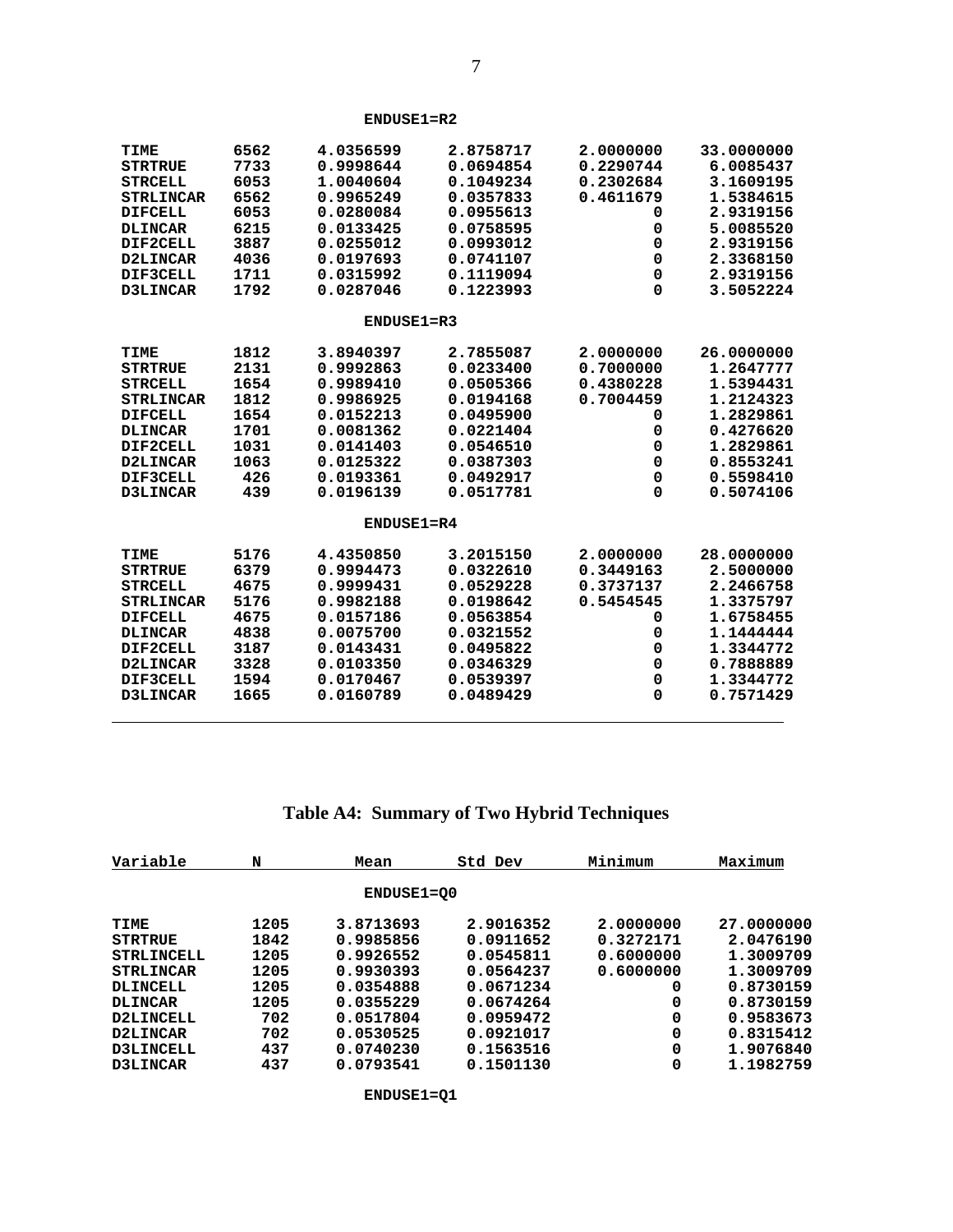**ENDUSE1=R2**

| | | | | | |
|---|---|---|---|---|---|
| TIME | 6562 | 4.0356599 | 2.8758717 | 2.0000000 | 33.0000000 |
| STRTRUE | 7733 | 0.9998644 | 0.0694854 | 0.2290744 | 6.0085437 |
| STRCELL | 6053 | 1.0040604 | 0.1049234 | 0.2302684 | 3.1609195 |
| STRLINCAR | 6562 | 0.9965249 | 0.0357833 | 0.4611679 | 1.5384615 |
| DIFCELL | 6053 | 0.0280084 | 0.0955613 | 0 | 2.9319156 |
| DLINCAR | 6215 | 0.0133425 | 0.0758595 | 0 | 5.0085520 |
| DIF2CELL | 3887 | 0.0255012 | 0.0993012 | 0 | 2.9319156 |
| D2LINCAR | 4036 | 0.0197693 | 0.0741107 | 0 | 2.3368150 |
| DIF3CELL | 1711 | 0.0315992 | 0.1119094 | 0 | 2.9319156 |
| D3LINCAR | 1792 | 0.0287046 | 0.1223993 | 0 | 3.5052224 |

**ENDUSE1=R3**

| | | | | | |
|---|---|---|---|---|---|
| TIME | 1812 | 3.8940397 | 2.7855087 | 2.0000000 | 26.0000000 |
| STRTRUE | 2131 | 0.9992863 | 0.0233400 | 0.7000000 | 1.2647777 |
| STRCELL | 1654 | 0.9989410 | 0.0505366 | 0.4380228 | 1.5394431 |
| STRLINCAR | 1812 | 0.9986925 | 0.0194168 | 0.7004459 | 1.2124323 |
| DIFCELL | 1654 | 0.0152213 | 0.0495900 | 0 | 1.2829861 |
| DLINCAR | 1701 | 0.0081362 | 0.0221404 | 0 | 0.4276620 |
| DIF2CELL | 1031 | 0.0141403 | 0.0546510 | 0 | 1.2829861 |
| D2LINCAR | 1063 | 0.0125322 | 0.0387303 | 0 | 0.8553241 |
| DIF3CELL | 426 | 0.0193361 | 0.0492917 | 0 | 0.5598410 |
| D3LINCAR | 439 | 0.0196139 | 0.0517781 | 0 | 0.5074106 |

**ENDUSE1=R4**

| | | | | | |
|---|---|---|---|---|---|
| TIME | 5176 | 4.4350850 | 3.2015150 | 2.0000000 | 28.0000000 |
| STRTRUE | 6379 | 0.9994473 | 0.0322610 | 0.3449163 | 2.5000000 |
| STRCELL | 4675 | 0.9999431 | 0.0529228 | 0.3737137 | 2.2466758 |
| STRLINCAR | 5176 | 0.9982188 | 0.0198642 | 0.5454545 | 1.3375797 |
| DIFCELL | 4675 | 0.0157186 | 0.0563854 | 0 | 1.6758455 |
| DLINCAR | 4838 | 0.0075700 | 0.0321552 | 0 | 1.1444444 |
| DIF2CELL | 3187 | 0.0143431 | 0.0495822 | 0 | 1.3344772 |
| D2LINCAR | 3328 | 0.0103350 | 0.0346329 | 0 | 0.7888889 |
| DIF3CELL | 1594 | 0.0170467 | 0.0539397 | 0 | 1.3344772 |
| D3LINCAR | 1665 | 0.0160789 | 0.0489429 | 0 | 0.7571429 |

## Table A4: Summary of Two Hybrid Techniques

| Variable | N | Mean | Std Dev | Minimum | Maximum |
|---|---|---|---|---|---|
| | | **ENDUSE1=Q0** | | | |
| TIME | 1205 | 3.8713693 | 2.9016352 | 2.0000000 | 27.0000000 |
| STRTRUE | 1842 | 0.9985856 | 0.0911652 | 0.3272171 | 2.0476190 |
| STRLINCELL | 1205 | 0.9926552 | 0.0545811 | 0.6000000 | 1.3009709 |
| STRLINCAR | 1205 | 0.9930393 | 0.0564237 | 0.6000000 | 1.3009709 |
| DLINCELL | 1205 | 0.0354888 | 0.0671234 | 0 | 0.8730159 |
| DLINCAR | 1205 | 0.0355229 | 0.0674264 | 0 | 0.8730159 |
| D2LINCELL | 702 | 0.0517804 | 0.0959472 | 0 | 0.9583673 |
| D2LINCAR | 702 | 0.0530525 | 0.0921017 | 0 | 0.8315412 |
| D3LINCELL | 437 | 0.0740230 | 0.1563516 | 0 | 1.9076840 |
| D3LINCAR | 437 | 0.0793541 | 0.1501130 | 0 | 1.1982759 |

**ENDUSE1=Q1**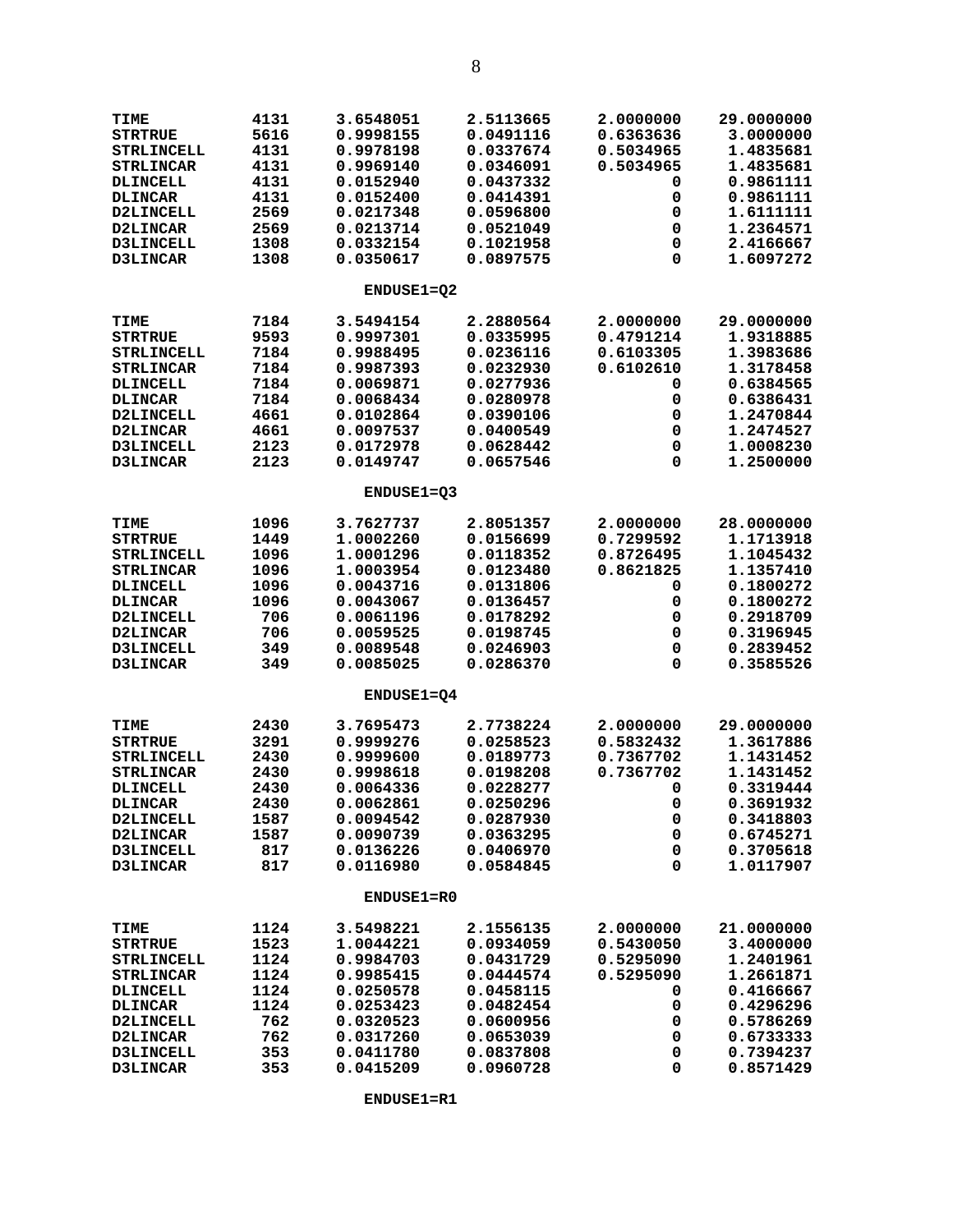| | | | | | |
|---|---|---|---|---|---|
| TIME | 4131 | 3.6548051 | 2.5113665 | 2.0000000 | 29.0000000 |
| STRTRUE | 5616 | 0.9998155 | 0.0491116 | 0.6363636 | 3.0000000 |
| STRLINCELL | 4131 | 0.9978198 | 0.0337674 | 0.5034965 | 1.4835681 |
| STRLINCAR | 4131 | 0.9969140 | 0.0346091 | 0.5034965 | 1.4835681 |
| DLINCELL | 4131 | 0.0152940 | 0.0437332 | 0 | 0.9861111 |
| DLINCAR | 4131 | 0.0152400 | 0.0414391 | 0 | 0.9861111 |
| D2LINCELL | 2569 | 0.0217348 | 0.0596800 | 0 | 1.6111111 |
| D2LINCAR | 2569 | 0.0213714 | 0.0521049 | 0 | 1.2364571 |
| D3LINCELL | 1308 | 0.0332154 | 0.1021958 | 0 | 2.4166667 |
| D3LINCAR | 1308 | 0.0350617 | 0.0897575 | 0 | 1.6097272 |

**ENDUSE1=Q2**

| | | | | | |
|---|---|---|---|---|---|
| TIME | 7184 | 3.5494154 | 2.2880564 | 2.0000000 | 29.0000000 |
| STRTRUE | 9593 | 0.9997301 | 0.0335995 | 0.4791214 | 1.9318885 |
| STRLINCELL | 7184 | 0.9988495 | 0.0236116 | 0.6103305 | 1.3983686 |
| STRLINCAR | 7184 | 0.9987393 | 0.0232930 | 0.6102610 | 1.3178458 |
| DLINCELL | 7184 | 0.0069871 | 0.0277936 | 0 | 0.6384565 |
| DLINCAR | 7184 | 0.0068434 | 0.0280978 | 0 | 0.6386431 |
| D2LINCELL | 4661 | 0.0102864 | 0.0390106 | 0 | 1.2470844 |
| D2LINCAR | 4661 | 0.0097537 | 0.0400549 | 0 | 1.2474527 |
| D3LINCELL | 2123 | 0.0172978 | 0.0628442 | 0 | 1.0008230 |
| D3LINCAR | 2123 | 0.0149747 | 0.0657546 | 0 | 1.2500000 |

**ENDUSE1=Q3**

| | | | | | |
|---|---|---|---|---|---|
| TIME | 1096 | 3.7627737 | 2.8051357 | 2.0000000 | 28.0000000 |
| STRTRUE | 1449 | 1.0002260 | 0.0156699 | 0.7299592 | 1.1713918 |
| STRLINCELL | 1096 | 1.0001296 | 0.0118352 | 0.8726495 | 1.1045432 |
| STRLINCAR | 1096 | 1.0003954 | 0.0123480 | 0.8621825 | 1.1357410 |
| DLINCELL | 1096 | 0.0043716 | 0.0131806 | 0 | 0.1800272 |
| DLINCAR | 1096 | 0.0043067 | 0.0136457 | 0 | 0.1800272 |
| D2LINCELL | 706 | 0.0061196 | 0.0178292 | 0 | 0.2918709 |
| D2LINCAR | 706 | 0.0059525 | 0.0198745 | 0 | 0.3196945 |
| D3LINCELL | 349 | 0.0089548 | 0.0246903 | 0 | 0.2839452 |
| D3LINCAR | 349 | 0.0085025 | 0.0286370 | 0 | 0.3585526 |

**ENDUSE1=Q4**

| | | | | | |
|---|---|---|---|---|---|
| TIME | 2430 | 3.7695473 | 2.7738224 | 2.0000000 | 29.0000000 |
| STRTRUE | 3291 | 0.9999276 | 0.0258523 | 0.5832432 | 1.3617886 |
| STRLINCELL | 2430 | 0.9999600 | 0.0189773 | 0.7367702 | 1.1431452 |
| STRLINCAR | 2430 | 0.9998618 | 0.0198208 | 0.7367702 | 1.1431452 |
| DLINCELL | 2430 | 0.0064336 | 0.0228277 | 0 | 0.3319444 |
| DLINCAR | 2430 | 0.0062861 | 0.0250296 | 0 | 0.3691932 |
| D2LINCELL | 1587 | 0.0094542 | 0.0287930 | 0 | 0.3418803 |
| D2LINCAR | 1587 | 0.0090739 | 0.0363295 | 0 | 0.6745271 |
| D3LINCELL | 817 | 0.0136226 | 0.0406970 | 0 | 0.3705618 |
| D3LINCAR | 817 | 0.0116980 | 0.0584845 | 0 | 1.0117907 |

**ENDUSE1=R0**

| | | | | | |
|---|---|---|---|---|---|
| TIME | 1124 | 3.5498221 | 2.1556135 | 2.0000000 | 21.0000000 |
| STRTRUE | 1523 | 1.0044221 | 0.0934059 | 0.5430050 | 3.4000000 |
| STRLINCELL | 1124 | 0.9984703 | 0.0431729 | 0.5295090 | 1.2401961 |
| STRLINCAR | 1124 | 0.9985415 | 0.0444574 | 0.5295090 | 1.2661871 |
| DLINCELL | 1124 | 0.0250578 | 0.0458115 | 0 | 0.4166667 |
| DLINCAR | 1124 | 0.0253423 | 0.0482454 | 0 | 0.4296296 |
| D2LINCELL | 762 | 0.0320523 | 0.0600956 | 0 | 0.5786269 |
| D2LINCAR | 762 | 0.0317260 | 0.0653039 | 0 | 0.6733333 |
| D3LINCELL | 353 | 0.0411780 | 0.0837808 | 0 | 0.7394237 |
| D3LINCAR | 353 | 0.0415209 | 0.0960728 | 0 | 0.8571429 |

**ENDUSE1=R1**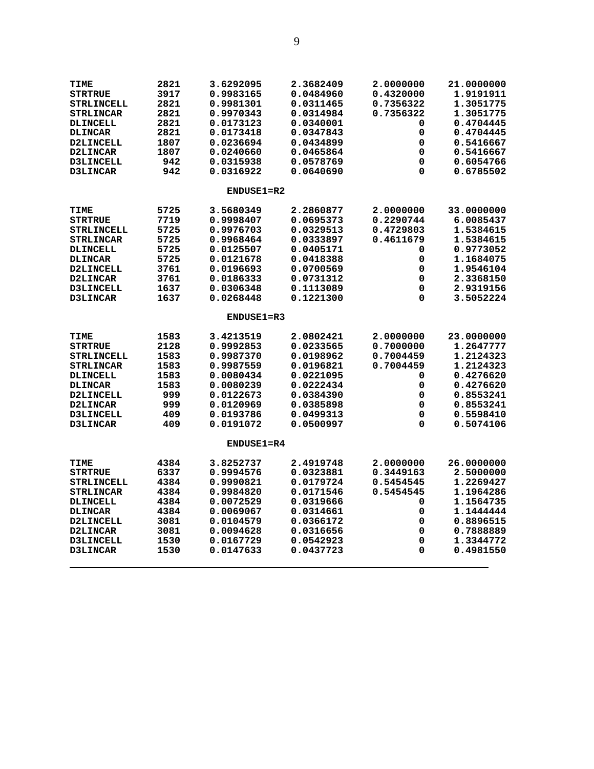| | | | | | |
|---|---|---|---|---|---|
| **TIME** | **2821** | **3.6292095** | **2.3682409** | **2.0000000** | **21.0000000** |
| **STRTRUE** | **3917** | **0.9983165** | **0.0484960** | **0.4320000** | **1.9191911** |
| **STRLINCELL** | **2821** | **0.9981301** | **0.0311465** | **0.7356322** | **1.3051775** |
| **STRLINCAR** | **2821** | **0.9970343** | **0.0314984** | **0.7356322** | **1.3051775** |
| **DLINCELL** | **2821** | **0.0173123** | **0.0340001** | **0** | **0.4704445** |
| **DLINCAR** | **2821** | **0.0173418** | **0.0347843** | **0** | **0.4704445** |
| **D2LINCELL** | **1807** | **0.0236694** | **0.0434899** | **0** | **0.5416667** |
| **D2LINCAR** | **1807** | **0.0240660** | **0.0465864** | **0** | **0.5416667** |
| **D3LINCELL** | **942** | **0.0315938** | **0.0578769** | **0** | **0.6054766** |
| **D3LINCAR** | **942** | **0.0316922** | **0.0640690** | **0** | **0.6785502** |

**ENDUSE1=R2**

| | | | | | |
|---|---|---|---|---|---|
| **TIME** | **5725** | **3.5680349** | **2.2860877** | **2.0000000** | **33.0000000** |
| **STRTRUE** | **7719** | **0.9998407** | **0.0695373** | **0.2290744** | **6.0085437** |
| **STRLINCELL** | **5725** | **0.9976703** | **0.0329513** | **0.4729803** | **1.5384615** |
| **STRLINCAR** | **5725** | **0.9968464** | **0.0333897** | **0.4611679** | **1.5384615** |
| **DLINCELL** | **5725** | **0.0125507** | **0.0405171** | **0** | **0.9773052** |
| **DLINCAR** | **5725** | **0.0121678** | **0.0418388** | **0** | **1.1684075** |
| **D2LINCELL** | **3761** | **0.0196693** | **0.0700569** | **0** | **1.9546104** |
| **D2LINCAR** | **3761** | **0.0186333** | **0.0731312** | **0** | **2.3368150** |
| **D3LINCELL** | **1637** | **0.0306348** | **0.1113089** | **0** | **2.9319156** |
| **D3LINCAR** | **1637** | **0.0268448** | **0.1221300** | **0** | **3.5052224** |

**ENDUSE1=R3**

| | | | | | |
|---|---|---|---|---|---|
| **TIME** | **1583** | **3.4213519** | **2.0802421** | **2.0000000** | **23.0000000** |
| **STRTRUE** | **2128** | **0.9992853** | **0.0233565** | **0.7000000** | **1.2647777** |
| **STRLINCELL** | **1583** | **0.9987370** | **0.0198962** | **0.7004459** | **1.2124323** |
| **STRLINCAR** | **1583** | **0.9987559** | **0.0196821** | **0.7004459** | **1.2124323** |
| **DLINCELL** | **1583** | **0.0080434** | **0.0221095** | **0** | **0.4276620** |
| **DLINCAR** | **1583** | **0.0080239** | **0.0222434** | **0** | **0.4276620** |
| **D2LINCELL** | **999** | **0.0122673** | **0.0384390** | **0** | **0.8553241** |
| **D2LINCAR** | **999** | **0.0120969** | **0.0385898** | **0** | **0.8553241** |
| **D3LINCELL** | **409** | **0.0193786** | **0.0499313** | **0** | **0.5598410** |
| **D3LINCAR** | **409** | **0.0191072** | **0.0500997** | **0** | **0.5074106** |

**ENDUSE1=R4**

| | | | | | |
|---|---|---|---|---|---|
| **TIME** | **4384** | **3.8252737** | **2.4919748** | **2.0000000** | **26.0000000** |
| **STRTRUE** | **6337** | **0.9994576** | **0.0323881** | **0.3449163** | **2.5000000** |
| **STRLINCELL** | **4384** | **0.9990821** | **0.0179724** | **0.5454545** | **1.2269427** |
| **STRLINCAR** | **4384** | **0.9984820** | **0.0171546** | **0.5454545** | **1.1964286** |
| **DLINCELL** | **4384** | **0.0072529** | **0.0319666** | **0** | **1.1564735** |
| **DLINCAR** | **4384** | **0.0069067** | **0.0314661** | **0** | **1.1444444** |
| **D2LINCELL** | **3081** | **0.0104579** | **0.0366172** | **0** | **0.8896515** |
| **D2LINCAR** | **3081** | **0.0094628** | **0.0316656** | **0** | **0.7888889** |
| **D3LINCELL** | **1530** | **0.0167729** | **0.0542923** | **0** | **1.3344772** |
| **D3LINCAR** | **1530** | **0.0147633** | **0.0437723** | **0** | **0.4981550** |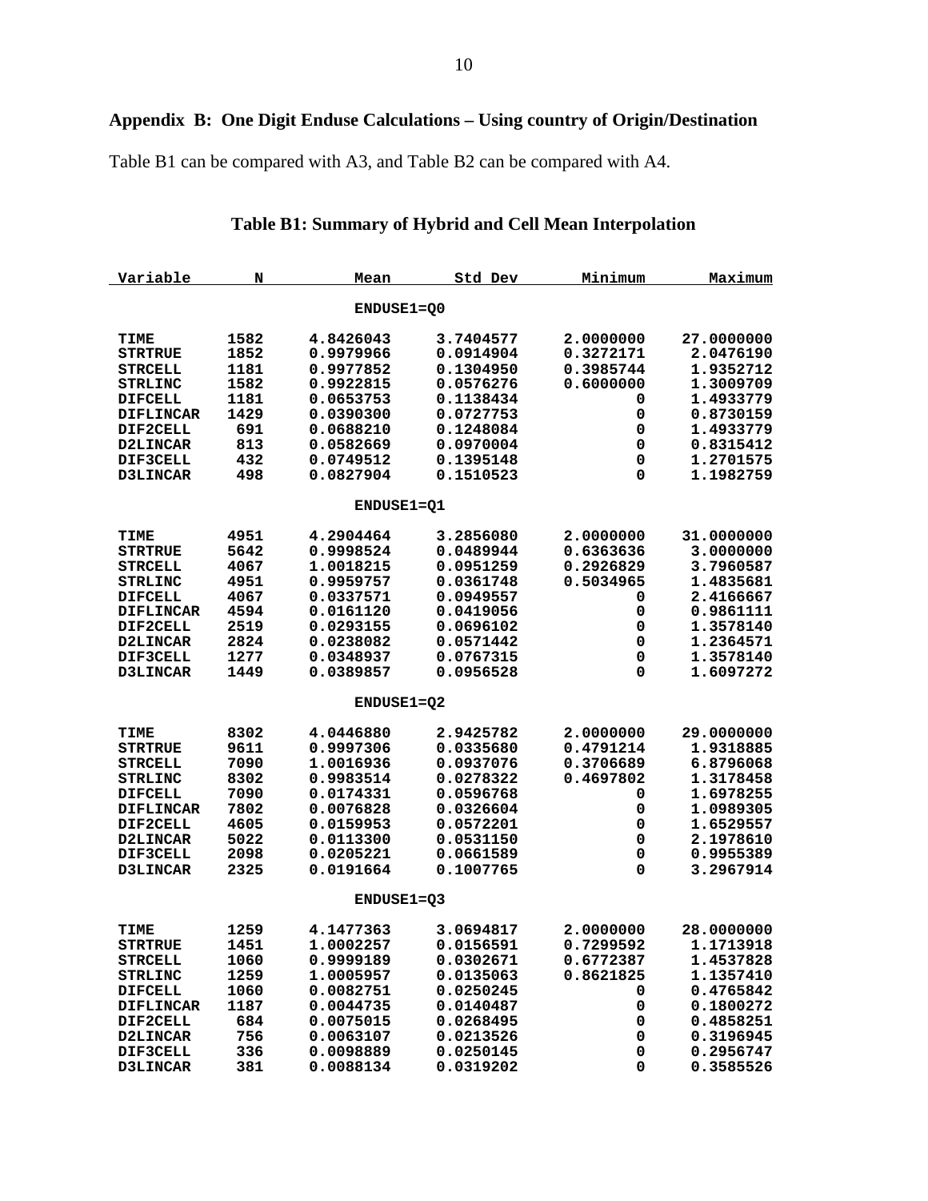## Appendix B: One Digit Enduse Calculations – Using country of Origin/Destination

Table B1 can be compared with A3, and Table B2 can be compared with A4.

### Table B1: Summary of Hybrid and Cell Mean Interpolation

| Variable | N | Mean | Std Dev | Minimum | Maximum |
|---|---|---|---|---|---|
| | | **ENDUSE1=Q0** | | | |
| TIME | 1582 | 4.8426043 | 3.7404577 | 2.0000000 | 27.0000000 |
| STRTRUE | 1852 | 0.9979966 | 0.0914904 | 0.3272171 | 2.0476190 |
| STRCELL | 1181 | 0.9977852 | 0.1304950 | 0.3985744 | 1.9352712 |
| STRLINC | 1582 | 0.9922815 | 0.0576276 | 0.6000000 | 1.3009709 |
| DIFCELL | 1181 | 0.0653753 | 0.1138434 | 0 | 1.4933779 |
| DIFLINCAR | 1429 | 0.0390300 | 0.0727753 | 0 | 0.8730159 |
| DIF2CELL | 691 | 0.0688210 | 0.1248084 | 0 | 1.4933779 |
| D2LINCAR | 813 | 0.0582669 | 0.0970004 | 0 | 0.8315412 |
| DIF3CELL | 432 | 0.0749512 | 0.1395148 | 0 | 1.2701575 |
| D3LINCAR | 498 | 0.0827904 | 0.1510523 | 0 | 1.1982759 |
| | | **ENDUSE1=Q1** | | | |
| TIME | 4951 | 4.2904464 | 3.2856080 | 2.0000000 | 31.0000000 |
| STRTRUE | 5642 | 0.9998524 | 0.0489944 | 0.6363636 | 3.0000000 |
| STRCELL | 4067 | 1.0018215 | 0.0951259 | 0.2926829 | 3.7960587 |
| STRLINC | 4951 | 0.9959757 | 0.0361748 | 0.5034965 | 1.4835681 |
| DIFCELL | 4067 | 0.0337571 | 0.0949557 | 0 | 2.4166667 |
| DIFLINCAR | 4594 | 0.0161120 | 0.0419056 | 0 | 0.9861111 |
| DIF2CELL | 2519 | 0.0293155 | 0.0696102 | 0 | 1.3578140 |
| D2LINCAR | 2824 | 0.0238082 | 0.0571442 | 0 | 1.2364571 |
| DIF3CELL | 1277 | 0.0348937 | 0.0767315 | 0 | 1.3578140 |
| D3LINCAR | 1449 | 0.0389857 | 0.0956528 | 0 | 1.6097272 |
| | | **ENDUSE1=Q2** | | | |
| TIME | 8302 | 4.0446880 | 2.9425782 | 2.0000000 | 29.0000000 |
| STRTRUE | 9611 | 0.9997306 | 0.0335680 | 0.4791214 | 1.9318885 |
| STRCELL | 7090 | 1.0016936 | 0.0937076 | 0.3706689 | 6.8796068 |
| STRLINC | 8302 | 0.9983514 | 0.0278322 | 0.4697802 | 1.3178458 |
| DIFCELL | 7090 | 0.0174331 | 0.0596768 | 0 | 1.6978255 |
| DIFLINCAR | 7802 | 0.0076828 | 0.0326604 | 0 | 1.0989305 |
| DIF2CELL | 4605 | 0.0159953 | 0.0572201 | 0 | 1.6529557 |
| D2LINCAR | 5022 | 0.0113300 | 0.0531150 | 0 | 2.1978610 |
| DIF3CELL | 2098 | 0.0205221 | 0.0661589 | 0 | 0.9955389 |
| D3LINCAR | 2325 | 0.0191664 | 0.1007765 | 0 | 3.2967914 |
| | | **ENDUSE1=Q3** | | | |
| TIME | 1259 | 4.1477363 | 3.0694817 | 2.0000000 | 28.0000000 |
| STRTRUE | 1451 | 1.0002257 | 0.0156591 | 0.7299592 | 1.1713918 |
| STRCELL | 1060 | 0.9999189 | 0.0302671 | 0.6772387 | 1.4537828 |
| STRLINC | 1259 | 1.0005957 | 0.0135063 | 0.8621825 | 1.1357410 |
| DIFCELL | 1060 | 0.0082751 | 0.0250245 | 0 | 0.4765842 |
| DIFLINCAR | 1187 | 0.0044735 | 0.0140487 | 0 | 0.1800272 |
| DIF2CELL | 684 | 0.0075015 | 0.0268495 | 0 | 0.4858251 |
| D2LINCAR | 756 | 0.0063107 | 0.0213526 | 0 | 0.3196945 |
| DIF3CELL | 336 | 0.0098889 | 0.0250145 | 0 | 0.2956747 |
| D3LINCAR | 381 | 0.0088134 | 0.0319202 | 0 | 0.3585526 |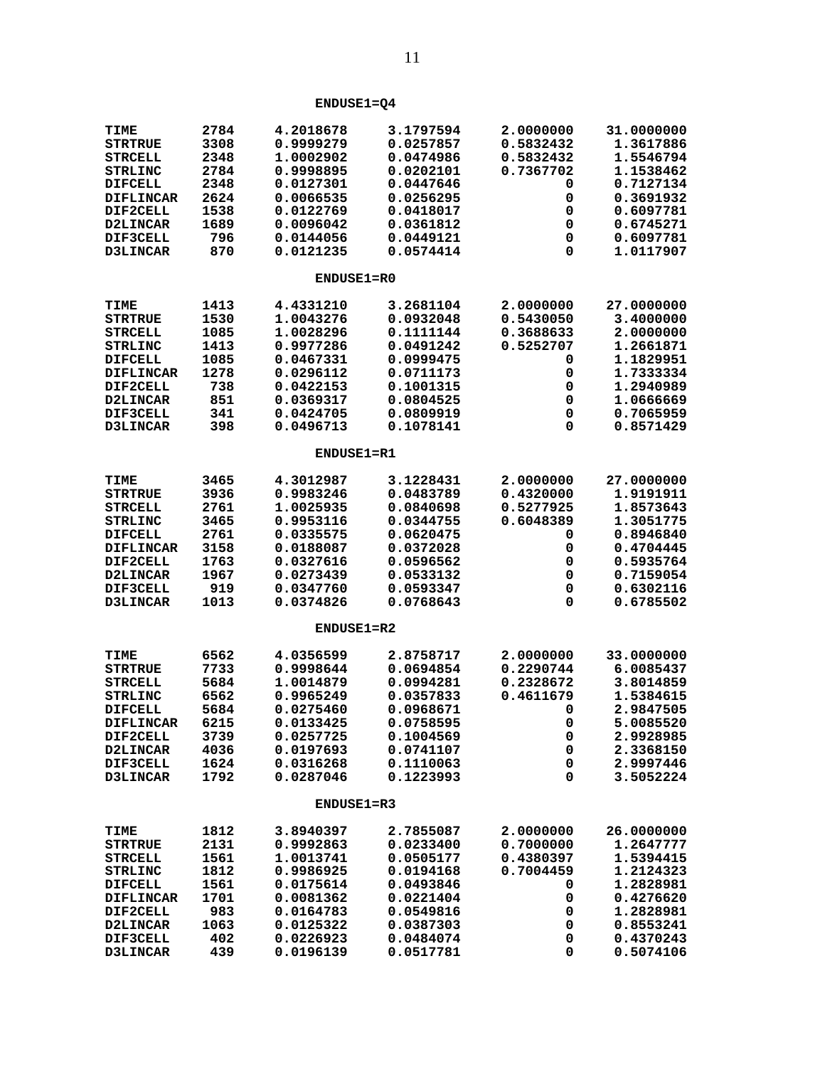**ENDUSE1=Q4**

| | | | | | |
|---|---|---|---|---|---|
| TIME | 2784 | 4.2018678 | 3.1797594 | 2.0000000 | 31.0000000 |
| STRTRUE | 3308 | 0.9999279 | 0.0257857 | 0.5832432 | 1.3617886 |
| STRCELL | 2348 | 1.0002902 | 0.0474986 | 0.5832432 | 1.5546794 |
| STRLINC | 2784 | 0.9998895 | 0.0202101 | 0.7367702 | 1.1538462 |
| DIFCELL | 2348 | 0.0127301 | 0.0447646 | 0 | 0.7127134 |
| DIFLINCAR | 2624 | 0.0066535 | 0.0256295 | 0 | 0.3691932 |
| DIF2CELL | 1538 | 0.0122769 | 0.0418017 | 0 | 0.6097781 |
| D2LINCAR | 1689 | 0.0096042 | 0.0361812 | 0 | 0.6745271 |
| DIF3CELL | 796 | 0.0144056 | 0.0449121 | 0 | 0.6097781 |
| D3LINCAR | 870 | 0.0121235 | 0.0574414 | 0 | 1.0117907 |

**ENDUSE1=R0**

| | | | | | |
|---|---|---|---|---|---|
| TIME | 1413 | 4.4331210 | 3.2681104 | 2.0000000 | 27.0000000 |
| STRTRUE | 1530 | 1.0043276 | 0.0932048 | 0.5430050 | 3.4000000 |
| STRCELL | 1085 | 1.0028296 | 0.1111144 | 0.3688633 | 2.0000000 |
| STRLINC | 1413 | 0.9977286 | 0.0491242 | 0.5252707 | 1.2661871 |
| DIFCELL | 1085 | 0.0467331 | 0.0999475 | 0 | 1.1829951 |
| DIFLINCAR | 1278 | 0.0296112 | 0.0711173 | 0 | 1.7333334 |
| DIF2CELL | 738 | 0.0422153 | 0.1001315 | 0 | 1.2940989 |
| D2LINCAR | 851 | 0.0369317 | 0.0804525 | 0 | 1.0666669 |
| DIF3CELL | 341 | 0.0424705 | 0.0809919 | 0 | 0.7065959 |
| D3LINCAR | 398 | 0.0496713 | 0.1078141 | 0 | 0.8571429 |

**ENDUSE1=R1**

| | | | | | |
|---|---|---|---|---|---|
| TIME | 3465 | 4.3012987 | 3.1228431 | 2.0000000 | 27.0000000 |
| STRTRUE | 3936 | 0.9983246 | 0.0483789 | 0.4320000 | 1.9191911 |
| STRCELL | 2761 | 1.0025935 | 0.0840698 | 0.5277925 | 1.8573643 |
| STRLINC | 3465 | 0.9953116 | 0.0344755 | 0.6048389 | 1.3051775 |
| DIFCELL | 2761 | 0.0335575 | 0.0620475 | 0 | 0.8946840 |
| DIFLINCAR | 3158 | 0.0188087 | 0.0372028 | 0 | 0.4704445 |
| DIF2CELL | 1763 | 0.0327616 | 0.0596562 | 0 | 0.5935764 |
| D2LINCAR | 1967 | 0.0273439 | 0.0533132 | 0 | 0.7159054 |
| DIF3CELL | 919 | 0.0347760 | 0.0593347 | 0 | 0.6302116 |
| D3LINCAR | 1013 | 0.0374826 | 0.0768643 | 0 | 0.6785502 |

**ENDUSE1=R2**

| | | | | | |
|---|---|---|---|---|---|
| TIME | 6562 | 4.0356599 | 2.8758717 | 2.0000000 | 33.0000000 |
| STRTRUE | 7733 | 0.9998644 | 0.0694854 | 0.2290744 | 6.0085437 |
| STRCELL | 5684 | 1.0014879 | 0.0994281 | 0.2328672 | 3.8014859 |
| STRLINC | 6562 | 0.9965249 | 0.0357833 | 0.4611679 | 1.5384615 |
| DIFCELL | 5684 | 0.0275460 | 0.0968671 | 0 | 2.9847505 |
| DIFLINCAR | 6215 | 0.0133425 | 0.0758595 | 0 | 5.0085520 |
| DIF2CELL | 3739 | 0.0257725 | 0.1004569 | 0 | 2.9928985 |
| D2LINCAR | 4036 | 0.0197693 | 0.0741107 | 0 | 2.3368150 |
| DIF3CELL | 1624 | 0.0316268 | 0.1110063 | 0 | 2.9997446 |
| D3LINCAR | 1792 | 0.0287046 | 0.1223993 | 0 | 3.5052224 |

**ENDUSE1=R3**

| | | | | | |
|---|---|---|---|---|---|
| TIME | 1812 | 3.8940397 | 2.7855087 | 2.0000000 | 26.0000000 |
| STRTRUE | 2131 | 0.9992863 | 0.0233400 | 0.7000000 | 1.2647777 |
| STRCELL | 1561 | 1.0013741 | 0.0505177 | 0.4380397 | 1.5394415 |
| STRLINC | 1812 | 0.9986925 | 0.0194168 | 0.7004459 | 1.2124323 |
| DIFCELL | 1561 | 0.0175614 | 0.0493846 | 0 | 1.2828981 |
| DIFLINCAR | 1701 | 0.0081362 | 0.0221404 | 0 | 0.4276620 |
| DIF2CELL | 983 | 0.0164783 | 0.0549816 | 0 | 1.2828981 |
| D2LINCAR | 1063 | 0.0125322 | 0.0387303 | 0 | 0.8553241 |
| DIF3CELL | 402 | 0.0226923 | 0.0484074 | 0 | 0.4370243 |
| D3LINCAR | 439 | 0.0196139 | 0.0517781 | 0 | 0.5074106 |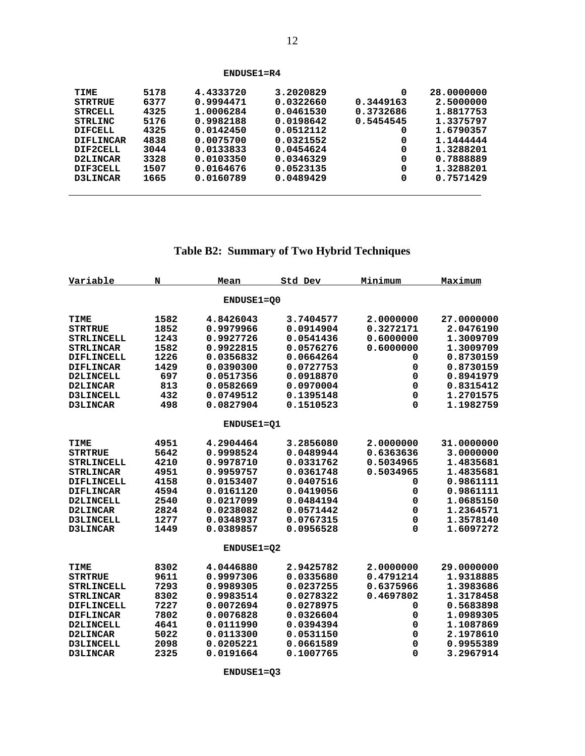**ENDUSE1=R4**

| | | | | | |
|---|---|---|---|---|---|
| TIME | 5178 | 4.4333720 | 3.2020829 | 0 | 28.0000000 |
| STRTRUE | 6377 | 0.9994471 | 0.0322660 | 0.3449163 | 2.5000000 |
| STRCELL | 4325 | 1.0006284 | 0.0461530 | 0.3732686 | 1.8817753 |
| STRLINC | 5176 | 0.9982188 | 0.0198642 | 0.5454545 | 1.3375797 |
| DIFCELL | 4325 | 0.0142450 | 0.0512112 | 0 | 1.6790357 |
| DIFLINCAR | 4838 | 0.0075700 | 0.0321552 | 0 | 1.1444444 |
| DIF2CELL | 3044 | 0.0133833 | 0.0454624 | 0 | 1.3288201 |
| D2LINCAR | 3328 | 0.0103350 | 0.0346329 | 0 | 0.7888889 |
| DIF3CELL | 1507 | 0.0164676 | 0.0523135 | 0 | 1.3288201 |
| D3LINCAR | 1665 | 0.0160789 | 0.0489429 | 0 | 0.7571429 |

## Table B2: Summary of Two Hybrid Techniques

| Variable | N | Mean | Std Dev | Minimum | Maximum |
|---|---|---|---|---|---|
| | | **ENDUSE1=Q0** | | | |
| TIME | 1582 | 4.8426043 | 3.7404577 | 2.0000000 | 27.0000000 |
| STRTRUE | 1852 | 0.9979966 | 0.0914904 | 0.3272171 | 2.0476190 |
| STRLINCELL | 1243 | 0.9927726 | 0.0541436 | 0.6000000 | 1.3009709 |
| STRLINCAR | 1582 | 0.9922815 | 0.0576276 | 0.6000000 | 1.3009709 |
| DIFLINCELL | 1226 | 0.0356832 | 0.0664264 | 0 | 0.8730159 |
| DIFLINCAR | 1429 | 0.0390300 | 0.0727753 | 0 | 0.8730159 |
| D2LINCELL | 697 | 0.0517356 | 0.0918870 | 0 | 0.8941979 |
| D2LINCAR | 813 | 0.0582669 | 0.0970004 | 0 | 0.8315412 |
| D3LINCELL | 432 | 0.0749512 | 0.1395148 | 0 | 1.2701575 |
| D3LINCAR | 498 | 0.0827904 | 0.1510523 | 0 | 1.1982759 |
| | | **ENDUSE1=Q1** | | | |
| TIME | 4951 | 4.2904464 | 3.2856080 | 2.0000000 | 31.0000000 |
| STRTRUE | 5642 | 0.9998524 | 0.0489944 | 0.6363636 | 3.0000000 |
| STRLINCELL | 4210 | 0.9978710 | 0.0331762 | 0.5034965 | 1.4835681 |
| STRLINCAR | 4951 | 0.9959757 | 0.0361748 | 0.5034965 | 1.4835681 |
| DIFLINCELL | 4158 | 0.0153407 | 0.0407516 | 0 | 0.9861111 |
| DIFLINCAR | 4594 | 0.0161120 | 0.0419056 | 0 | 0.9861111 |
| D2LINCELL | 2540 | 0.0217099 | 0.0484194 | 0 | 1.0685150 |
| D2LINCAR | 2824 | 0.0238082 | 0.0571442 | 0 | 1.2364571 |
| D3LINCELL | 1277 | 0.0348937 | 0.0767315 | 0 | 1.3578140 |
| D3LINCAR | 1449 | 0.0389857 | 0.0956528 | 0 | 1.6097272 |
| | | **ENDUSE1=Q2** | | | |
| TIME | 8302 | 4.0446880 | 2.9425782 | 2.0000000 | 29.0000000 |
| STRTRUE | 9611 | 0.9997306 | 0.0335680 | 0.4791214 | 1.9318885 |
| STRLINCELL | 7293 | 0.9989305 | 0.0237255 | 0.6375966 | 1.3983686 |
| STRLINCAR | 8302 | 0.9983514 | 0.0278322 | 0.4697802 | 1.3178458 |
| DIFLINCELL | 7227 | 0.0072694 | 0.0278975 | 0 | 0.5683898 |
| DIFLINCAR | 7802 | 0.0076828 | 0.0326604 | 0 | 1.0989305 |
| D2LINCELL | 4641 | 0.0111990 | 0.0394394 | 0 | 1.1087869 |
| D2LINCAR | 5022 | 0.0113300 | 0.0531150 | 0 | 2.1978610 |
| D3LINCELL | 2098 | 0.0205221 | 0.0661589 | 0 | 0.9955389 |
| D3LINCAR | 2325 | 0.0191664 | 0.1007765 | 0 | 3.2967914 |
| | | **ENDUSE1=Q3** | | | |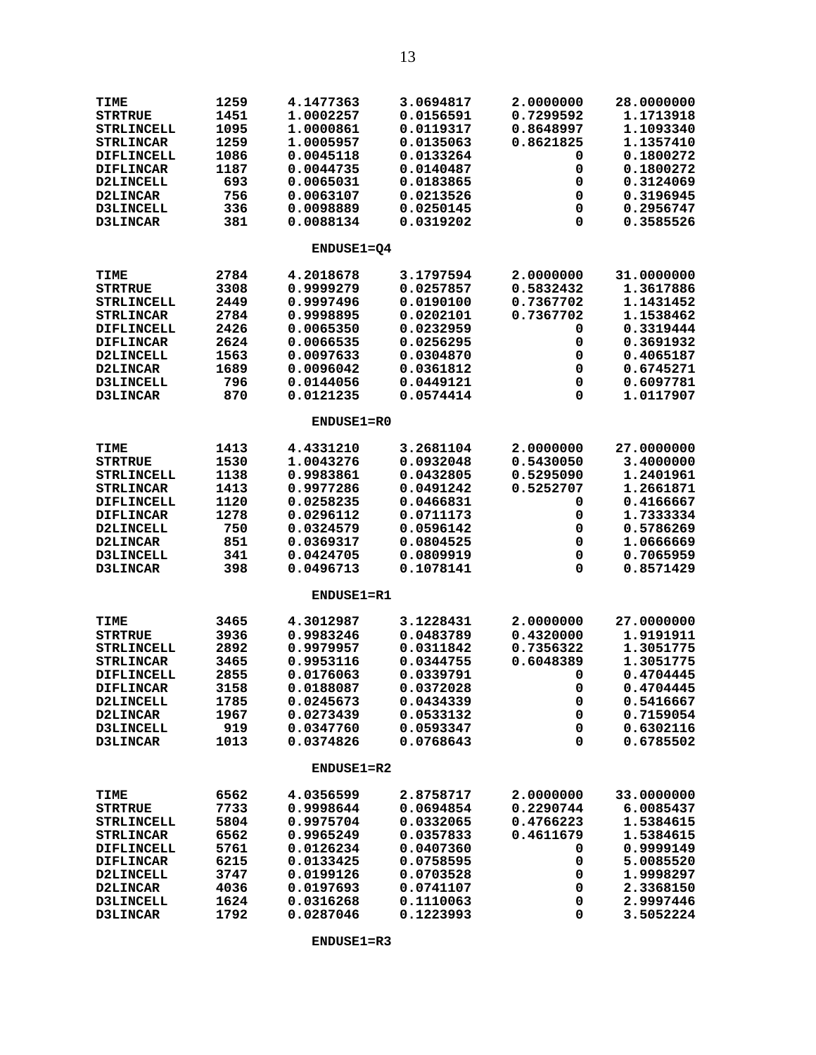| | | | | | |
|---|---|---|---|---|---|
| TIME | 1259 | 4.1477363 | 3.0694817 | 2.0000000 | 28.0000000 |
| STRTRUE | 1451 | 1.0002257 | 0.0156591 | 0.7299592 | 1.1713918 |
| STRLINCELL | 1095 | 1.0000861 | 0.0119317 | 0.8648997 | 1.1093340 |
| STRLINCAR | 1259 | 1.0005957 | 0.0135063 | 0.8621825 | 1.1357410 |
| DIFLINCELL | 1086 | 0.0045118 | 0.0133264 | 0 | 0.1800272 |
| DIFLINCAR | 1187 | 0.0044735 | 0.0140487 | 0 | 0.1800272 |
| D2LINCELL | 693 | 0.0065031 | 0.0183865 | 0 | 0.3124069 |
| D2LINCAR | 756 | 0.0063107 | 0.0213526 | 0 | 0.3196945 |
| D3LINCELL | 336 | 0.0098889 | 0.0250145 | 0 | 0.2956747 |
| D3LINCAR | 381 | 0.0088134 | 0.0319202 | 0 | 0.3585526 |

**ENDUSE1=Q4**

| | | | | | |
|---|---|---|---|---|---|
| TIME | 2784 | 4.2018678 | 3.1797594 | 2.0000000 | 31.0000000 |
| STRTRUE | 3308 | 0.9999279 | 0.0257857 | 0.5832432 | 1.3617886 |
| STRLINCELL | 2449 | 0.9997496 | 0.0190100 | 0.7367702 | 1.1431452 |
| STRLINCAR | 2784 | 0.9998895 | 0.0202101 | 0.7367702 | 1.1538462 |
| DIFLINCELL | 2426 | 0.0065350 | 0.0232959 | 0 | 0.3319444 |
| DIFLINCAR | 2624 | 0.0066535 | 0.0256295 | 0 | 0.3691932 |
| D2LINCELL | 1563 | 0.0097633 | 0.0304870 | 0 | 0.4065187 |
| D2LINCAR | 1689 | 0.0096042 | 0.0361812 | 0 | 0.6745271 |
| D3LINCELL | 796 | 0.0144056 | 0.0449121 | 0 | 0.6097781 |
| D3LINCAR | 870 | 0.0121235 | 0.0574414 | 0 | 1.0117907 |

**ENDUSE1=R0**

| | | | | | |
|---|---|---|---|---|---|
| TIME | 1413 | 4.4331210 | 3.2681104 | 2.0000000 | 27.0000000 |
| STRTRUE | 1530 | 1.0043276 | 0.0932048 | 0.5430050 | 3.4000000 |
| STRLINCELL | 1138 | 0.9983861 | 0.0432805 | 0.5295090 | 1.2401961 |
| STRLINCAR | 1413 | 0.9977286 | 0.0491242 | 0.5252707 | 1.2661871 |
| DIFLINCELL | 1120 | 0.0258235 | 0.0466831 | 0 | 0.4166667 |
| DIFLINCAR | 1278 | 0.0296112 | 0.0711173 | 0 | 1.7333334 |
| D2LINCELL | 750 | 0.0324579 | 0.0596142 | 0 | 0.5786269 |
| D2LINCAR | 851 | 0.0369317 | 0.0804525 | 0 | 1.0666669 |
| D3LINCELL | 341 | 0.0424705 | 0.0809919 | 0 | 0.7065959 |
| D3LINCAR | 398 | 0.0496713 | 0.1078141 | 0 | 0.8571429 |

**ENDUSE1=R1**

| | | | | | |
|---|---|---|---|---|---|
| TIME | 3465 | 4.3012987 | 3.1228431 | 2.0000000 | 27.0000000 |
| STRTRUE | 3936 | 0.9983246 | 0.0483789 | 0.4320000 | 1.9191911 |
| STRLINCELL | 2892 | 0.9979957 | 0.0311842 | 0.7356322 | 1.3051775 |
| STRLINCAR | 3465 | 0.9953116 | 0.0344755 | 0.6048389 | 1.3051775 |
| DIFLINCELL | 2855 | 0.0176063 | 0.0339791 | 0 | 0.4704445 |
| DIFLINCAR | 3158 | 0.0188087 | 0.0372028 | 0 | 0.4704445 |
| D2LINCELL | 1785 | 0.0245673 | 0.0434339 | 0 | 0.5416667 |
| D2LINCAR | 1967 | 0.0273439 | 0.0533132 | 0 | 0.7159054 |
| D3LINCELL | 919 | 0.0347760 | 0.0593347 | 0 | 0.6302116 |
| D3LINCAR | 1013 | 0.0374826 | 0.0768643 | 0 | 0.6785502 |

**ENDUSE1=R2**

| | | | | | |
|---|---|---|---|---|---|
| TIME | 6562 | 4.0356599 | 2.8758717 | 2.0000000 | 33.0000000 |
| STRTRUE | 7733 | 0.9998644 | 0.0694854 | 0.2290744 | 6.0085437 |
| STRLINCELL | 5804 | 0.9975704 | 0.0332065 | 0.4766223 | 1.5384615 |
| STRLINCAR | 6562 | 0.9965249 | 0.0357833 | 0.4611679 | 1.5384615 |
| DIFLINCELL | 5761 | 0.0126234 | 0.0407360 | 0 | 0.9999149 |
| DIFLINCAR | 6215 | 0.0133425 | 0.0758595 | 0 | 5.0085520 |
| D2LINCELL | 3747 | 0.0199126 | 0.0703528 | 0 | 1.9998297 |
| D2LINCAR | 4036 | 0.0197693 | 0.0741107 | 0 | 2.3368150 |
| D3LINCELL | 1624 | 0.0316268 | 0.1110063 | 0 | 2.9997446 |
| D3LINCAR | 1792 | 0.0287046 | 0.1223993 | 0 | 3.5052224 |

**ENDUSE1=R3**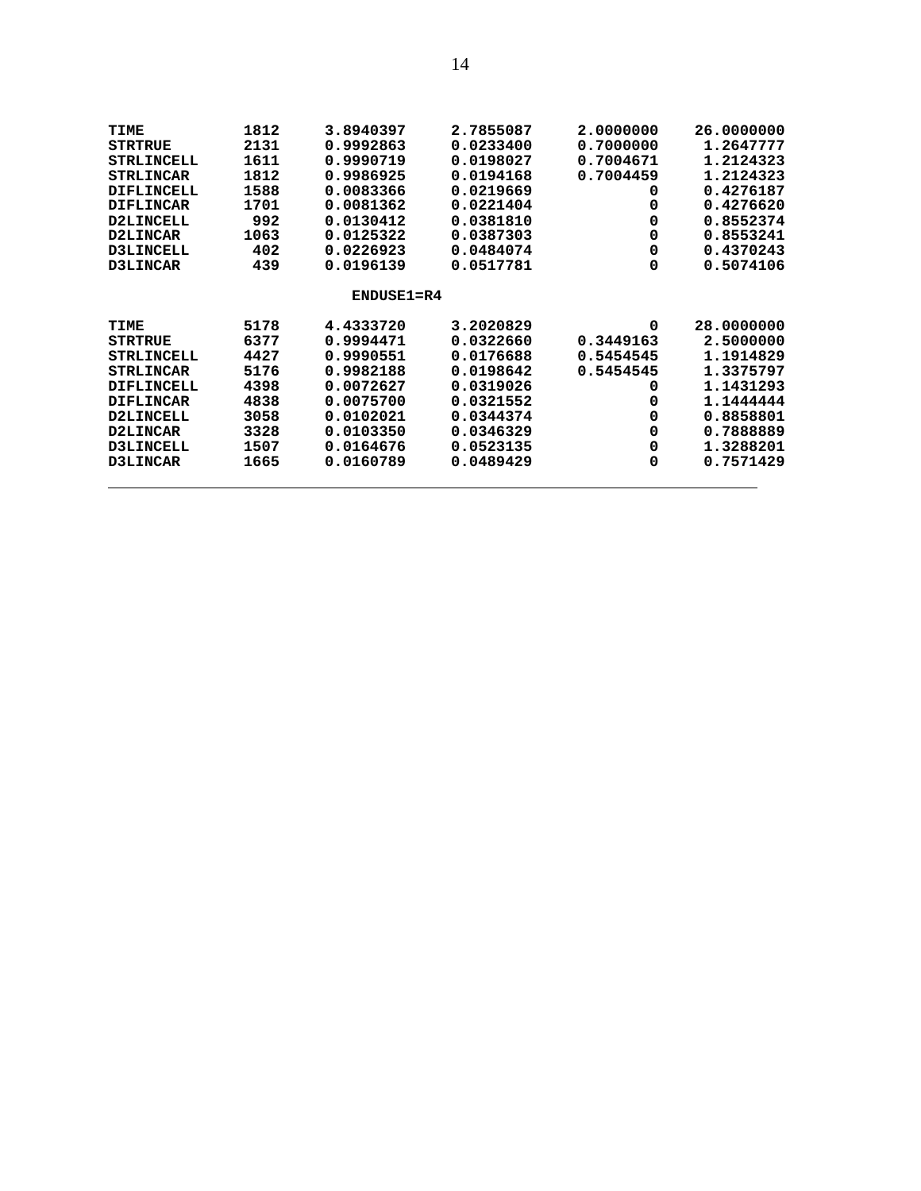| | | | | | |
|---|---|---|---|---|---|
| TIME | 1812 | 3.8940397 | 2.7855087 | 2.0000000 | 26.0000000 |
| STRTRUE | 2131 | 0.9992863 | 0.0233400 | 0.7000000 | 1.2647777 |
| STRLINCELL | 1611 | 0.9990719 | 0.0198027 | 0.7004671 | 1.2124323 |
| STRLINCAR | 1812 | 0.9986925 | 0.0194168 | 0.7004459 | 1.2124323 |
| DIFLINCELL | 1588 | 0.0083366 | 0.0219669 | 0 | 0.4276187 |
| DIFLINCAR | 1701 | 0.0081362 | 0.0221404 | 0 | 0.4276620 |
| D2LINCELL | 992 | 0.0130412 | 0.0381810 | 0 | 0.8552374 |
| D2LINCAR | 1063 | 0.0125322 | 0.0387303 | 0 | 0.8553241 |
| D3LINCELL | 402 | 0.0226923 | 0.0484074 | 0 | 0.4370243 |
| D3LINCAR | 439 | 0.0196139 | 0.0517781 | 0 | 0.5074106 |

**ENDUSE1=R4**

| | | | | | |
|---|---|---|---|---|---|
| TIME | 5178 | 4.4333720 | 3.2020829 | 0 | 28.0000000 |
| STRTRUE | 6377 | 0.9994471 | 0.0322660 | 0.3449163 | 2.5000000 |
| STRLINCELL | 4427 | 0.9990551 | 0.0176688 | 0.5454545 | 1.1914829 |
| STRLINCAR | 5176 | 0.9982188 | 0.0198642 | 0.5454545 | 1.3375797 |
| DIFLINCELL | 4398 | 0.0072627 | 0.0319026 | 0 | 1.1431293 |
| DIFLINCAR | 4838 | 0.0075700 | 0.0321552 | 0 | 1.1444444 |
| D2LINCELL | 3058 | 0.0102021 | 0.0344374 | 0 | 0.8858801 |
| D2LINCAR | 3328 | 0.0103350 | 0.0346329 | 0 | 0.7888889 |
| D3LINCELL | 1507 | 0.0164676 | 0.0523135 | 0 | 1.3288201 |
| D3LINCAR | 1665 | 0.0160789 | 0.0489429 | 0 | 0.7571429 |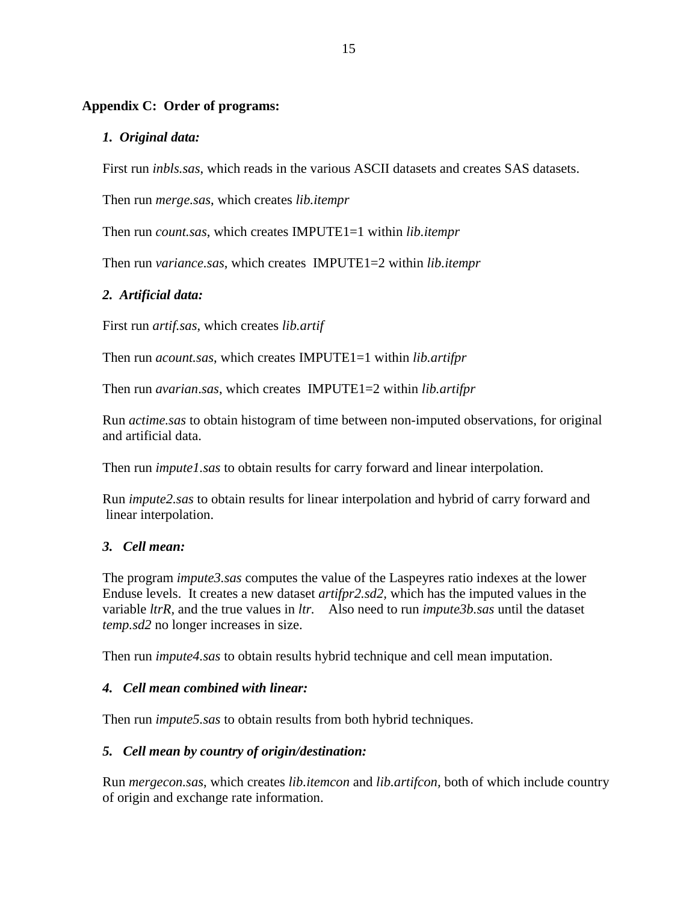## Appendix C: Order of programs:

### *1. Original data:*

First run *inbls.sas*, which reads in the various ASCII datasets and creates SAS datasets.

Then run *merge.sas*, which creates *lib.itempr*

Then run *count.sas*, which creates IMPUTE1=1 within *lib.itempr*

Then run *variance.sas*, which creates IMPUTE1=2 within *lib.itempr*

### *2. Artificial data:*

First run *artif.sas*, which creates *lib.artif*

Then run *acount.sas*, which creates IMPUTE1=1 within *lib.artifpr*

Then run *avarian.sas*, which creates IMPUTE1=2 within *lib.artifpr*

Run *actime.sas* to obtain histogram of time between non-imputed observations, for original and artificial data.

Then run *impute1.sas* to obtain results for carry forward and linear interpolation.

Run *impute2.sas* to obtain results for linear interpolation and hybrid of carry forward and linear interpolation.

### *3. Cell mean:*

The program *impute3.sas* computes the value of the Laspeyres ratio indexes at the lower Enduse levels. It creates a new dataset *artifpr2.sd2*, which has the imputed values in the variable *ltrR*, and the true values in *ltr*. Also need to run *impute3b.sas* until the dataset *temp.sd2* no longer increases in size.

Then run *impute4.sas* to obtain results hybrid technique and cell mean imputation.

### *4. Cell mean combined with linear:*

Then run *impute5.sas* to obtain results from both hybrid techniques.

### *5. Cell mean by country of origin/destination:*

Run *mergecon.sas*, which creates *lib.itemcon* and *lib.artifcon*, both of which include country of origin and exchange rate information.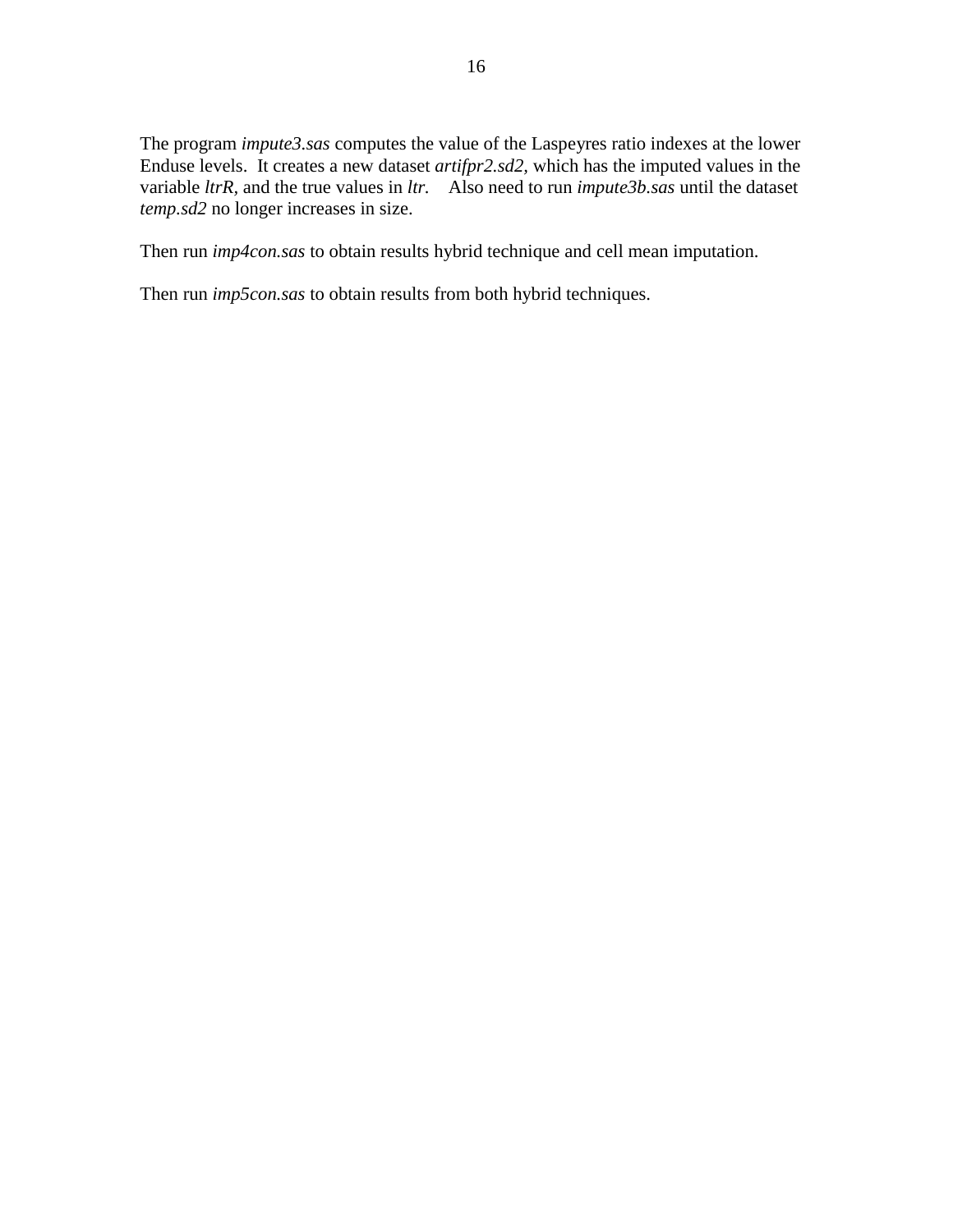The program *impute3.sas* computes the value of the Laspeyres ratio indexes at the lower Enduse levels. It creates a new dataset *artifpr2.sd2*, which has the imputed values in the variable *ltrR*, and the true values in *ltr*. Also need to run *impute3b.sas* until the dataset *temp.sd2* no longer increases in size.

Then run *imp4con.sas* to obtain results hybrid technique and cell mean imputation.

Then run *imp5con.sas* to obtain results from both hybrid techniques.